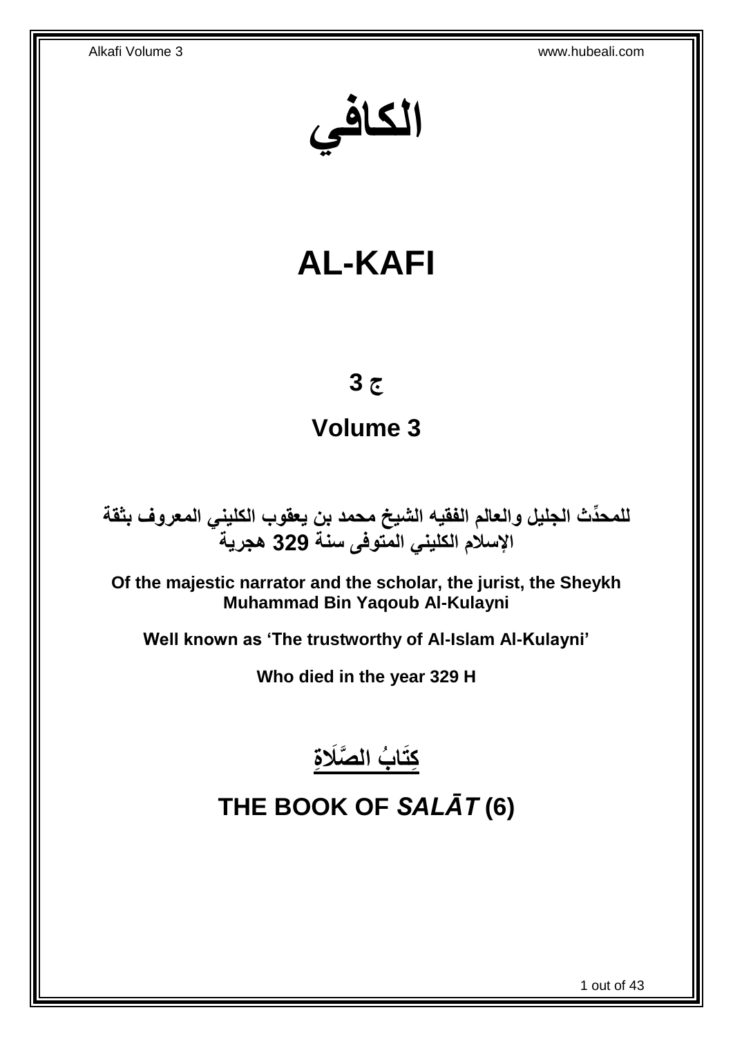# الكافي

# AL-KAFI

## ج 3

## Volume 3

**للمحدِّث الجليل والعالم الفقيه الشيخ محمد بن يعقوب الكليني المعروف بثقة الإسلام الكليني المتوفى سنة 329 هجرية**

**Of the majestic narrator and the scholar, the jurist, the Sheykh Muhammad Bin Yaqoub Al-Kulayni**

**Well known as 'The trustworthy of Al-Islam Al-Kulayni'**

**Who died in the year 329 H**

## كِتَابُ الصَّلَاةِ

## THE BOOK OF *SALĀT* (6)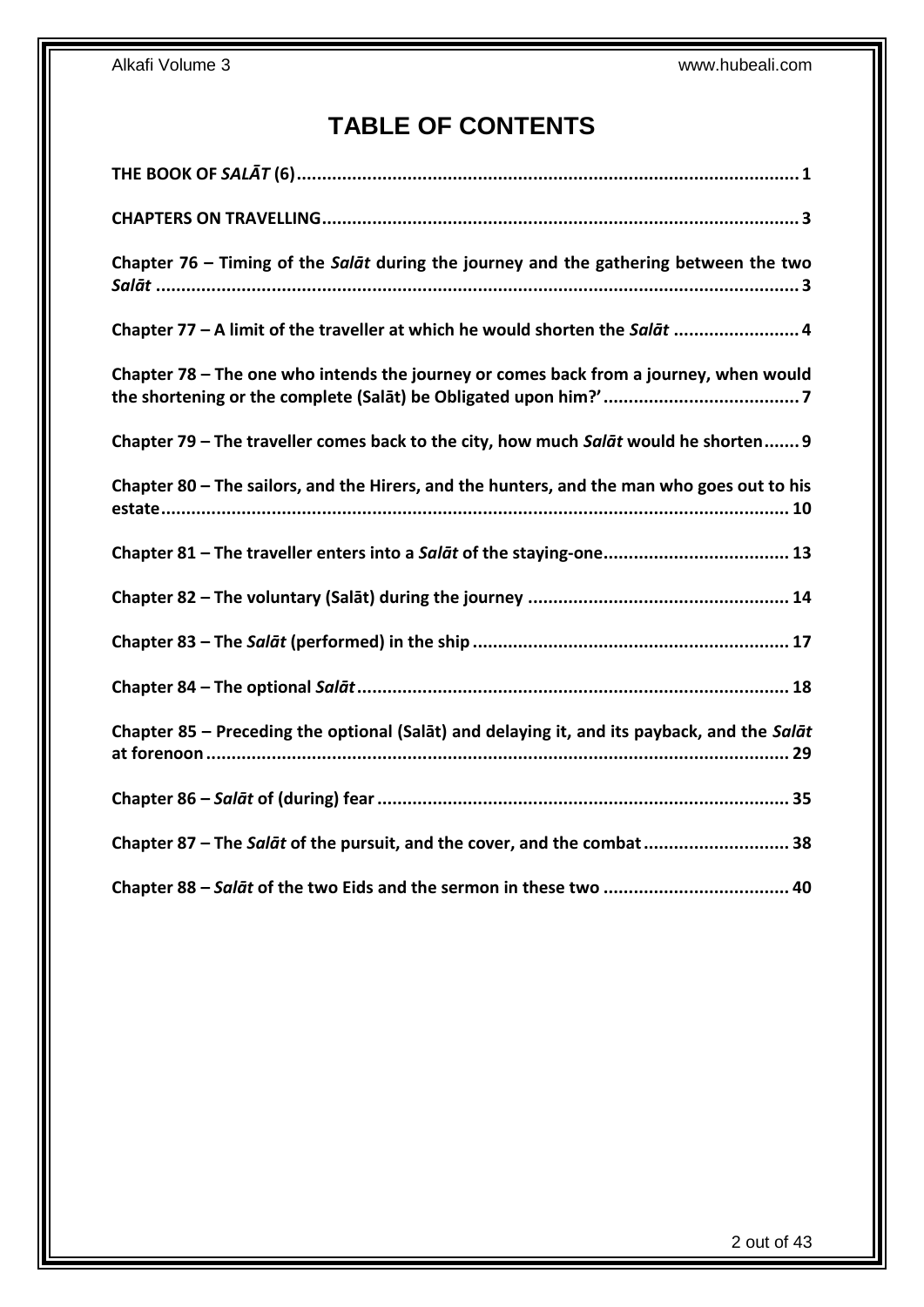# TABLE OF CONTENTS

**THE BOOK OF *SALĀT* (6)** .......... 1

**CHAPTERS ON TRAVELLING** .......... 3

**Chapter 76 – Timing of the *Salāt* during the journey and the gathering between the two *Salāt*** .......... 3

**Chapter 77 – A limit of the traveller at which he would shorten the *Salāt*** .......... 4

**Chapter 78 – The one who intends the journey or comes back from a journey, when would the shortening or the complete (Salāt) be Obligated upon him?'** .......... 7

**Chapter 79 – The traveller comes back to the city, how much *Salāt* would he shorten** .......... 9

**Chapter 80 – The sailors, and the Hirers, and the hunters, and the man who goes out to his estate** .......... 10

**Chapter 81 – The traveller enters into a *Salāt* of the staying-one** .......... 13

**Chapter 82 – The voluntary (Salāt) during the journey** .......... 14

**Chapter 83 – The *Salāt* (performed) in the ship** .......... 17

**Chapter 84 – The optional *Salāt*** .......... 18

**Chapter 85 – Preceding the optional (Salāt) and delaying it, and its payback, and the *Salāt* at forenoon** .......... 29

**Chapter 86 – *Salāt* of (during) fear** .......... 35

**Chapter 87 – The *Salāt* of the pursuit, and the cover, and the combat** .......... 38

**Chapter 88 – *Salāt* of the two Eids and the sermon in these two** .......... 40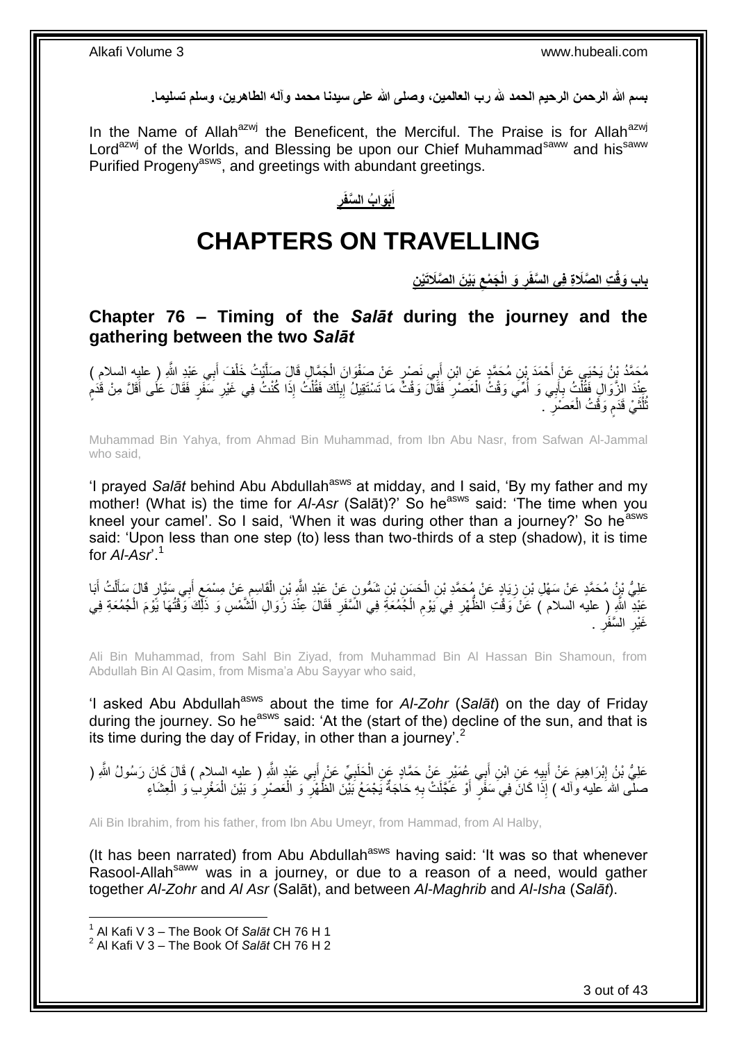بسم الله الرحمن الرحيم الحمد لله رب العالمين، وصلى الله على سيدنا محمد وآله الطاهرين، وسلم تسليما.

In the Name of Allah[azwj] the Beneficent, the Merciful. The Praise is for Allah[azwj] Lord[azwj] of the Worlds, and Blessing be upon our Chief Muhammad[saww] and his[saww] Purified Progeny[asws], and greetings with abundant greetings.

**أَبْوَابُ السَّفَرِ**

# CHAPTERS ON TRAVELLING

**باب وَقْتِ الصَّلَاةِ فِي السَّفَرِ وَ الْجَمْعِ بَيْنَ الصَّلَاتَيْنِ**

## Chapter 76 – Timing of the *Salāt* during the journey and the gathering between the two *Salāt*

مُحَمَّدُ بْنُ يَحْيَى عَنْ أَحْمَدَ بْنِ مُحَمَّدٍ عَنِ ابْنِ أَبِي نَصْرٍ عَنْ صَفْوَانَ الْجَمَّالِ قَالَ صَلَّيْتُ خَلْفَ أَبِي عَبْدِ اللَّهِ ( عليه السلام ) عِنْدَ الزَّوَالِ فَقُلْتُ بِأَبِي وَ أُمِّي وَقْتُ الْعَصْرِ فَقَالَ وَقْتُ مَا تَسْتَقِيلُ إِبِلَكَ فَقُلْتُ إِذَا كُنْتُ فِي غَيْرِ سَفَرٍ فَقَالَ عَلَى أَقَلَّ مِنْ قَدَمٍ ثُلُثَيْ قَدَمٍ وَقْتُ الْعَصْرِ .

Muhammad Bin Yahya, from Ahmad Bin Muhammad, from Ibn Abu Nasr, from Safwan Al-Jammal who said,

'I prayed *Salāt* behind Abu Abdullah[asws] at midday, and I said, 'By my father and my mother! (What is) the time for *Al-Asr* (Salāt)?' So he[asws] said: 'The time when you kneel your camel'. So I said, 'When it was during other than a journey?' So he[asws] said: 'Upon less than one step (to) less than two-thirds of a step (shadow), it is time for *Al-Asr*'.[1]

عَلِيُّ بْنُ مُحَمَّدٍ عَنْ سَهْلِ بْنِ زِيَادٍ عَنْ مُحَمَّدِ بْنِ الْحَسَنِ بْنِ شَمُّونٍ عَنْ عَبْدِ اللَّهِ بْنِ الْقَاسِمِ عَنْ مِسْمَعٍ أَبِي سَيَّارٍ قَالَ سَأَلْتُ أَبَا عَبْدِ اللَّهِ ( عليه السلام ) عَنْ وَقْتِ الظُّهْرِ فِي يَوْمِ الْجُمُعَةِ فِي السَّفَرِ فَقَالَ عِنْدَ زَوَالِ الشَّمْسِ وَ ذَلِكَ وَقْتُهَا يَوْمَ الْجُمُعَةِ فِي غَيْرِ السَّفَرِ .

Ali Bin Muhammad, from Sahl Bin Ziyad, from Muhammad Bin Al Hassan Bin Shamoun, from Abdullah Bin Al Qasim, from Misma'a Abu Sayyar who said,

'I asked Abu Abdullah[asws] about the time for *Al-Zohr* (*Salāt*) on the day of Friday during the journey. So he[asws] said: 'At the (start of the) decline of the sun, and that is its time during the day of Friday, in other than a journey'.[2]

عَلِيُّ بْنُ إِبْرَاهِيمَ عَنْ أَبِيهِ عَنِ ابْنِ أَبِي عُمَيْرٍ عَنْ حَمَّادٍ عَنِ الْحَلَبِيِّ عَنْ أَبِي عَبْدِ اللَّهِ ( عليه السلام ) قَالَ كَانَ رَسُولُ اللَّهِ ( صلى الله عليه وآله ) إِذَا كَانَ فِي سَفَرٍ أَوْ عَجَّلَتْ بِهِ حَاجَةٌ يَجْمَعُ بَيْنَ الظُّهْرِ وَ الْعَصْرِ وَ بَيْنَ الْمَغْرِبِ وَ الْعِشَاءِ

Ali Bin Ibrahim, from his father, from Ibn Abu Umeyr, from Hammad, from Al Halby,

(It has been narrated) from Abu Abdullah[asws] having said: 'It was so that whenever Rasool-Allah[saww] was in a journey, or due to a reason of a need, would gather together *Al-Zohr* and *Al Asr* (Salāt), and between *Al-Maghrib* and *Al-Isha* (*Salāt*).

---

[1] Al Kafi V 3 – The Book Of *Salāt* CH 76 H 1
[2] Al Kafi V 3 – The Book Of *Salāt* CH 76 H 2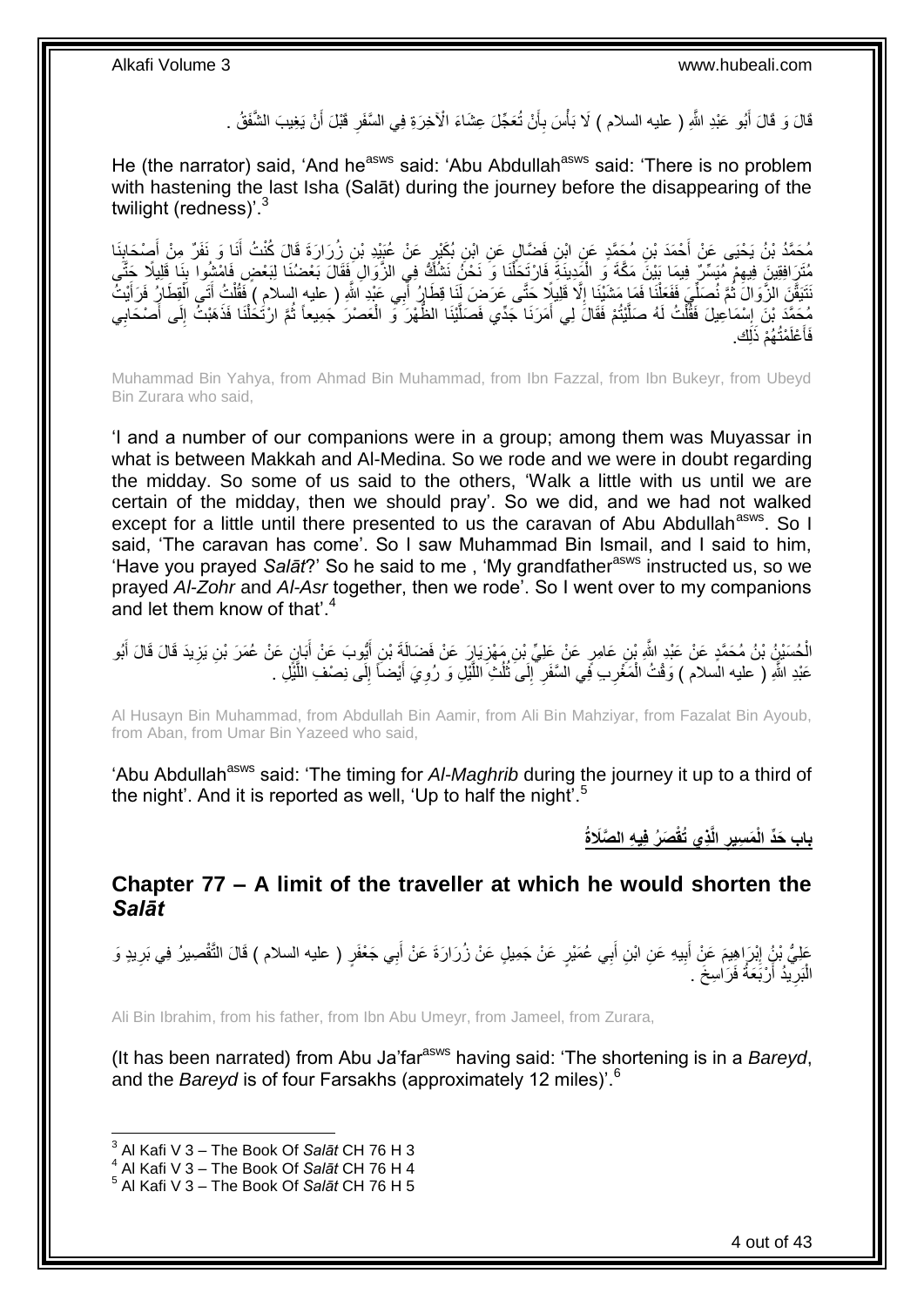قَالَ وَ قَالَ أَبُو عَبْدِ اللَّهِ ( عليه السلام ) لَا بَأْسَ بِأَنْ تُعَجِّلَ عِشَاءَ الْآخِرَةِ فِي السَّفَرِ قَبْلَ أَنْ يَغِيبَ الشَّفَقُ .

He (the narrator) said, 'And he[asws] said: 'Abu Abdullah[asws] said: 'There is no problem with hastening the last Isha (Salāt) during the journey before the disappearing of the twilight (redness)'.[3]

مُحَمَّدُ بْنُ يَحْيَى عَنْ أَحْمَدَ بْنِ مُحَمَّدٍ عَنِ ابْنِ فَضَّالٍ عَنِ ابْنِ بُكَيْرٍ عَنْ عُبَيْدِ بْنِ زُرَارَةَ قَالَ كُنْتُ أَنَا وَ نَفَرٌ مِنْ أَصْحَابِنَا مُتَرَافِقِينَ فِيهِمْ مُيَسِّرٌ فِيمَا بَيْنَ مَكَّةَ وَ الْمَدِينَةِ فَارْتَحَلْنَا وَ نَحْنُ نَشُكُّ فِي الزَّوَالِ فَقَالَ بَعْضُنَا لِبَعْضٍ فَامْشُوا بِنَا قَلِيلًا حَتَّى نَتَيَقَّنَ الزَّوَالَ ثُمَّ نُصَلِّيَ فَفَعَلْنَا فَمَا مَشَيْنَا إِلَّا قَلِيلًا حَتَّى عَرَضَ لَنَا قِطَارُ أَبِي عَبْدِ اللَّهِ ( عليه السلام ) فَقُلْتُ أَتَى الْقِطَارُ فَرَأَيْتُ مُحَمَّدَ بْنَ إِسْمَاعِيلَ فَقُلْتُ لَهُ صَلَّيْتُمْ فَقَالَ لِي أَمَرَنَا جَدِّي فَصَلَّيْنَا الظُّهْرَ وَ الْعَصْرَ جَمِيعاً ثُمَّ ارْتَحَلْنَا فَذَهَبْتُ إِلَى أَصْحَابِي فَأَعْلَمْتُهُمْ ذَلِكَ.

Muhammad Bin Yahya, from Ahmad Bin Muhammad, from Ibn Fazzal, from Ibn Bukeyr, from Ubeyd Bin Zurara who said,

'I and a number of our companions were in a group; among them was Muyassar in what is between Makkah and Al-Medina. So we rode and we were in doubt regarding the midday. So some of us said to the others, 'Walk a little with us until we are certain of the midday, then we should pray'. So we did, and we had not walked except for a little until there presented to us the caravan of Abu Abdullah[asws]. So I said, 'The caravan has come'. So I saw Muhammad Bin Ismail, and I said to him, 'Have you prayed *Salāt*?' So he said to me , 'My grandfather[asws] instructed us, so we prayed *Al-Zohr* and *Al-Asr* together, then we rode'. So I went over to my companions and let them know of that'.[4]

الْحُسَيْنُ بْنُ مُحَمَّدٍ عَنْ عَبْدِ اللَّهِ بْنِ عَامِرٍ عَنْ عَلِيِّ بْنِ مَهْزِيَارَ عَنْ فَضَالَةَ بْنِ أَيُّوبَ عَنْ أَبَانٍ عَنْ عُمَرَ بْنِ يَزِيدَ قَالَ قَالَ أَبُو عَبْدِ اللَّهِ ( عليه السلام ) وَقْتُ الْمَغْرِبِ فِي السَّفَرِ إِلَى ثُلُثِ اللَّيْلِ وَ رُوِيَ أَيْضاً إِلَى نِصْفِ اللَّيْلِ .

Al Husayn Bin Muhammad, from Abdullah Bin Aamir, from Ali Bin Mahziyar, from Fazalat Bin Ayoub, from Aban, from Umar Bin Yazeed who said,

'Abu Abdullah[asws] said: 'The timing for *Al-Maghrib* during the journey it up to a third of the night'. And it is reported as well, 'Up to half the night'.[5]

## بَابُ حَدِّ الْمَسِيرِ الَّذِي تُقْصَرُ فِيهِ الصَّلَاةُ

## Chapter 77 – A limit of the traveller at which he would shorten the *Salāt*

عَلِيُّ بْنُ إِبْرَاهِيمَ عَنْ أَبِيهِ عَنِ ابْنِ أَبِي عُمَيْرٍ عَنْ جَمِيلٍ عَنْ زُرَارَةَ عَنْ أَبِي جَعْفَرٍ ( عليه السلام ) قَالَ التَّقْصِيرُ فِي بَرِيدٍ وَ الْبَرِيدُ أَرْبَعَةُ فَرَاسِخَ .

Ali Bin Ibrahim, from his father, from Ibn Abu Umeyr, from Jameel, from Zurara,

(It has been narrated) from Abu Ja'far[asws] having said: 'The shortening is in a *Bareyd*, and the *Bareyd* is of four Farsakhs (approximately 12 miles)'.[6]

---

[3] Al Kafi V 3 – The Book Of *Salāt* CH 76 H 3
[4] Al Kafi V 3 – The Book Of *Salāt* CH 76 H 4
[5] Al Kafi V 3 – The Book Of *Salāt* CH 76 H 5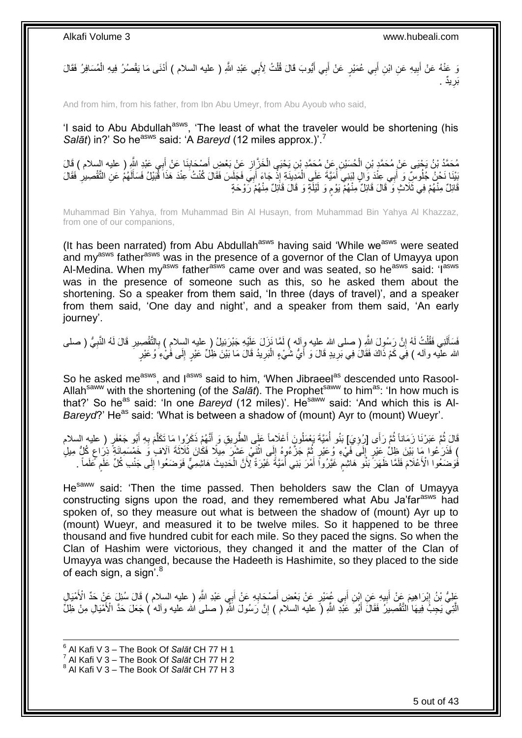وَ عَنْهُ عَنْ أَبِيهِ عَنِ ابْنِ أَبِي عُمَيْرٍ عَنْ أَبِي أَيُّوبَ قَالَ قُلْتُ لِأَبِي عَبْدِ اللَّهِ ( عليه السلام ) أَدْنَى مَا يَقْصُرُ فِيهِ الْمُسَافِرُ فَقَالَ بَرِيدٌ .

And from him, from his father, from Ibn Abu Umeyr, from Abu Ayoub who said,

'I said to Abu Abdullah[asws], 'The least of what the traveler would be shortening (his *Salāt*) in?' So he[asws] said: 'A *Bareyd* (12 miles approx.)'.[7]

مُحَمَّدُ بْنُ يَحْيَى عَنْ مُحَمَّدِ بْنِ الْحُسَيْنِ عَنْ مُحَمَّدِ بْنِ يَحْيَى الْخَزَّازِ عَنْ بَعْضِ أَصْحَابِنَا عَنْ أَبِي عَبْدِ اللَّهِ ( عليه السلام ) قَالَ بَيْنَا نَحْنُ جُلُوسٌ وَ أَبِي عِنْدَ وَالٍ لِبَنِي أُمَيَّةَ عَلَى الْمَدِينَةِ إِذْ جَاءَ أَبِي فَجَلَسَ فَقَالَ كُنْتُ عِنْدَ هَذَا قُبَيْلُ فَسَأَلَهُمْ عَنِ التَّقْصِيرِ فَقَالَ قَائِلٌ مِنْهُمْ فِي ثَلَاثٍ وَ قَالَ قَائِلٌ مِنْهُمْ يَوْمٍ وَ لَيْلَةٍ وَ قَالَ قَائِلٌ مِنْهُمْ رَوْحَةٍ

Muhammad Bin Yahya, from Muhammad Bin Al Husayn, from Muhammad Bin Yahya Al Khazzaz, from one of our companions,

(It has been narrated) from Abu Abdullah[asws] having said 'While we[asws] were seated and my[asws] father[asws] was in the presence of a governor of the Clan of Umayya upon Al-Medina. When my[asws] father[asws] came over and was seated, so he[asws] said: 'I[asws] was in the presence of someone such as this, so he asked them about the shortening. So a speaker from them said, 'In three (days of travel)', and a speaker from them said, 'One day and night', and a speaker from them said, 'An early journey'.

فَسَأَلَنِي فَقُلْتُ لَهُ إِنَّ رَسُولَ اللَّهِ ( صلى الله عليه وآله ) لَمَّا نَزَلَ عَلَيْهِ جَبْرَئِيلُ ( عليه السلام ) بِالتَّقْصِيرِ قَالَ لَهُ النَّبِيُّ ( صلى الله عليه وآله ) فِي كَمْ ذَاكَ فَقَالَ فِي بَرِيدٍ قَالَ وَ أَيُّ شَيْءٍ الْبَرِيدُ قَالَ مَا بَيْنَ ظِلِّ عَيْرٍ إِلَى فَيْءِ وُعَيْرٍ

So he asked me[asws], and I[asws] said to him, 'When Jibraeel[as] descended unto Rasool-Allah[saww] with the shortening (of the *Salāt*). The Prophet[saww] to him[as]: 'In how much is that?' So he[as] said: 'In one *Bareyd* (12 miles)'. He[saww] said: 'And which this is Al-*Bareyd*?' He[as] said: 'What is between a shadow of (mount) Ayr to (mount) Wueyr'.

قَالَ ثُمَّ عَبَرْنَا زَمَاناً ثُمَّ رَأَى [رُئِيَ] بَنُو أُمَيَّةَ يَعْمَلُونَ أَعْلَاماً عَلَى الطَّرِيقِ وَ أَنَّهُمْ ذَكَرُوا مَا تَكَلَّمَ بِهِ أَبُو جَعْفَرٍ ( عليه السلام ) فَذَرَعُوا مَا بَيْنَ ظِلِّ عَيْرٍ إِلَى فَيْءِ وُعَيْرٍ ثُمَّ جَزَّءُوهُ إِلَى اثْنَيْ عَشَرَ مِيلًا فَكَانَ ثَلَاثَةَ آلَافٍ وَ خَمْسَمِائَةِ ذِرَاعٍ كُلُّ مِيلٍ فَوَضَعُوا الْأَعْلَامَ فَلَمَّا ظَهَرَ بَنُو هَاشِمٍ غَيَّرُوا أَمْرَ بَنِي أُمَيَّةَ غَيْرَةً لِأَنَّ الْحَدِيثَ هَاشِمِيٌّ فَوَضَعُوا إِلَى جَنْبِ كُلِّ عَلَمٍ عَلَماً .

He[saww] said: 'Then the time passed. Then beholders saw the Clan of Umayya constructing signs upon the road, and they remembered what Abu Ja'far[asws] had spoken of, so they measure out what is between the shadow of (mount) Ayr up to (mount) Wueyr, and measured it to be twelve miles. So it happened to be three thousand and five hundred cubit for each mile. So they paced the signs. So when the Clan of Hashim were victorious, they changed it and the matter of the Clan of Umayya was changed, because the Hadeeth is Hashimite, so they placed to the side of each sign, a sign'.[8]

عَلِيُّ بْنُ إِبْرَاهِيمَ عَنْ أَبِيهِ عَنِ ابْنِ أَبِي عُمَيْرٍ عَنْ بَعْضِ أَصْحَابِهِ عَنْ أَبِي عَبْدِ اللَّهِ ( عليه السلام ) قَالَ سُئِلَ عَنْ حَدِّ الْأَمْيَالِ الَّتِي يَجِبُ فِيهَا التَّقْصِيرُ فَقَالَ أَبُو عَبْدِ اللَّهِ ( عليه السلام ) إِنَّ رَسُولَ اللَّهِ ( صلى الله عليه وآله ) جَعَلَ حَدَّ الْأَمْيَالِ مِنْ ظِلِّ

---

[6] Al Kafi V 3 – The Book Of *Salāt* CH 77 H 1
[7] Al Kafi V 3 – The Book Of *Salāt* CH 77 H 2
[8] Al Kafi V 3 – The Book Of *Salāt* CH 77 H 3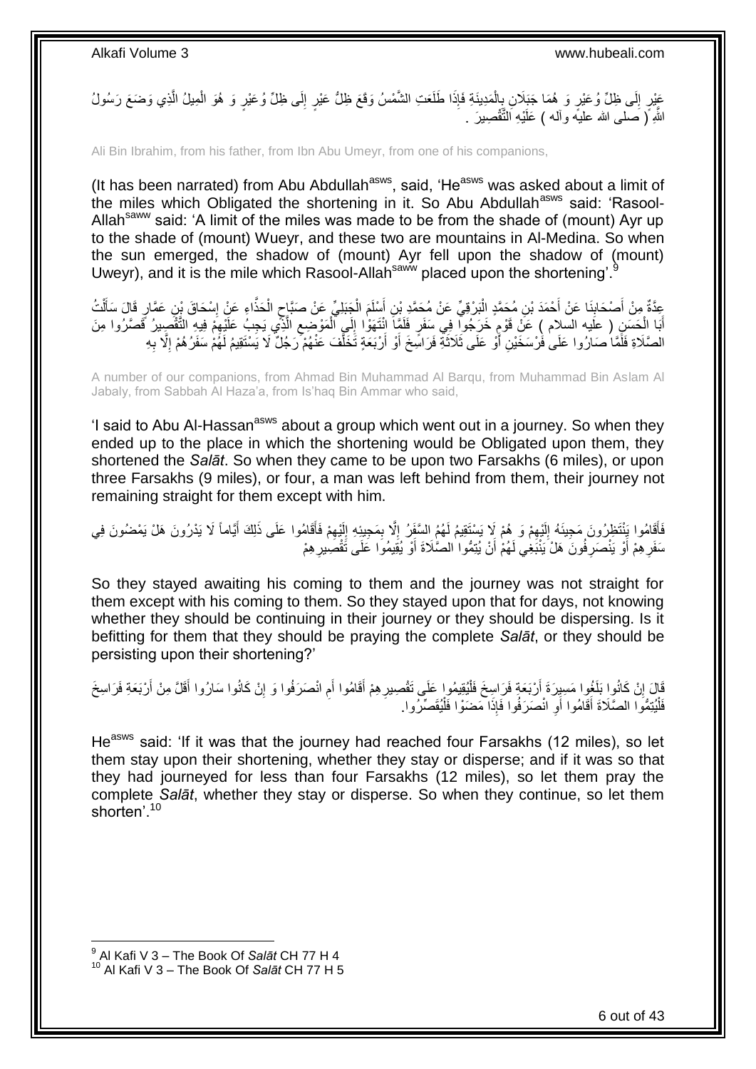عَيْرٍ إِلَى ظِلِّ وُعَيْرٍ وَ هُمَا جَبَلَانِ بِالْمَدِينَةِ فَإِذَا طَلَعَتِ الشَّمْسُ وَقَعَ ظِلُّ عَيْرٍ إِلَى ظِلِّ وُعَيْرٍ وَ هُوَ الْمِيلُ الَّذِي وَضَعَ رَسُولُ اللَّهِ ( صلى الله عليه وآله ) عَلَيْهِ التَّقْصِيرَ .

Ali Bin Ibrahim, from his father, from Ibn Abu Umeyr, from one of his companions,

(It has been narrated) from Abu Abdullah[asws], said, 'He[asws] was asked about a limit of the miles which Obligated the shortening in it. So Abu Abdullah[asws] said: 'Rasool-Allah[saww] said: 'A limit of the miles was made to be from the shade of (mount) Ayr up to the shade of (mount) Wueyr, and these two are mountains in Al-Medina. So when the sun emerged, the shadow of (mount) Ayr fell upon the shadow of (mount) Uweyr), and it is the mile which Rasool-Allah[saww] placed upon the shortening'.[9]

عِدَّةٌ مِنْ أَصْحَابِنَا عَنْ أَحْمَدَ بْنِ مُحَمَّدٍ الْبَرْقِيِّ عَنْ مُحَمَّدِ بْنِ أَسْلَمَ الْجَبَلِيِّ عَنْ صَبَّاحٍ الْحَذَّاءِ عَنْ إِسْحَاقَ بْنِ عَمَّارٍ قَالَ سَأَلْتُ أَبَا الْحَسَنِ ( عليه السلام ) عَنْ قَوْمٍ خَرَجُوا فِي سَفَرٍ فَلَمَّا انْتَهَوْا إِلَى الْمَوْضِعِ الَّذِي يَجِبُ عَلَيْهِمْ فِيهِ التَّقْصِيرُ قَصَّرُوا مِنَ الصَّلَاةِ فَلَمَّا صَارُوا عَلَى فَرْسَخَيْنِ أَوْ عَلَى ثَلَاثَةِ فَرَاسِخَ أَوْ أَرْبَعَةٍ تَخَلَّفَ عَنْهُمْ رَجُلٌ لَا يَسْتَقِيمُ لَهُمْ سَفَرُهُمْ إِلَّا بِهِ

A number of our companions, from Ahmad Bin Muhammad Al Barqu, from Muhammad Bin Aslam Al Jabaly, from Sabbah Al Haza'a, from Is'haq Bin Ammar who said,

'I said to Abu Al-Hassan[asws] about a group which went out in a journey. So when they ended up to the place in which the shortening would be Obligated upon them, they shortened the *Salāt*. So when they came to be upon two Farsakhs (6 miles), or upon three Farsakhs (9 miles), or four, a man was left behind from them, their journey not remaining straight for them except with him.

فَأَقَامُوا يَنْتَظِرُونَ مَجِيئَهُ إِلَيْهِمْ وَ هُمْ لَا يَسْتَقِيمُ لَهُمُ السَّفَرُ إِلَّا بِمَجِيئِهِ إِلَيْهِمْ فَأَقَامُوا عَلَى ذَلِكَ أَيَّاماً لَا يَدْرُونَ هَلْ يَمْضُونَ فِي سَفَرِهِمْ أَوْ يَنْصَرِفُونَ هَلْ يَنْبَغِي لَهُمْ أَنْ يُتِمُّوا الصَّلَاةَ أَوْ يُقِيمُوا عَلَى تَقْصِيرِهِمْ

So they stayed awaiting his coming to them and the journey was not straight for them except with his coming to them. So they stayed upon that for days, not knowing whether they should be continuing in their journey or they should be dispersing. Is it befitting for them that they should be praying the complete *Salāt*, or they should be persisting upon their shortening?'

قَالَ إِنْ كَانُوا بَلَغُوا مَسِيرَةَ أَرْبَعَةِ فَرَاسِخَ فَلْيُقِيمُوا عَلَى تَقْصِيرِهِمْ أَقَامُوا أَمِ انْصَرَفُوا وَ إِنْ كَانُوا سَارُوا أَقَلَّ مِنْ أَرْبَعَةِ فَرَاسِخَ فَلْيُتِمُّوا الصَّلَاةَ أَقَامُوا أَوِ انْصَرَفُوا فَإِذَا مَضَوْا فَلْيُقَصِّرُوا.

He[asws] said: 'If it was that the journey had reached four Farsakhs (12 miles), so let them stay upon their shortening, whether they stay or disperse; and if it was so that they had journeyed for less than four Farsakhs (12 miles), so let them pray the complete *Salāt*, whether they stay or disperse. So when they continue, so let them shorten'.[10]

---

[9] Al Kafi V 3 – The Book Of *Salāt* CH 77 H 4
[10] Al Kafi V 3 – The Book Of *Salāt* CH 77 H 5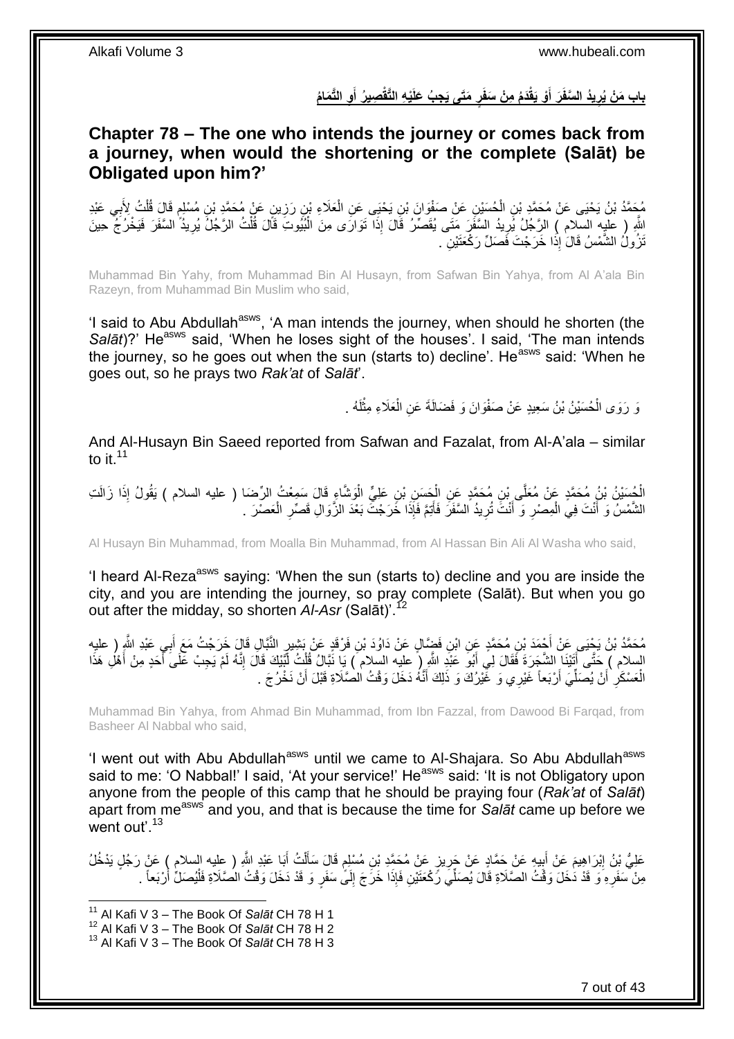## بابِ مَنْ يُرِيدُ السَّفَرَ أَوْ يَقْدَمُ مِنْ سَفَرٍ مَتَى يَجِبُ عَلَيْهِ التَّقْصِيرُ أَوِ التَّمَامُ

## Chapter 78 – The one who intends the journey or comes back from a journey, when would the shortening or the complete (Salāt) be Obligated upon him?'

مُحَمَّدُ بْنُ يَحْيَى عَنْ مُحَمَّدِ بْنِ الْحُسَيْنِ عَنْ صَفْوَانَ بْنِ يَحْيَى عَنِ الْعَلَاءِ بْنِ رَزِينٍ عَنْ مُحَمَّدِ بْنِ مُسْلِمٍ قَالَ قُلْتُ لِأَبِي عَبْدِ اللَّهِ ( عليه السلام ) الرَّجُلُ يُرِيدُ السَّفَرَ مَتَى يُقَصِّرُ قَالَ إِذَا تَوَارَى مِنَ الْبُيُوتِ قَالَ قُلْتُ الرَّجُلُ يُرِيدُ السَّفَرَ فَيَخْرُجُ حِينَ تَزُولُ الشَّمْسُ قَالَ إِذَا خَرَجْتَ فَصَلِّ رَكْعَتَيْنِ .

Muhammad Bin Yahy, from Muhammad Bin Al Husayn, from Safwan Bin Yahya, from Al A'ala Bin Razeyn, from Muhammad Bin Muslim who said,

'I said to Abu Abdullah[asws], 'A man intends the journey, when should he shorten (the *Salāt*)?' He[asws] said, 'When he loses sight of the houses'. I said, 'The man intends the journey, so he goes out when the sun (starts to) decline'. He[asws] said: 'When he goes out, so he prays two *Rak'at* of *Salāt*'.

وَ رَوَى الْحُسَيْنُ بْنُ سَعِيدٍ عَنْ صَفْوَانَ وَ فَضَالَةَ عَنِ الْعَلَاءِ مِثْلَهُ .

And Al-Husayn Bin Saeed reported from Safwan and Fazalat, from Al-A'ala – similar to it.[11]

الْحُسَيْنُ بْنُ مُحَمَّدٍ عَنْ مُعَلَّى بْنِ مُحَمَّدٍ عَنِ الْحَسَنِ بْنِ عَلِيٍّ الْوَشَّاءِ قَالَ سَمِعْتُ الرِّضَا ( عليه السلام ) يَقُولُ إِذَا زَالَتِ الشَّمْسُ وَ أَنْتَ فِي الْمِصْرِ وَ أَنْتَ تُرِيدُ السَّفَرَ فَأَتِمَّ فَإِذَا خَرَجْتَ بَعْدَ الزَّوَالِ قَصِّرِ الْعَصْرَ .

Al Husayn Bin Muhammad, from Moalla Bin Muhammad, from Al Hassan Bin Ali Al Washa who said,

'I heard Al-Reza[asws] saying: 'When the sun (starts to) decline and you are inside the city, and you are intending the journey, so pray complete (Salāt). But when you go out after the midday, so shorten *Al-Asr* (Salāt)'.[12]

مُحَمَّدُ بْنُ يَحْيَى عَنْ أَحْمَدَ بْنِ مُحَمَّدٍ عَنِ ابْنِ فَضَّالٍ عَنْ دَاوُدَ بْنِ فَرْقَدٍ عَنْ بَشِيرٍ النَّبَّالِ قَالَ خَرَجْتُ مَعَ أَبِي عَبْدِ اللَّهِ ( عليه السلام ) حَتَّى أَتَيْنَا الشَّجَرَةَ فَقَالَ لِي أَبُو عَبْدِ اللَّهِ ( عليه السلام ) يَا نَبَّالُ قُلْتُ لَبَّيْكَ قَالَ إِنَّهُ لَمْ يَجِبْ عَلَى أَحَدٍ مِنْ أَهْلِ هَذَا الْعَسْكَرِ أَنْ يُصَلِّيَ أَرْبَعاً غَيْرِي وَ غَيْرُكَ وَ ذَلِكَ أَنَّهُ دَخَلَ وَقْتُ الصَّلَاةِ قَبْلَ أَنْ نَخْرُجَ .

Muhammad Bin Yahya, from Ahmad Bin Muhammad, from Ibn Fazzal, from Dawood Bi Farqad, from Basheer Al Nabbal who said,

'I went out with Abu Abdullah[asws] until we came to Al-Shajara. So Abu Abdullah[asws] said to me: 'O Nabbal!' I said, 'At your service!' He[asws] said: 'It is not Obligatory upon anyone from the people of this camp that he should be praying four (*Rak'at* of *Salāt*) apart from me[asws] and you, and that is because the time for *Salāt* came up before we went out'.[13]

عَلِيُّ بْنُ إِبْرَاهِيمَ عَنْ أَبِيهِ عَنْ حَمَّادٍ عَنْ حَرِيزٍ عَنْ مُحَمَّدِ بْنِ مُسْلِمٍ قَالَ سَأَلْتُ أَبَا عَبْدِ اللَّهِ ( عليه السلام ) عَنْ رَجُلٍ يَدْخُلُ مِنْ سَفَرِهِ وَ قَدْ دَخَلَ وَقْتُ الصَّلَاةِ قَالَ يُصَلِّي رَكْعَتَيْنِ فَإِذَا خَرَجَ إِلَى سَفَرٍ وَ قَدْ دَخَلَ وَقْتُ الصَّلَاةِ فَلْيُصَلِّ أَرْبَعاً .

---

[11] Al Kafi V 3 – The Book Of *Salāt* CH 78 H 1
[12] Al Kafi V 3 – The Book Of *Salāt* CH 78 H 2
[13] Al Kafi V 3 – The Book Of *Salāt* CH 78 H 3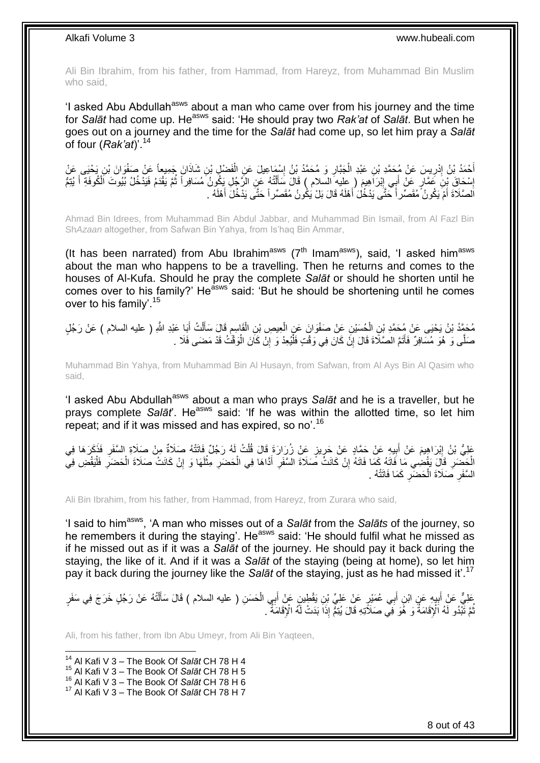Ali Bin Ibrahim, from his father, from Hammad, from Hareyz, from Muhammad Bin Muslim who said,

'I asked Abu Abdullah[asws] about a man who came over from his journey and the time for *Salāt* had come up. He[asws] said: 'He should pray two *Rak'at* of *Salāt*. But when he goes out on a journey and the time for the *Salāt* had come up, so let him pray a *Salāt* of four (*Rak'at*)'.[14]

أَحْمَدُ بْنُ إِدْرِيسَ عَنْ مُحَمَّدِ بْنِ عَبْدِ الْجَبَّارِ وَ مُحَمَّدُ بْنُ إِسْمَاعِيلَ عَنِ الْفَضْلِ بْنِ شَاذَانَ جَمِيعاً عَنْ صَفْوَانَ بْنِ يَحْيَى عَنْ إِسْحَاقَ بْنِ عَمَّارٍ عَنْ أَبِي إِبْرَاهِيمَ ( عليه السلام ) قَالَ سَأَلْتُهُ عَنِ الرَّجُلِ يَكُونُ مُسَافِراً ثُمَّ يَقْدَمُ فَيَدْخُلُ بُيُوتَ الْكُوفَةِ أَ يُتِمُّ الصَّلَاةَ أَمْ يَكُونُ مُقَصِّراً حَتَّى يَدْخُلَ أَهْلَهُ قَالَ بَلْ يَكُونُ مُقَصِّراً حَتَّى يَدْخُلَ أَهْلَهُ .

Ahmad Bin Idrees, from Muhammad Bin Abdul Jabbar, and Muhammad Bin Ismail, from Al Fazl Bin Sh*Azaan* altogether, from Safwan Bin Yahya, from Is'haq Bin Ammar,

(It has been narrated) from Abu Ibrahim[asws] (7[th] Imam[asws]), said, 'I asked him[asws] about the man who happens to be a travelling. Then he returns and comes to the houses of Al-Kufa. Should he pray the complete *Salāt* or should he shorten until he comes over to his family?' He[asws] said: 'But he should be shortening until he comes over to his family'.[15]

مُحَمَّدُ بْنُ يَحْيَى عَنْ مُحَمَّدِ بْنِ الْحُسَيْنِ عَنْ صَفْوَانَ عَنِ الْعِيصِ بْنِ الْقَاسِمِ قَالَ سَأَلْتُ أَبَا عَبْدِ اللَّهِ ( عليه السلام ) عَنْ رَجُلٍ صَلَّى وَ هُوَ مُسَافِرٌ فَأَتَمَّ الصَّلَاةَ قَالَ إِنْ كَانَ فِي وَقْتٍ فَلْيُعِدْ وَ إِنْ كَانَ الْوَقْتُ قَدْ مَضَى فَلَا .

Muhammad Bin Yahya, from Muhammad Bin Al Husayn, from Safwan, from Al Ays Bin Al Qasim who said,

'I asked Abu Abdullah[asws] about a man who prays *Salāt* and he is a traveller, but he prays complete *Salāt*'. He[asws] said: 'If he was within the allotted time, so let him repeat; and if it was missed and has expired, so no'.[16]

عَلِيُّ بْنُ إِبْرَاهِيمَ عَنْ أَبِيهِ عَنْ حَمَّادٍ عَنْ حَرِيزٍ عَنْ زُرَارَةَ قَالَ قُلْتُ لَهُ رَجُلٌ فَاتَتْهُ صَلَاةٌ مِنْ صَلَاةِ السَّفَرِ فَذَكَرَهَا فِي الْحَضَرِ قَالَ يَقْضِي مَا فَاتَهُ كَمَا فَاتَهُ إِنْ كَانَتْ صَلَاةَ السَّفَرِ أَدَّاهَا فِي الْحَضَرِ مِثْلَهَا وَ إِنْ كَانَتْ صَلَاةَ الْحَضَرِ فَلْيَقْضِ فِي السَّفَرِ صَلَاةَ الْحَضَرِ كَمَا فَاتَتْهُ .

Ali Bin Ibrahim, from his father, from Hammad, from Hareyz, from Zurara who said,

'I said to him[asws], 'A man who misses out of a *Salāt* from the *Salāts* of the journey, so he remembers it during the staying'. He[asws] said: 'He should fulfil what he missed as if he missed out as if it was a *Salāt* of the journey. He should pay it back during the staying, the like of it. And if it was a *Salāt* of the staying (being at home), so let him pay it back during the journey like the *Salāt* of the staying, just as he had missed it'.[17]

عَلِيٌّ عَنْ أَبِيهِ عَنِ ابْنِ أَبِي عُمَيْرٍ عَنْ عَلِيِّ بْنِ يَقْطِينٍ عَنْ أَبِي الْحَسَنِ ( عليه السلام ) قَالَ سَأَلْتُهُ عَنْ رَجُلٍ خَرَجَ فِي سَفَرٍ ثُمَّ تَبْدُو لَهُ الْإِقَامَةُ وَ هُوَ فِي صَلَاتِهِ قَالَ يُتِمُّ إِذَا بَدَتْ لَهُ الْإِقَامَةُ .

Ali, from his father, from Ibn Abu Umeyr, from Ali Bin Yaqteen,

[14] Al Kafi V 3 – The Book Of *Salāt* CH 78 H 4
[15] Al Kafi V 3 – The Book Of *Salāt* CH 78 H 5
[16] Al Kafi V 3 – The Book Of *Salāt* CH 78 H 6
[17] Al Kafi V 3 – The Book Of *Salāt* CH 78 H 7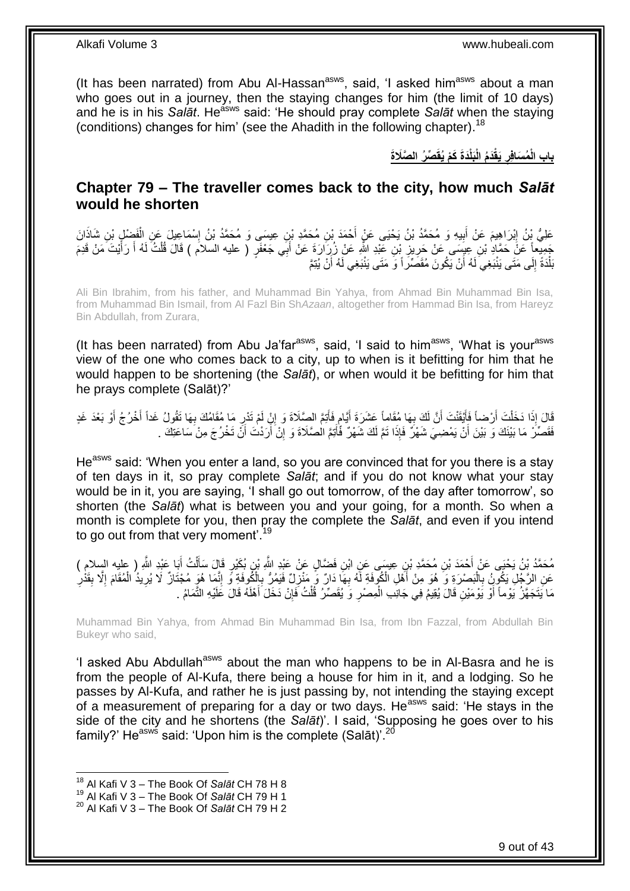(It has been narrated) from Abu Al-Hassan[asws], said, 'I asked him[asws] about a man who goes out in a journey, then the staying changes for him (the limit of 10 days) and he is in his *Salāt*. He[asws] said: 'He should pray complete *Salāt* when the staying (conditions) changes for him' (see the Ahadith in the following chapter).[18]

## بابِ الْمُسَافِرِ يَقْدَمُ الْبَلْدَةَ كَمْ يُقَصِّرُ الصَّلَاةَ

## **Chapter 79 – The traveller comes back to the city, how much *Salāt* would he shorten**

عَلِيُّ بْنُ إِبْرَاهِيمَ عَنْ أَبِيهِ وَ مُحَمَّدُ بْنُ يَحْيَى عَنْ أَحْمَدَ بْنِ مُحَمَّدِ بْنِ عِيسَى وَ مُحَمَّدُ بْنُ إِسْمَاعِيلَ عَنِ الْفَضْلِ بْنِ شَاذَانَ جَمِيعاً عَنْ حَمَّادِ بْنِ عِيسَى عَنْ حَرِيزِ بْنِ عَبْدِ اللَّهِ عَنْ زُرَارَةَ عَنْ أَبِي جَعْفَرٍ ( عليه السلام ) قَالَ قُلْتُ لَهُ أَ رَأَيْتَ مَنْ قَدِمَ بَلْدَةً إِلَى مَتَى يَنْبَغِي لَهُ أَنْ يَكُونَ مُقَصِّراً وَ مَتَى يَنْبَغِي لَهُ أَنْ يُتِمَّ

Ali Bin Ibrahim, from his father, and Muhammad Bin Yahya, from Ahmad Bin Muhammad Bin Isa, from Muhammad Bin Ismail, from Al Fazl Bin Sh*Azaan*, altogether from Hammad Bin Isa, from Hareyz Bin Abdullah, from Zurara,

(It has been narrated) from Abu Ja'far[asws], said, 'I said to him[asws], 'What is your[asws] view of the one who comes back to a city, up to when is it befitting for him that he would happen to be shortening (the *Salāt*), or when would it be befitting for him that he prays complete (Salāt)?'

قَالَ إِذَا دَخَلْتَ أَرْضاً فَأَيْقَنْتَ أَنَّ لَكَ بِهَا مُقَاماً عَشَرَةَ أَيَّامٍ فَأَتِمَّ الصَّلَاةَ وَ إِنْ لَمْ تَدْرِ مَا مُقَامُكَ بِهَا تَقُولُ غَداً أَخْرُجُ أَوْ بَعْدَ غَدٍ فَقَصِّرْ مَا بَيْنَكَ وَ بَيْنَ أَنْ يَمْضِيَ شَهْرٌ فَإِذَا تَمَّ لَكَ شَهْرٌ فَأَتِمَّ الصَّلَاةَ وَ إِنْ أَرَدْتَ أَنْ تَخْرُجَ مِنْ سَاعَتِكَ .

He[asws] said: 'When you enter a land, so you are convinced that for you there is a stay of ten days in it, so pray complete *Salāt*; and if you do not know what your stay would be in it, you are saying, 'I shall go out tomorrow, of the day after tomorrow', so shorten (the *Salāt*) what is between you and your going, for a month. So when a month is complete for you, then pray the complete the *Salāt*, and even if you intend to go out from that very moment'.[19]

مُحَمَّدُ بْنُ يَحْيَى عَنْ أَحْمَدَ بْنِ مُحَمَّدِ بْنِ عِيسَى عَنِ ابْنِ فَضَّالٍ عَنْ عَبْدِ اللَّهِ بْنِ بُكَيْرٍ قَالَ سَأَلْتُ أَبَا عَبْدِ اللَّهِ ( عليه السلام ) عَنِ الرَّجُلِ يَكُونُ بِالْبَصْرَةِ وَ هُوَ مِنْ أَهْلِ الْكُوفَةِ لَهُ بِهَا دَارٌ وَ مَنْزِلٌ فَيَمُرُّ بِالْكُوفَةِ وَ إِنَّمَا هُوَ مُجْتَازٌ لَا يُرِيدُ الْمُقَامَ إِلَّا بِقَدْرِ مَا يَتَجَهَّزُ يَوْماً أَوْ يَوْمَيْنِ قَالَ يُقِيمُ فِي جَانِبِ الْمِصْرِ وَ يُقَصِّرُ قُلْتُ فَإِنْ دَخَلَ أَهْلَهُ قَالَ عَلَيْهِ التَّمَامُ .

Muhammad Bin Yahya, from Ahmad Bin Muhammad Bin Isa, from Ibn Fazzal, from Abdullah Bin Bukeyr who said,

'I asked Abu Abdullah[asws] about the man who happens to be in Al-Basra and he is from the people of Al-Kufa, there being a house for him in it, and a lodging. So he passes by Al-Kufa, and rather he is just passing by, not intending the staying except of a measurement of preparing for a day or two days. He[asws] said: 'He stays in the side of the city and he shortens (the *Salāt*)'. I said, 'Supposing he goes over to his family?' He[asws] said: 'Upon him is the complete (Salāt)'.[20]

[18] Al Kafi V 3 – The Book Of *Salāt* CH 78 H 8
[19] Al Kafi V 3 – The Book Of *Salāt* CH 79 H 1
[20] Al Kafi V 3 – The Book Of *Salāt* CH 79 H 2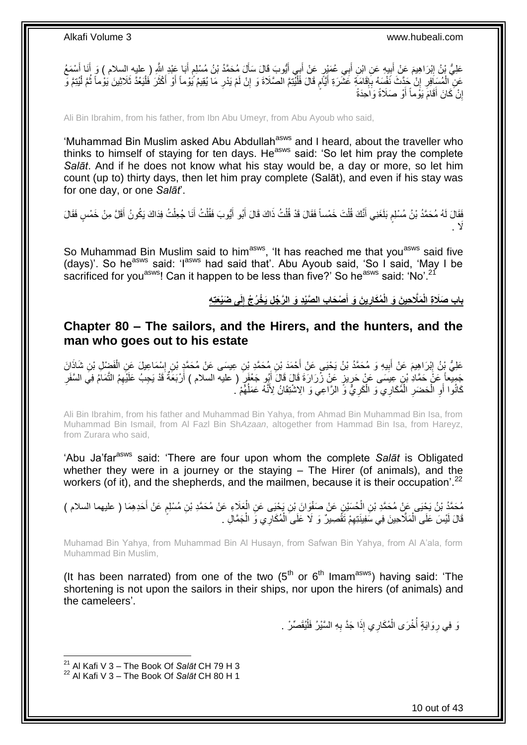عَلِيُّ بْنُ إِبْرَاهِيمَ عَنْ أَبِيهِ عَنِ ابْنِ أَبِي عُمَيْرٍ عَنْ أَبِي أَيُّوبَ قَالَ سَأَلَ مُحَمَّدُ بْنُ مُسْلِمٍ أَبَا عَبْدِ اللَّهِ ( عليه السلام ) وَ أَنَا أَسْمَعُ عَنِ الْمُسَافِرِ إِنْ حَدَّثَ نَفْسَهُ بِإِقَامَةِ عَشَرَةِ أَيَّامٍ قَالَ فَلْيُتِمَّ الصَّلَاةَ وَ إِنْ لَمْ يَدْرِ مَا يُقِيمُ يَوْماً أَوْ أَكْثَرَ فَلْيَعُدَّ ثَلَاثِينَ يَوْماً ثُمَّ لْيُتِمَّ وَ إِنْ كَانَ أَقَامَ يَوْماً أَوْ صَلَاةً وَاحِدَةً

Ali Bin Ibrahim, from his father, from Ibn Abu Umeyr, from Abu Ayoub who said,

'Muhammad Bin Muslim asked Abu Abdullah[asws] and I heard, about the traveller who thinks to himself of staying for ten days. He[asws] said: 'So let him pray the complete *Salāt*. And if he does not know what his stay would be, a day or more, so let him count (up to) thirty days, then let him pray complete (Salāt), and even if his stay was for one day, or one *Salāt*'.

فَقَالَ لَهُ مُحَمَّدُ بْنُ مُسْلِمٍ بَلَغَنِي أَنَّكَ قُلْتَ خَمْساً فَقَالَ قَدْ قُلْتُ ذَاكَ قَالَ أَبُو أَيُّوبَ فَقُلْتُ أَنَا جُعِلْتُ فِدَاكَ يَكُونُ أَقَلَّ مِنْ خَمْسٍ فَقَالَ لَا .

So Muhammad Bin Muslim said to him[asws], 'It has reached me that you[asws] said five (days)'. So he[asws] said: 'I[asws] had said that'. Abu Ayoub said, 'So I said, 'May I be sacrificed for you[asws]! Can it happen to be less than five?' So he[asws] said: 'No'.[21]

## باب صَلَاةِ الْمَلَّاحِينَ وَ الْمُكَارِينَ وَ أَصْحَابِ الصَّيْدِ وَ الرَّجُلِ يَخْرُجُ إِلَى ضَيْعَتِهِ

## Chapter 80 – The sailors, and the Hirers, and the hunters, and the man who goes out to his estate

عَلِيُّ بْنُ إِبْرَاهِيمَ عَنْ أَبِيهِ وَ مُحَمَّدُ بْنُ يَحْيَى عَنْ أَحْمَدَ بْنِ مُحَمَّدِ بْنِ عِيسَى عَنْ مُحَمَّدِ بْنِ إِسْمَاعِيلَ عَنِ الْفَضْلِ بْنِ شَاذَانَ جَمِيعاً عَنْ حَمَّادِ بْنِ عِيسَى عَنْ حَرِيزٍ عَنْ زُرَارَةَ قَالَ قَالَ أَبُو جَعْفَرٍ ( عليه السلام ) أَرْبَعَةٌ قَدْ يَجِبُ عَلَيْهِمُ التَّمَامُ فِي السَّفَرِ كَانُوا أَوِ الْحَضَرِ الْمُكَارِي وَ الْكَرِيُّ وَ الرَّاعِي وَ الِاشْتِقَانُ لِأَنَّهُ عَمَلُهُمْ .

Ali Bin Ibrahim, from his father and Muhammad Bin Yahya, from Ahmad Bin Muhammad Bin Isa, from Muhammad Bin Ismail, from Al Fazl Bin Sh*Azaan*, altogether from Hammad Bin Isa, from Hareyz, from Zurara who said,

'Abu Ja'far[asws] said: 'There are four upon whom the complete *Salāt* is Obligated whether they were in a journey or the staying – The Hirer (of animals), and the workers (of it), and the shepherds, and the mailmen, because it is their occupation'.[22]

مُحَمَّدُ بْنُ يَحْيَى عَنْ مُحَمَّدِ بْنِ الْحُسَيْنِ عَنْ صَفْوَانَ بْنِ يَحْيَى عَنِ الْعَلَاءِ عَنْ مُحَمَّدِ بْنِ مُسْلِمٍ عَنْ أَحَدِهِمَا ( عليهما السلام ) قَالَ لَيْسَ عَلَى الْمَلَّاحِينَ فِي سَفِينَتِهِمْ تَقْصِيرٌ وَ لَا عَلَى الْمُكَارِي وَ الْجَمَّالِ .

Muhamad Bin Yahya, from Muhammad Bin Al Husayn, from Safwan Bin Yahya, from Al A'ala, form Muhammad Bin Muslim,

(It has been narrated) from one of the two (5[th] or 6[th] Imam[asws]) having said: 'The shortening is not upon the sailors in their ships, nor upon the hirers (of animals) and the cameleers'.

وَ فِي رِوَايَةٍ أُخْرَى الْمُكَارِي إِذَا جَدَّ بِهِ السَّيْرُ فَلْيُقَصِّرْ .

[21] Al Kafi V 3 – The Book Of *Salāt* CH 79 H 3
[22] Al Kafi V 3 – The Book Of *Salāt* CH 80 H 1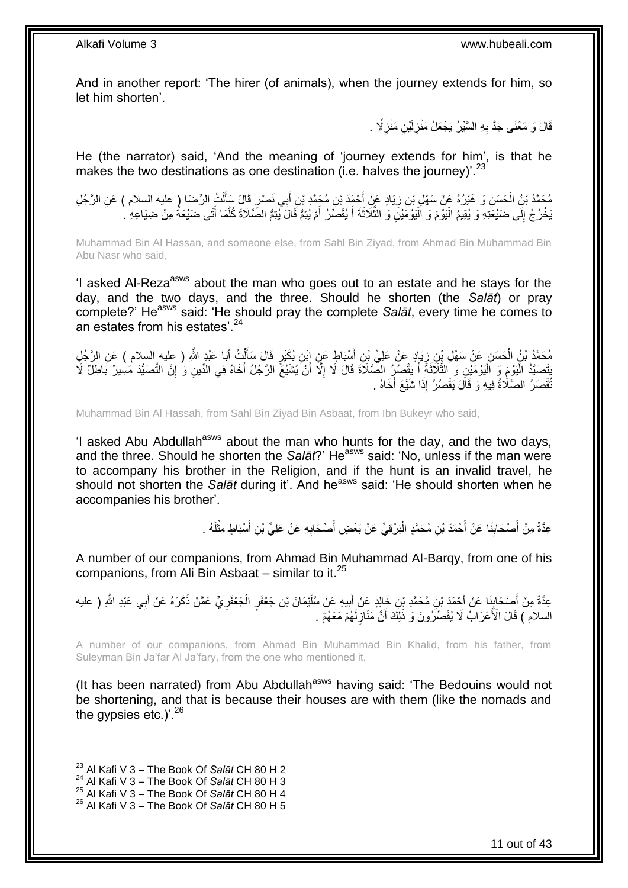And in another report: 'The hirer (of animals), when the journey extends for him, so let him shorten'.

قَالَ وَ مَعْنَى جَدَّ بِهِ السَّيْرُ يَجْعَلُ مَنْزِلَيْنِ مَنْزِلًا .

He (the narrator) said, 'And the meaning of 'journey extends for him', is that he makes the two destinations as one destination (i.e. halves the journey)'.[23]

مُحَمَّدُ بْنُ الْحَسَنِ وَ غَيْرُهُ عَنْ سَهْلِ بْنِ زِيَادٍ عَنْ أَحْمَدَ بْنِ مُحَمَّدِ بْنِ أَبِي نَصْرٍ قَالَ سَأَلْتُ الرِّضَا ( عليه السلام ) عَنِ الرَّجُلِ يَخْرُجُ إِلَى ضَيْعَتِهِ وَ يُقِيمُ الْيَوْمَ وَ الْيَوْمَيْنِ وَ الثَّلَاثَةَ أَ يُقَصِّرُ أَمْ يُتِمُّ قَالَ يُتِمُّ الصَّلَاةَ كُلَّمَا أَتَى ضَيْعَةً مِنْ ضِيَاعِهِ .

Muhammad Bin Al Hassan, and someone else, from Sahl Bin Ziyad, from Ahmad Bin Muhammad Bin Abu Nasr who said,

'I asked Al-Reza[asws] about the man who goes out to an estate and he stays for the day, and the two days, and the three. Should he shorten (the *Salāt*) or pray complete?' He[asws] said: 'He should pray the complete *Salāt*, every time he comes to an estates from his estates'.[24]

مُحَمَّدُ بْنُ الْحَسَنِ عَنْ سَهْلِ بْنِ زِيَادٍ عَنْ عَلِيِّ بْنِ أَسْبَاطٍ عَنِ ابْنِ بُكَيْرٍ قَالَ سَأَلْتُ أَبَا عَبْدِ اللَّهِ ( عليه السلام ) عَنِ الرَّجُلِ يَتَصَيَّدُ الْيَوْمَ وَ الْيَوْمَيْنِ وَ الثَّلَاثَةَ أَ يَقْصُرُ الصَّلَاةَ قَالَ لَا إِلَّا أَنْ يُشَيِّعَ الرَّجُلُ أَخَاهُ فِي الدِّينِ وَ إِنَّ التَّصَيُّدَ مَسِيرٌ بَاطِلٌ لَا تُقْصَرُ الصَّلَاةُ فِيهِ وَ قَالَ يَقْصُرُ إِذَا شَيَّعَ أَخَاهُ .

Muhammad Bin Al Hassah, from Sahl Bin Ziyad Bin Asbaat, from Ibn Bukeyr who said,

'I asked Abu Abdullah[asws] about the man who hunts for the day, and the two days, and the three. Should he shorten the *Salāt*?' He[asws] said: 'No, unless if the man were to accompany his brother in the Religion, and if the hunt is an invalid travel, he should not shorten the *Salāt* during it'. And he[asws] said: 'He should shorten when he accompanies his brother'.

عِدَّةٌ مِنْ أَصْحَابِنَا عَنْ أَحْمَدَ بْنِ مُحَمَّدٍ الْبَرْقِيِّ عَنْ بَعْضِ أَصْحَابِهِ عَنْ عَلِيِّ بْنِ أَسْبَاطٍ مِثْلَهُ .

A number of our companions, from Ahmad Bin Muhammad Al-Barqy, from one of his companions, from Ali Bin Asbaat – similar to it.[25]

عِدَّةٌ مِنْ أَصْحَابِنَا عَنْ أَحْمَدَ بْنِ مُحَمَّدِ بْنِ خَالِدٍ عَنْ أَبِيهِ عَنْ سُلَيْمَانَ بْنِ جَعْفَرٍ الْجَعْفَرِيِّ عَمَّنْ ذَكَرَهُ عَنْ أَبِي عَبْدِ اللَّهِ ( عليه السلام ) قَالَ الْأَعْرَابُ لَا يُقَصِّرُونَ وَ ذَلِكَ أَنَّ مَنَازِلَهُمْ مَعَهُمْ .

A number of our companions, from Ahmad Bin Muhammad Bin Khalid, from his father, from Suleyman Bin Ja'far Al Ja'fary, from the one who mentioned it,

(It has been narrated) from Abu Abdullah[asws] having said: 'The Bedouins would not be shortening, and that is because their houses are with them (like the nomads and the gypsies etc.)'.[26]

[23] Al Kafi V 3 – The Book Of *Salāt* CH 80 H 2
[24] Al Kafi V 3 – The Book Of *Salāt* CH 80 H 3
[25] Al Kafi V 3 – The Book Of *Salāt* CH 80 H 4
[26] Al Kafi V 3 – The Book Of *Salāt* CH 80 H 5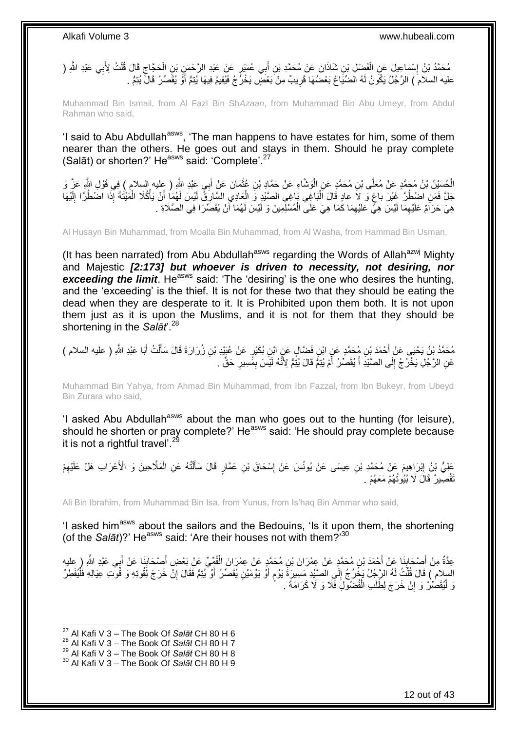مُحَمَّدُ بْنُ إِسْمَاعِيلَ عَنِ الْفَضْلِ بْنِ شَاذَانَ عَنْ مُحَمَّدِ بْنِ أَبِي عُمَيْرٍ عَنْ عَبْدِ الرَّحْمَنِ بْنِ الْحَجَّاجِ قَالَ قُلْتُ لِأَبِي عَبْدِ اللَّهِ ( عليه السلام ) الرَّجُلُ يَكُونُ لَهُ الضِّيَاعُ بَعْضُهَا قَرِيبٌ مِنْ بَعْضٍ يَخْرُجُ فَيُقِيمُ فِيهَا يُتِمُّ أَوْ يُقَصِّرُ قَالَ يُتِمُّ .

Muhammad Bin Ismail, from Al Fazl Bin Sh*Azaan*, from Muhammad Bin Abu Umeyr, from Abdul Rahman who said,

'I said to Abu Abdullah[asws], 'The man happens to have estates for him, some of them nearer than the others. He goes out and stays in them. Should he pray complete (Salāt) or shorten?' He[asws] said: 'Complete'.[27]

الْحُسَيْنُ بْنُ مُحَمَّدٍ عَنْ مُعَلَّى بْنِ مُحَمَّدٍ عَنِ الْوَشَّاءِ عَنْ حَمَّادِ بْنِ عُثْمَانَ عَنْ أَبِي عَبْدِ اللَّهِ ( عليه السلام ) فِي قَوْلِ اللَّهِ عَزَّ وَ جَلَّ فَمَنِ اضْطُرَّ غَيْرَ باغٍ وَ لا عادٍ قَالَ الْبَاغِي بَاغِي الصَّيْدِ وَ الْعَادِي السَّارِقُ لَيْسَ لَهُمَا أَنْ يَأْكُلَا الْمَيْتَةَ إِذَا اضْطُرَّا إِلَيْهَا هِيَ حَرَامٌ عَلَيْهِمَا لَيْسَ هِيَ عَلَيْهِمَا كَمَا هِيَ عَلَى الْمُسْلِمِينَ وَ لَيْسَ لَهُمَا أَنْ يُقَصِّرَا فِي الصَّلَاةِ .

Al Husayn Bin Muhammad, from Moalla Bin Muhammad, from Al Washa, from Hammad Bin Usman,

(It has been narrated) from Abu Abdullah[asws] regarding the Words of Allah[azwj] Mighty and Majestic ***[2:173] but whoever is driven to necessity, not desiring, nor exceeding the limit***. He[asws] said: 'The 'desiring' is the one who desires the hunting, and the 'exceeding' is the thief. It is not for these two that they should be eating the dead when they are desperate to it. It is Prohibited upon them both. It is not upon them just as it is upon the Muslims, and it is not for them that they should be shortening in the *Salāt*'.[28]

مُحَمَّدُ بْنُ يَحْيَى عَنْ أَحْمَدَ بْنِ مُحَمَّدٍ عَنِ ابْنِ فَضَّالٍ عَنِ ابْنِ بُكَيْرٍ عَنْ عُبَيْدِ بْنِ زُرَارَةَ قَالَ سَأَلْتُ أَبَا عَبْدِ اللَّهِ ( عليه السلام ) عَنِ الرَّجُلِ يَخْرُجُ إِلَى الصَّيْدِ أَ يُقَصِّرُ أَمْ يُتِمُّ قَالَ يُتِمُّ لِأَنَّهُ لَيْسَ بِمَسِيرِ حَقٍّ .

Muhammad Bin Yahya, from Ahmad Bin Muhammad, from Ibn Fazzal, from Ibn Bukeyr, from Ubeyd Bin Zurara who said,

'I asked Abu Abdullah[asws] about the man who goes out to the hunting (for leisure), should he shorten or pray complete?' He[asws] said: 'He should pray complete because it is not a rightful travel'.[29]

عَلِيُّ بْنُ إِبْرَاهِيمَ عَنْ مُحَمَّدِ بْنِ عِيسَى عَنْ يُونُسَ عَنْ إِسْحَاقَ بْنِ عَمَّارٍ قَالَ سَأَلْتُهُ عَنِ الْمَلَّاحِينَ وَ الْأَعْرَابِ هَلْ عَلَيْهِمْ تَقْصِيرٌ قَالَ لَا بُيُوتُهُمْ مَعَهُمْ .

Ali Bin Ibrahim, from Muhammad Bin Isa, from Yunus, from Is'haq Bin Ammar who said,

'I asked him[asws] about the sailors and the Bedouins, 'Is it upon them, the shortening (of the *Salāt*)?' He[asws] said: 'Are their houses not with them?'[30]

عِدَّةٌ مِنْ أَصْحَابِنَا عَنْ أَحْمَدَ بْنِ مُحَمَّدٍ عَنْ عِمْرَانَ بْنِ مُحَمَّدٍ عَنْ عِمْرَانَ الْقُمِّيِّ عَنْ بَعْضِ أَصْحَابِنَا عَنْ أَبِي عَبْدِ اللَّهِ ( عليه السلام ) قَالَ قُلْتُ لَهُ الرَّجُلُ يَخْرُجُ إِلَى الصَّيْدِ مَسِيرَةَ يَوْمٍ أَوْ يَوْمَيْنِ يُقَصِّرُ أَوْ يُتِمُّ فَقَالَ إِنْ خَرَجَ لِقُوتِهِ وَ قُوتِ عِيَالِهِ فَلْيُفْطِرْ وَ لْيُقَصِّرْ وَ إِنْ خَرَجَ لِطَلَبِ الْفُضُولِ فَلَا وَ لَا كَرَامَةَ .

[27] Al Kafi V 3 – The Book Of *Salāt* CH 80 H 6
[28] Al Kafi V 3 – The Book Of *Salāt* CH 80 H 7
[29] Al Kafi V 3 – The Book Of *Salāt* CH 80 H 8
[30] Al Kafi V 3 – The Book Of *Salāt* CH 80 H 9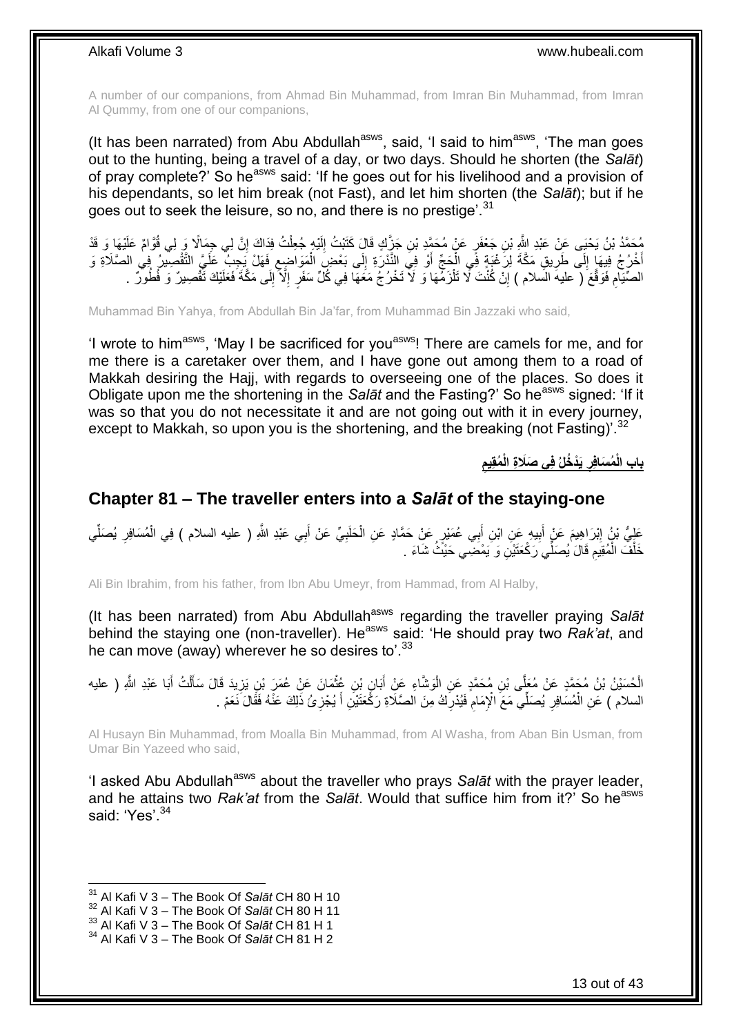A number of our companions, from Ahmad Bin Muhammad, from Imran Bin Muhammad, from Imran Al Qummy, from one of our companions,

(It has been narrated) from Abu Abdullah[asws], said, 'I said to him[asws], 'The man goes out to the hunting, being a travel of a day, or two days. Should he shorten (the *Salāt*) of pray complete?' So he[asws] said: 'If he goes out for his livelihood and a provision of his dependants, so let him break (not Fast), and let him shorten (the *Salāt*); but if he goes out to seek the leisure, so no, and there is no prestige'.[31]

مُحَمَّدُ بْنُ يَحْيَى عَنْ عَبْدِ اللَّهِ بْنِ جَعْفَرٍ عَنْ مُحَمَّدِ بْنِ جَزَّكٍ قَالَ كَتَبْتُ إِلَيْهِ جُعِلْتُ فِدَاكَ إِنَّ لِي جِمَالًا وَ لِي قُوَّامٌ عَلَيْهَا وَ قَدْ أَخْرُجُ فِيهَا إِلَى طَرِيقِ مَكَّةَ لِرَغْبَةٍ فِي الْحَجِّ أَوْ فِي النُّدْرَةِ إِلَى بَعْضِ الْمَوَاضِعِ فَهَلْ يَجِبُ عَلَيَّ التَّقْصِيرُ فِي الصَّلَاةِ وَ الصِّيَامِ فَوَقَّعَ ( عليه السلام ) إِنْ كُنْتَ لَا تَلْزَمُهَا وَ لَا تَخْرُجُ مَعَهَا فِي كُلِّ سَفَرٍ إِلَّا إِلَى مَكَّةَ فَعَلَيْكَ تَقْصِيرٌ وَ فُطُورٌ .

Muhammad Bin Yahya, from Abdullah Bin Ja'far, from Muhammad Bin Jazzaki who said,

'I wrote to him[asws], 'May I be sacrificed for you[asws]! There are camels for me, and for me there is a caretaker over them, and I have gone out among them to a road of Makkah desiring the Hajj, with regards to overseeing one of the places. So does it Obligate upon me the shortening in the *Salāt* and the Fasting?' So he[asws] signed: 'If it was so that you do not necessitate it and are not going out with it in every journey, except to Makkah, so upon you is the shortening, and the breaking (not Fasting)'.[32]

## بابِ الْمُسَافِرِ يَدْخُلُ فِي صَلَاةِ الْمُقِيمِ

## **Chapter 81 – The traveller enters into a *Salāt* of the staying-one**

عَلِيُّ بْنُ إِبْرَاهِيمَ عَنْ أَبِيهِ عَنِ ابْنِ أَبِي عُمَيْرٍ عَنْ حَمَّادٍ عَنِ الْحَلَبِيِّ عَنْ أَبِي عَبْدِ اللَّهِ ( عليه السلام ) فِي الْمُسَافِرِ يُصَلِّي خَلْفَ الْمُقِيمِ قَالَ يُصَلِّي رَكْعَتَيْنِ وَ يَمْضِي حَيْثُ شَاءَ .

Ali Bin Ibrahim, from his father, from Ibn Abu Umeyr, from Hammad, from Al Halby,

(It has been narrated) from Abu Abdullah[asws] regarding the traveller praying *Salāt* behind the staying one (non-traveller). He[asws] said: 'He should pray two *Rak'at*, and he can move (away) wherever he so desires to'.[33]

الْحُسَيْنُ بْنُ مُحَمَّدٍ عَنْ مُعَلَّى بْنِ مُحَمَّدٍ عَنِ الْوَشَّاءِ عَنْ أَبَانِ بْنِ عُثْمَانَ عَنْ عُمَرَ بْنِ يَزِيدَ قَالَ سَأَلْتُ أَبَا عَبْدِ اللَّهِ ( عليه السلام ) عَنِ الْمُسَافِرِ يُصَلِّي مَعَ الْإِمَامِ فَيُدْرِكُ مِنَ الصَّلَاةِ رَكْعَتَيْنِ أَ يُجْزِئُ ذَلِكَ عَنْهُ فَقَالَ نَعَمْ .

Al Husayn Bin Muhammad, from Moalla Bin Muhammad, from Al Washa, from Aban Bin Usman, from Umar Bin Yazeed who said,

'I asked Abu Abdullah[asws] about the traveller who prays *Salāt* with the prayer leader, and he attains two *Rak'at* from the *Salāt*. Would that suffice him from it?' So he[asws] said: 'Yes'.[34]

---

[31] Al Kafi V 3 – The Book Of *Salāt* CH 80 H 10
[32] Al Kafi V 3 – The Book Of *Salāt* CH 80 H 11
[33] Al Kafi V 3 – The Book Of *Salāt* CH 81 H 1
[34] Al Kafi V 3 – The Book Of *Salāt* CH 81 H 2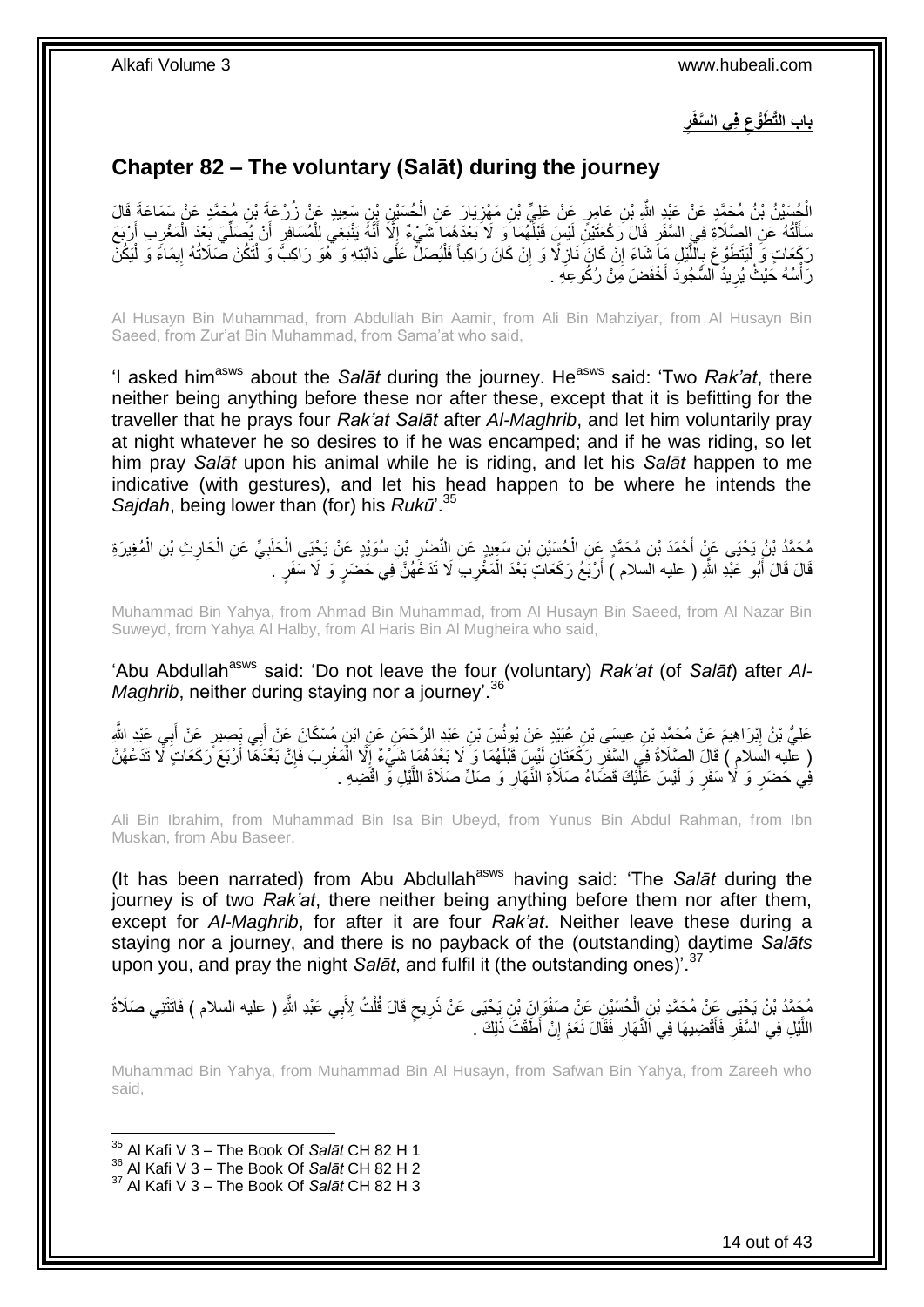## باب التَّطَوُّعِ فِي السَّفَرِ

## Chapter 82 – The voluntary (Salāt) during the journey

الْحُسَيْنُ بْنُ مُحَمَّدٍ عَنْ عَبْدِ اللَّهِ بْنِ عَامِرٍ عَنْ عَلِيِّ بْنِ مَهْزِيَارَ عَنِ الْحُسَيْنِ بْنِ سَعِيدٍ عَنْ زُرْعَةَ بْنِ مُحَمَّدٍ عَنْ سَمَاعَةَ قَالَ سَأَلْتُهُ عَنِ الصَّلَاةِ فِي السَّفَرِ قَالَ رَكْعَتَيْنِ لَيْسَ قَبْلَهُمَا وَ لَا بَعْدَهُمَا شَيْءٌ إِلَّا أَنَّهُ يَنْبَغِي لِلْمُسَافِرِ أَنْ يُصَلِّيَ بَعْدَ الْمَغْرِبِ أَرْبَعَ رَكَعَاتٍ وَ لْيَتَطَوَّعْ بِاللَّيْلِ مَا شَاءَ إِنْ كَانَ نَازِلًا وَ إِنْ كَانَ رَاكِباً فَلْيُصَلِّ عَلَى دَابَّتِهِ وَ هُوَ رَاكِبٌ وَ لْتَكُنْ صَلَاتُهُ إِيمَاءً وَ لْيَكُنْ رَأْسُهُ حَيْثُ يُرِيدُ السُّجُودَ أَخْفَضَ مِنْ رُكُوعِهِ .

Al Husayn Bin Muhammad, from Abdullah Bin Aamir, from Ali Bin Mahziyar, from Al Husayn Bin Saeed, from Zur'at Bin Muhammad, from Sama'at who said,

'I asked him[asws] about the *Salāt* during the journey. He[asws] said: 'Two *Rak'at*, there neither being anything before these nor after these, except that it is befitting for the traveller that he prays four *Rak'at Salāt* after *Al-Maghrib*, and let him voluntarily pray at night whatever he so desires to if he was encamped; and if he was riding, so let him pray *Salāt* upon his animal while he is riding, and let his *Salāt* happen to me indicative (with gestures), and let his head happen to be where he intends the *Sajdah*, being lower than (for) his *Rukū*'.[35]

مُحَمَّدُ بْنُ يَحْيَى عَنْ أَحْمَدَ بْنِ مُحَمَّدٍ عَنِ الْحُسَيْنِ بْنِ سَعِيدٍ عَنِ النَّضْرِ بْنِ سُوَيْدٍ عَنْ يَحْيَى الْحَلَبِيِّ عَنِ الْحَارِثِ بْنِ الْمُغِيرَةِ قَالَ قَالَ أَبُو عَبْدِ اللَّهِ ( عليه السلام ) أَرْبَعُ رَكَعَاتٍ بَعْدَ الْمَغْرِبِ لَا تَدَعْهُنَّ فِي حَضَرٍ وَ لَا سَفَرٍ .

Muhammad Bin Yahya, from Ahmad Bin Muhammad, from Al Husayn Bin Saeed, from Al Nazar Bin Suweyd, from Yahya Al Halby, from Al Haris Bin Al Mugheira who said,

'Abu Abdullah[asws] said: 'Do not leave the four (voluntary) *Rak'at* (of *Salāt*) after *Al-Maghrib*, neither during staying nor a journey'.[36]

عَلِيُّ بْنُ إِبْرَاهِيمَ عَنْ مُحَمَّدِ بْنِ عِيسَى بْنِ عُبَيْدٍ عَنْ يُونُسَ بْنِ عَبْدِ الرَّحْمَنِ عَنِ ابْنِ مُسْكَانَ عَنْ أَبِي بَصِيرٍ عَنْ أَبِي عَبْدِ اللَّهِ ( عليه السلام ) قَالَ الصَّلَاةُ فِي السَّفَرِ رَكْعَتَانِ لَيْسَ قَبْلَهُمَا وَ لَا بَعْدَهُمَا شَيْءٌ إِلَّا الْمَغْرِبَ فَإِنَّ بَعْدَهَا أَرْبَعَ رَكَعَاتٍ لَا تَدَعْهُنَّ فِي حَضَرٍ وَ لَا سَفَرٍ وَ لَيْسَ عَلَيْكَ قَضَاءُ صَلَاةِ النَّهَارِ وَ صَلِّ صَلَاةَ اللَّيْلِ وَ اقْضِهِ .

Ali Bin Ibrahim, from Muhammad Bin Isa Bin Ubeyd, from Yunus Bin Abdul Rahman, from Ibn Muskan, from Abu Baseer,

(It has been narrated) from Abu Abdullah[asws] having said: 'The *Salāt* during the journey is of two *Rak'at*, there neither being anything before them nor after them, except for *Al-Maghrib*, for after it are four *Rak'at*. Neither leave these during a staying nor a journey, and there is no payback of the (outstanding) daytime *Salāts* upon you, and pray the night *Salāt*, and fulfil it (the outstanding ones)'.[37]

مُحَمَّدُ بْنُ يَحْيَى عَنْ مُحَمَّدِ بْنِ الْحُسَيْنِ عَنْ صَفْوَانَ بْنِ يَحْيَى عَنْ ذَرِيحٍ قَالَ قُلْتُ لِأَبِي عَبْدِ اللَّهِ ( عليه السلام ) فَاتَتْنِي صَلَاةُ اللَّيْلِ فِي السَّفَرِ فَأَقْضِيهَا فِي النَّهَارِ فَقَالَ نَعَمْ إِنْ أَطَقْتَ ذَلِكَ .

Muhammad Bin Yahya, from Muhammad Bin Al Husayn, from Safwan Bin Yahya, from Zareeh who said,

---

[35] Al Kafi V 3 – The Book Of *Salāt* CH 82 H 1
[36] Al Kafi V 3 – The Book Of *Salāt* CH 82 H 2
[37] Al Kafi V 3 – The Book Of *Salāt* CH 82 H 3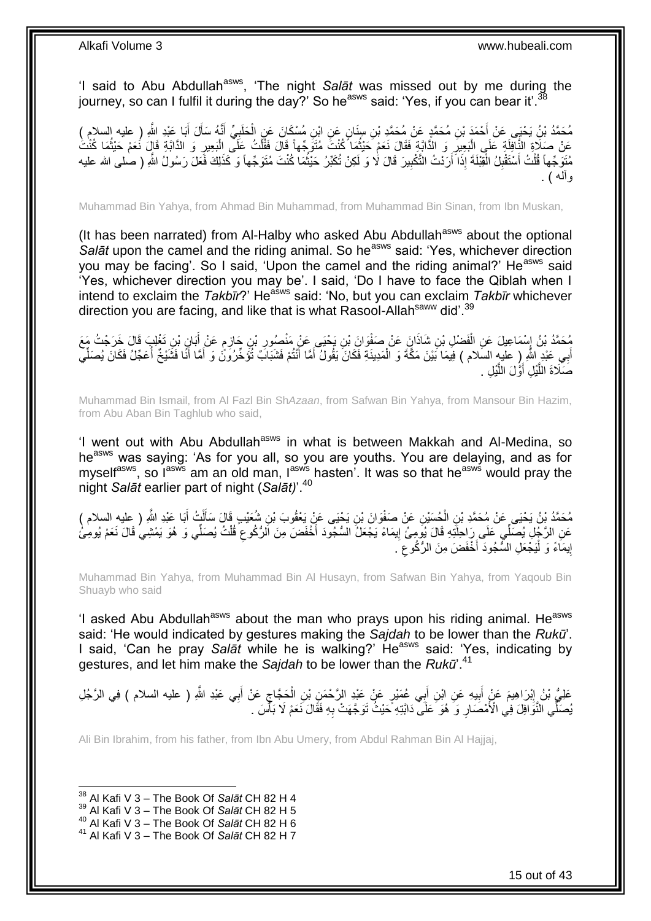'I said to Abu Abdullah[asws], 'The night *Salāt* was missed out by me during the journey, so can I fulfil it during the day?' So he[asws] said: 'Yes, if you can bear it'.[38]

مُحَمَّدُ بْنُ يَحْيَى عَنْ أَحْمَدَ بْنِ مُحَمَّدٍ عَنْ مُحَمَّدِ بْنِ سِنَانٍ عَنِ ابْنِ مُسْكَانَ عَنِ الْحَلَبِيِّ أَنَّهُ سَأَلَ أَبَا عَبْدِ اللَّهِ ( عليه السلام ) عَنْ صَلَاةِ النَّافِلَةِ عَلَى الْبَعِيرِ وَ الدَّابَّةِ فَقَالَ نَعَمْ حَيْثُمَا كُنْتَ مُتَوَجِّهاً قَالَ فَقُلْتُ عَلَى الْبَعِيرِ وَ الدَّابَّةِ قَالَ نَعَمْ حَيْثُمَا كُنْتَ مُتَوَجِّهاً قُلْتُ أَسْتَقْبِلُ الْقِبْلَةَ إِذَا أَرَدْتُ التَّكْبِيرَ قَالَ لَا وَ لَكِنْ تُكَبِّرُ حَيْثُمَا كُنْتَ مُتَوَجِّهاً وَ كَذَلِكَ فَعَلَ رَسُولُ اللَّهِ ( صلى الله عليه وآله ) .

Muhammad Bin Yahya, from Ahmad Bin Muhammad, from Muhammad Bin Sinan, from Ibn Muskan,

(It has been narrated) from Al-Halby who asked Abu Abdullah[asws] about the optional *Salāt* upon the camel and the riding animal. So he[asws] said: 'Yes, whichever direction you may be facing'. So I said, 'Upon the camel and the riding animal?' He[asws] said 'Yes, whichever direction you may be'. I said, 'Do I have to face the Qiblah when I intend to exclaim the *Takbīr*?' He[asws] said: 'No, but you can exclaim *Takbīr* whichever direction you are facing, and like that is what Rasool-Allah[saww] did'.[39]

مُحَمَّدُ بْنُ إِسْمَاعِيلَ عَنِ الْفَضْلِ بْنِ شَاذَانَ عَنْ صَفْوَانَ بْنِ يَحْيَى عَنْ مَنْصُورِ بْنِ حَازِمٍ عَنْ أَبَانِ بْنِ تَغْلِبَ قَالَ خَرَجْتُ مَعَ أَبِي عَبْدِ اللَّهِ ( عليه السلام ) فِيمَا بَيْنَ مَكَّةَ وَ الْمَدِينَةِ فَكَانَ يَقُولُ أَمَّا أَنْتُمْ فَشَبَابٌ تُؤَخِّرُونَ وَ أَمَّا أَنَا فَشَيْخٌ أُعَجِّلُ فَكَانَ يُصَلِّي صَلَاةَ اللَّيْلِ أَوَّلَ اللَّيْلِ .

Muhammad Bin Ismail, from Al Fazl Bin Sh*Azaan*, from Safwan Bin Yahya, from Mansour Bin Hazim, from Abu Aban Bin Taghlub who said,

'I went out with Abu Abdullah[asws] in what is between Makkah and Al-Medina, so he[asws] was saying: 'As for you all, so you are youths. You are delaying, and as for myself[asws], so I[asws] am an old man, I[asws] hasten'. It was so that he[asws] would pray the night *Salāt* earlier part of night (*Salāt*)'.[40]

مُحَمَّدُ بْنُ يَحْيَى عَنْ مُحَمَّدِ بْنِ الْحُسَيْنِ عَنْ صَفْوَانَ بْنِ يَحْيَى عَنْ يَعْقُوبَ بْنِ شُعَيْبٍ قَالَ سَأَلْتُ أَبَا عَبْدِ اللَّهِ ( عليه السلام ) عَنِ الرَّجُلِ يُصَلِّي عَلَى رَاحِلَتِهِ قَالَ يُومِئُ إِيمَاءً يَجْعَلُ السُّجُودَ أَخْفَضَ مِنَ الرُّكُوعِ قُلْتُ يُصَلِّي وَ هُوَ يَمْشِي قَالَ نَعَمْ يُومِئُ إِيمَاءً وَ لْيَجْعَلِ السُّجُودَ أَخْفَضَ مِنَ الرُّكُوعِ .

Muhammad Bin Yahya, from Muhammad Bin Al Husayn, from Safwan Bin Yahya, from Yaqoub Bin Shuayb who said

'I asked Abu Abdullah[asws] about the man who prays upon his riding animal. He[asws] said: 'He would indicated by gestures making the *Sajdah* to be lower than the *Rukū*'. I said, 'Can he pray *Salāt* while he is walking?' He[asws] said: 'Yes, indicating by gestures, and let him make the *Sajdah* to be lower than the *Rukū*'.[41]

عَلِيُّ بْنُ إِبْرَاهِيمَ عَنْ أَبِيهِ عَنِ ابْنِ أَبِي عُمَيْرٍ عَنْ عَبْدِ الرَّحْمَنِ بْنِ الْحَجَّاجِ عَنْ أَبِي عَبْدِ اللَّهِ ( عليه السلام ) فِي الرَّجُلِ يُصَلِّي النَّوَافِلَ فِي الْأَمْصَارِ وَ هُوَ عَلَى دَابَّتِهِ حَيْثُ تَوَجَّهَتْ بِهِ فَقَالَ نَعَمْ لَا بَأْسَ .

Ali Bin Ibrahim, from his father, from Ibn Abu Umery, from Abdul Rahman Bin Al Hajjaj,

[38] Al Kafi V 3 – The Book Of *Salāt* CH 82 H 4
[39] Al Kafi V 3 – The Book Of *Salāt* CH 82 H 5
[40] Al Kafi V 3 – The Book Of *Salāt* CH 82 H 6
[41] Al Kafi V 3 – The Book Of *Salāt* CH 82 H 7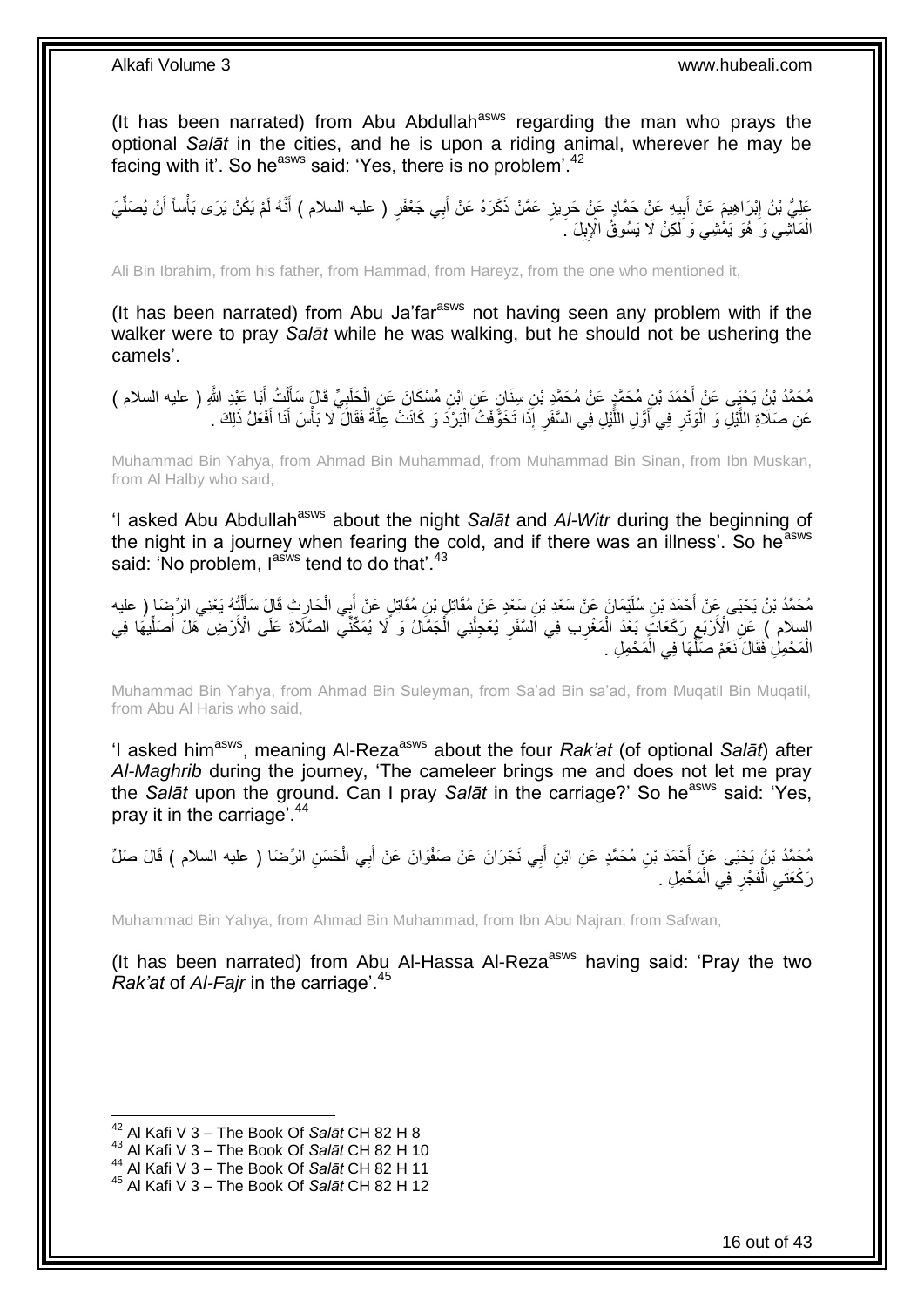(It has been narrated) from Abu Abdullah[asws] regarding the man who prays the optional *Salāt* in the cities, and he is upon a riding animal, wherever he may be facing with it'. So he[asws] said: 'Yes, there is no problem'.[42]

عَلِيُّ بْنُ إِبْرَاهِيمَ عَنْ أَبِيهِ عَنْ حَمَّادٍ عَنْ حَرِيزٍ عَمَّنْ ذَكَرَهُ عَنْ أَبِي جَعْفَرٍ ( عليه السلام ) أَنَّهُ لَمْ يَكُنْ يَرَى بَأْساً أَنْ يُصَلِّيَ الْمَاشِي وَ هُوَ يَمْشِي وَ لَكِنْ لَا يَسُوقُ الْإِبِلَ .

Ali Bin Ibrahim, from his father, from Hammad, from Hareyz, from the one who mentioned it,

(It has been narrated) from Abu Ja'far[asws] not having seen any problem with if the walker were to pray *Salāt* while he was walking, but he should not be ushering the camels'.

مُحَمَّدُ بْنُ يَحْيَى عَنْ أَحْمَدَ بْنِ مُحَمَّدٍ عَنْ مُحَمَّدِ بْنِ سِنَانٍ عَنِ ابْنِ مُسْكَانَ عَنِ الْحَلَبِيِّ قَالَ سَأَلْتُ أَبَا عَبْدِ اللَّهِ ( عليه السلام ) عَنْ صَلَاةِ اللَّيْلِ وَ الْوَتْرِ فِي أَوَّلِ اللَّيْلِ فِي السَّفَرِ إِذَا تَخَوَّفْتُ الْبَرْدَ وَ كَانَتْ عِلَّةٌ فَقَالَ لَا بَأْسَ أَنَا أَفْعَلُ ذَلِكَ .

Muhammad Bin Yahya, from Ahmad Bin Muhammad, from Muhammad Bin Sinan, from Ibn Muskan, from Al Halby who said,

'I asked Abu Abdullah[asws] about the night *Salāt* and *Al-Witr* during the beginning of the night in a journey when fearing the cold, and if there was an illness'. So he[asws] said: 'No problem, I[asws] tend to do that'.[43]

مُحَمَّدُ بْنُ يَحْيَى عَنْ أَحْمَدَ بْنِ سُلَيْمَانَ عَنْ سَعْدِ بْنِ سَعْدٍ عَنْ مُقَاتِلِ بْنِ مُقَاتِلٍ عَنْ أَبِي الْحَارِثِ قَالَ سَأَلْتُهُ يَعْنِي الرِّضَا ( عليه السلام ) عَنِ الْأَرْبَعِ رَكَعَاتٍ بَعْدَ الْمَغْرِبِ فِي السَّفَرِ يُعْجِلُنِي الْجَمَّالُ وَ لَا يُمَكِّنِّي الصَّلَاةَ عَلَى الْأَرْضِ هَلْ أُصَلِّيهَا فِي الْمَحْمِلِ فَقَالَ نَعَمْ صَلِّهَا فِي الْمَحْمِلِ .

Muhammad Bin Yahya, from Ahmad Bin Suleyman, from Sa'ad Bin sa'ad, from Muqatil Bin Muqatil, from Abu Al Haris who said,

'I asked him[asws], meaning Al-Reza[asws] about the four *Rak'at* (of optional *Salāt*) after *Al-Maghrib* during the journey, 'The cameleer brings me and does not let me pray the *Salāt* upon the ground. Can I pray *Salāt* in the carriage?' So he[asws] said: 'Yes, pray it in the carriage'.[44]

مُحَمَّدُ بْنُ يَحْيَى عَنْ أَحْمَدَ بْنِ مُحَمَّدٍ عَنِ ابْنِ أَبِي نَجْرَانَ عَنْ صَفْوَانَ عَنْ أَبِي الْحَسَنِ الرِّضَا ( عليه السلام ) قَالَ صَلِّ رَكْعَتَيِ الْفَجْرِ فِي الْمَحْمِلِ .

Muhammad Bin Yahya, from Ahmad Bin Muhammad, from Ibn Abu Najran, from Safwan,

(It has been narrated) from Abu Al-Hassa Al-Reza[asws] having said: 'Pray the two *Rak'at* of *Al-Fajr* in the carriage'.[45]

---

[42] Al Kafi V 3 – The Book Of *Salāt* CH 82 H 8
[43] Al Kafi V 3 – The Book Of *Salāt* CH 82 H 10
[44] Al Kafi V 3 – The Book Of *Salāt* CH 82 H 11
[45] Al Kafi V 3 – The Book Of *Salāt* CH 82 H 12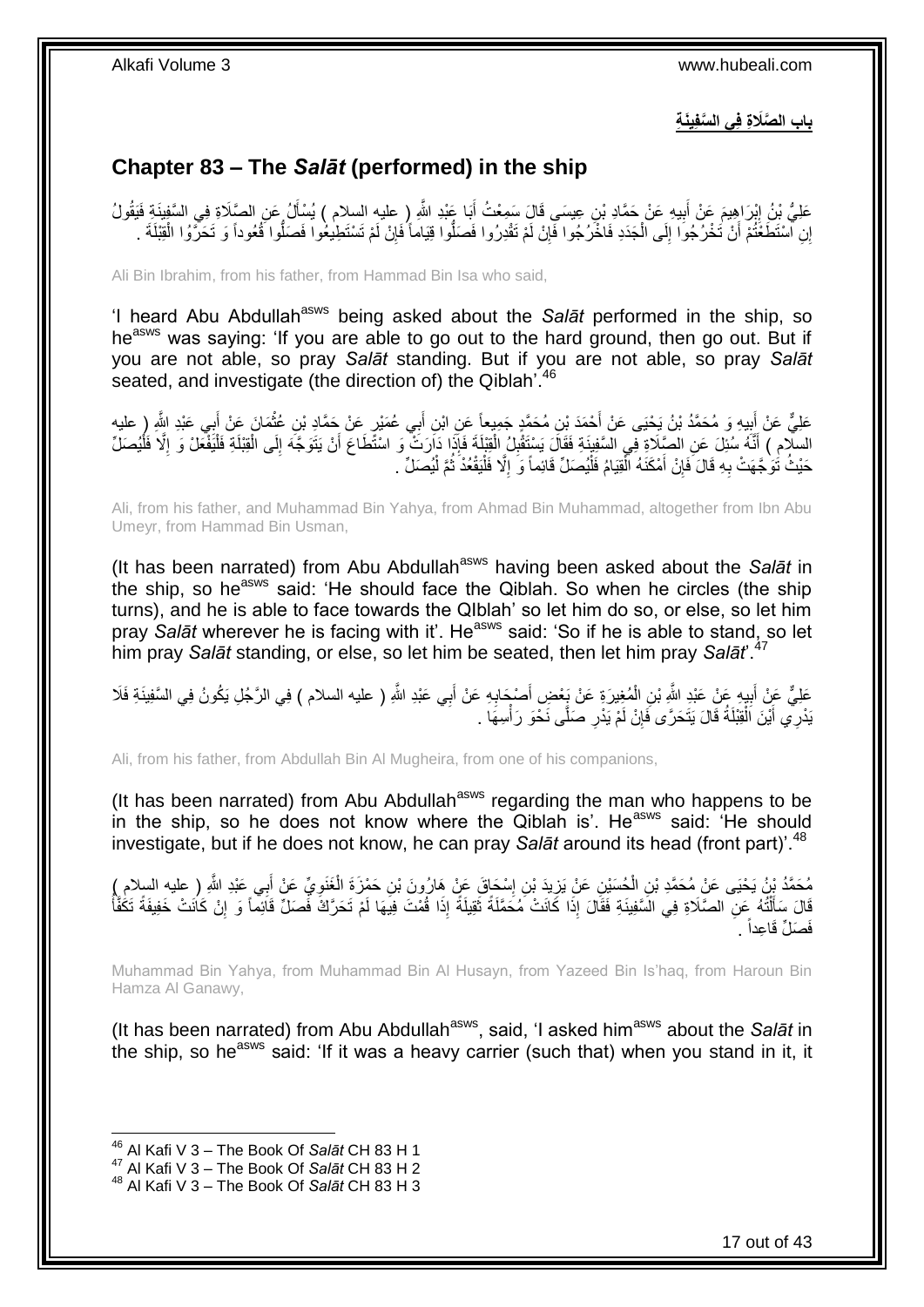## باب الصَّلَاةِ فِي السَّفِينَةِ

## Chapter 83 – The *Salāt* (performed) in the ship

عَلِيُّ بْنُ إِبْرَاهِيمَ عَنْ أَبِيهِ عَنْ حَمَّادِ بْنِ عِيسَى قَالَ سَمِعْتُ أَبَا عَبْدِ اللَّهِ ( عليه السلام ) يُسْأَلُ عَنِ الصَّلَاةِ فِي السَّفِينَةِ فَيَقُولُ إِنِ اسْتَطَعْتُمْ أَنْ تَخْرُجُوا إِلَى الْجَدَدِ فَاخْرُجُوا فَإِنْ لَمْ تَقْدِرُوا فَصَلُّوا قِيَاماً فَإِنْ لَمْ تَسْتَطِيعُوا فَصَلُّوا قُعُوداً وَ تَحَرَّوُا الْقِبْلَةَ .

Ali Bin Ibrahim, from his father, from Hammad Bin Isa who said,

'I heard Abu Abdullah[asws] being asked about the *Salāt* performed in the ship, so he[asws] was saying: 'If you are able to go out to the hard ground, then go out. But if you are not able, so pray *Salāt* standing. But if you are not able, so pray *Salāt* seated, and investigate (the direction of) the Qiblah'.[46]

عَلِيٌّ عَنْ أَبِيهِ وَ مُحَمَّدُ بْنُ يَحْيَى عَنْ أَحْمَدَ بْنِ مُحَمَّدٍ جَمِيعاً عَنِ ابْنِ أَبِي عُمَيْرٍ عَنْ حَمَّادِ بْنِ عُثْمَانَ عَنْ أَبِي عَبْدِ اللَّهِ ( عليه السلام ) أَنَّهُ سُئِلَ عَنِ الصَّلَاةِ فِي السَّفِينَةِ فَقَالَ يَسْتَقْبِلُ الْقِبْلَةَ فَإِذَا دَارَتْ وَ اسْتَطَاعَ أَنْ يَتَوَجَّهَ إِلَى الْقِبْلَةِ فَلْيَفْعَلْ وَ إِلَّا فَلْيُصَلِّ حَيْثُ تَوَجَّهَتْ بِهِ قَالَ فَإِنْ أَمْكَنَهُ الْقِيَامُ فَلْيُصَلِّ قَائِماً وَ إِلَّا فَلْيَقْعُدْ ثُمَّ لْيُصَلِّ .

Ali, from his father, and Muhammad Bin Yahya, from Ahmad Bin Muhammad, altogether from Ibn Abu Umeyr, from Hammad Bin Usman,

(It has been narrated) from Abu Abdullah[asws] having been asked about the *Salāt* in the ship, so he[asws] said: 'He should face the Qiblah. So when he circles (the ship turns), and he is able to face towards the QIblah' so let him do so, or else, so let him pray *Salāt* wherever he is facing with it'. He[asws] said: 'So if he is able to stand, so let him pray *Salāt* standing, or else, so let him be seated, then let him pray *Salāt*'.[47]

عَلِيٌّ عَنْ أَبِيهِ عَنْ عَبْدِ اللَّهِ بْنِ الْمُغِيرَةِ عَنْ بَعْضِ أَصْحَابِهِ عَنْ أَبِي عَبْدِ اللَّهِ ( عليه السلام ) فِي الرَّجُلِ يَكُونُ فِي السَّفِينَةِ فَلَا يَدْرِي أَيْنَ الْقِبْلَةُ قَالَ يَتَحَرَّى فَإِنْ لَمْ يَدْرِ صَلَّى نَحْوَ رَأْسِهَا .

Ali, from his father, from Abdullah Bin Al Mugheira, from one of his companions,

(It has been narrated) from Abu Abdullah[asws] regarding the man who happens to be in the ship, so he does not know where the Qiblah is'. He[asws] said: 'He should investigate, but if he does not know, he can pray *Salāt* around its head (front part)'.[48]

مُحَمَّدُ بْنُ يَحْيَى عَنْ مُحَمَّدِ بْنِ الْحُسَيْنِ عَنْ يَزِيدَ بْنِ إِسْحَاقَ عَنْ هَارُونَ بْنِ حَمْزَةَ الْغَنَوِيِّ عَنْ أَبِي عَبْدِ اللَّهِ ( عليه السلام ) قَالَ سَأَلْتُهُ عَنِ الصَّلَاةِ فِي السَّفِينَةِ فَقَالَ إِذَا كَانَتْ مُحَمَّلَةً ثَقِيلَةً إِذَا قُمْتَ فِيهَا لَمْ تَحَرَّكْ فَصَلِّ قَائِماً وَ إِنْ كَانَتْ خَفِيفَةً تَكَفَّأُ فَصَلِّ قَاعِداً .

Muhammad Bin Yahya, from Muhammad Bin Al Husayn, from Yazeed Bin Is'haq, from Haroun Bin Hamza Al Ganawy,

(It has been narrated) from Abu Abdullah[asws], said, 'I asked him[asws] about the *Salāt* in the ship, so he[asws] said: 'If it was a heavy carrier (such that) when you stand in it, it

---

[46] Al Kafi V 3 – The Book Of *Salāt* CH 83 H 1
[47] Al Kafi V 3 – The Book Of *Salāt* CH 83 H 2
[48] Al Kafi V 3 – The Book Of *Salāt* CH 83 H 3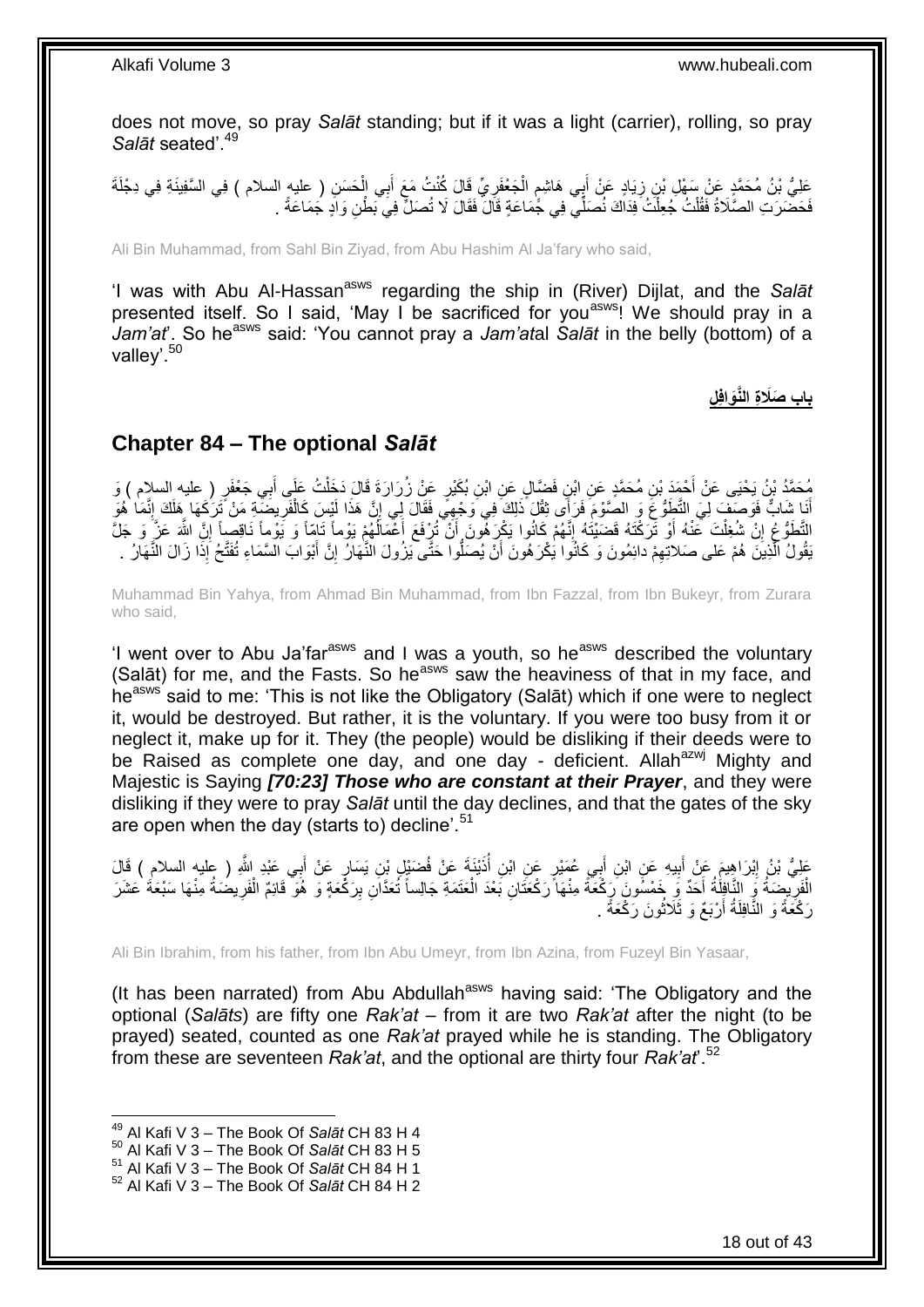does not move, so pray *Salāt* standing; but if it was a light (carrier), rolling, so pray *Salāt* seated'.[49]

عَلِيُّ بْنُ مُحَمَّدٍ عَنْ سَهْلِ بْنِ زِيَادٍ عَنْ أَبِي هَاشِمٍ الْجَعْفَرِيِّ قَالَ كُنْتُ مَعَ أَبِي الْحَسَنِ ( عليه السلام ) فِي السَّفِينَةِ فِي دِجْلَةَ فَحَضَرَتِ الصَّلَاةُ فَقُلْتُ جُعِلْتُ فِدَاكَ نُصَلِّي فِي جَمَاعَةٍ قَالَ فَقَالَ لَا تُصَلِّ فِي بَطْنِ وَادٍ جَمَاعَةً .

Ali Bin Muhammad, from Sahl Bin Ziyad, from Abu Hashim Al Ja'fary who said,

'I was with Abu Al-Hassan[asws] regarding the ship in (River) Dijlat, and the *Salāt* presented itself. So I said, 'May I be sacrificed for you[asws]! We should pray in a *Jam'at*'. So he[asws] said: 'You cannot pray a *Jam'at*al *Salāt* in the belly (bottom) of a valley'.[50]

## باب صَلَاةِ النَّوَافِلِ

## Chapter 84 – The optional *Salāt*

مُحَمَّدُ بْنُ يَحْيَى عَنْ أَحْمَدَ بْنِ مُحَمَّدٍ عَنِ ابْنِ فَضَّالٍ عَنِ ابْنِ بُكَيْرٍ عَنْ زُرَارَةَ قَالَ دَخَلْتُ عَلَى أَبِي جَعْفَرٍ ( عليه السلام ) وَ أَنَا شَابٌّ فَوَصَفَ لِيَ التَّطَوُّعَ وَ الصَّوْمَ فَرَأَى ثِقْلَ ذَلِكَ فِي وَجْهِي فَقَالَ لِي إِنَّ هَذَا لَيْسَ كَالْفَرِيضَةِ مَنْ تَرَكَهَا هَلَكَ إِنَّمَا هُوَ التَّطَوُّعُ إِنْ شُغِلْتَ عَنْهُ أَوْ تَرَكْتَهُ قَضَيْتَهُ إِنَّهُمْ كَانُوا يَكْرَهُونَ أَنْ تُرْفَعَ أَعْمَالُهُمْ يَوْماً تَامّاً وَ يَوْماً نَاقِصاً إِنَّ اللَّهَ عَزَّ وَ جَلَّ يَقُولُ الَّذِينَ هُمْ عَلى صَلاتِهِمْ دائِمُونَ وَ كَانُوا يَكْرَهُونَ أَنْ يُصَلُّوا حَتَّى يَزُولَ النَّهَارُ إِنَّ أَبْوَابَ السَّمَاءِ تُفَتَّحُ إِذَا زَالَ النَّهَارُ .

Muhammad Bin Yahya, from Ahmad Bin Muhammad, from Ibn Fazzal, from Ibn Bukeyr, from Zurara who said,

'I went over to Abu Ja'far[asws] and I was a youth, so he[asws] described the voluntary (Salāt) for me, and the Fasts. So he[asws] saw the heaviness of that in my face, and he[asws] said to me: 'This is not like the Obligatory (Salāt) which if one were to neglect it, would be destroyed. But rather, it is the voluntary. If you were too busy from it or neglect it, make up for it. They (the people) would be disliking if their deeds were to be Raised as complete one day, and one day - deficient. Allah[azwj] Mighty and Majestic is Saying ***[70:23] Those who are constant at their Prayer***, and they were disliking if they were to pray *Salāt* until the day declines, and that the gates of the sky are open when the day (starts to) decline'.[51]

عَلِيُّ بْنُ إِبْرَاهِيمَ عَنْ أَبِيهِ عَنِ ابْنِ أَبِي عُمَيْرٍ عَنِ ابْنِ أُذَيْنَةَ عَنْ فُضَيْلِ بْنِ يَسَارٍ عَنْ أَبِي عَبْدِ اللَّهِ ( عليه السلام ) قَالَ الْفَرِيضَةُ وَ النَّافِلَةُ أَحَدٌ وَ خَمْسُونَ رَكْعَةً مِنْهَا رَكْعَتَانِ بَعْدَ الْعَتَمَةِ جَالِساً تُعَدَّانِ بِرَكْعَةٍ وَ هُوَ قَائِمٌ الْفَرِيضَةُ مِنْهَا سَبْعَةَ عَشَرَ رَكْعَةً وَ النَّافِلَةُ أَرْبَعٌ وَ ثَلَاثُونَ رَكْعَةً .

Ali Bin Ibrahim, from his father, from Ibn Abu Umeyr, from Ibn Azina, from Fuzeyl Bin Yasaar,

(It has been narrated) from Abu Abdullah[asws] having said: 'The Obligatory and the optional (*Salāts*) are fifty one *Rak'at* – from it are two *Rak'at* after the night (to be prayed) seated, counted as one *Rak'at* prayed while he is standing. The Obligatory from these are seventeen *Rak'at*, and the optional are thirty four *Rak'at*'.[52]

[49] Al Kafi V 3 – The Book Of *Salāt* CH 83 H 4
[50] Al Kafi V 3 – The Book Of *Salāt* CH 83 H 5
[51] Al Kafi V 3 – The Book Of *Salāt* CH 84 H 1
[52] Al Kafi V 3 – The Book Of *Salāt* CH 84 H 2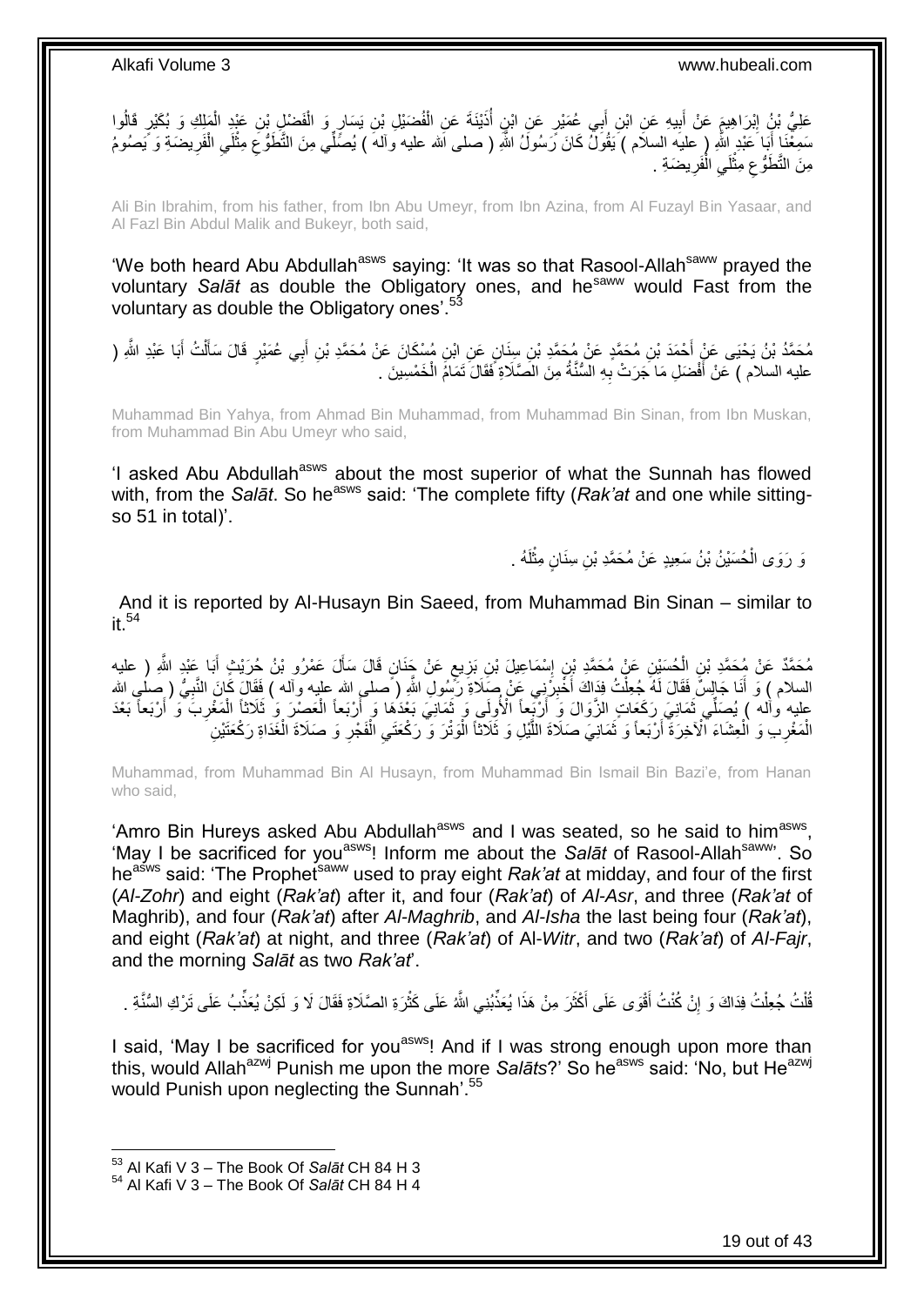عَلِيُّ بْنُ إِبْرَاهِيمَ عَنْ أَبِيهِ عَنِ ابْنِ أَبِي عُمَيْرٍ عَنِ ابْنِ أُذَيْنَةَ عَنِ الْفُضَيْلِ بْنِ يَسَارٍ وَ الْفَضْلِ بْنِ عَبْدِ الْمَلِكِ وَ بُكَيْرٍ قَالُوا سَمِعْنَا أَبَا عَبْدِ اللَّهِ ( عليه السلام ) يَقُولُ كَانَ رَسُولُ اللَّهِ ( صلى الله عليه وآله ) يُصَلِّي مِنَ التَّطَوُّعِ مِثْلَيِ الْفَرِيضَةِ وَ يَصُومُ مِنَ التَّطَوُّعِ مِثْلَيِ الْفَرِيضَةِ .

Ali Bin Ibrahim, from his father, from Ibn Abu Umeyr, from Ibn Azina, from Al Fuzayl Bin Yasaar, and Al Fazl Bin Abdul Malik and Bukeyr, both said,

'We both heard Abu Abdullah[asws] saying: 'It was so that Rasool-Allah[saww] prayed the voluntary *Salāt* as double the Obligatory ones, and he[saww] would Fast from the voluntary as double the Obligatory ones'.[53]

مُحَمَّدُ بْنُ يَحْيَى عَنْ أَحْمَدَ بْنِ مُحَمَّدٍ عَنْ مُحَمَّدِ بْنِ سِنَانٍ عَنِ ابْنِ مُسْكَانَ عَنْ مُحَمَّدِ بْنِ أَبِي عُمَيْرٍ قَالَ سَأَلْتُ أَبَا عَبْدِ اللَّهِ ( عليه السلام ) عَنْ أَفْضَلِ مَا جَرَتْ بِهِ السُّنَّةُ مِنَ الصَّلَاةِ فَقَالَ تَمَامُ الْخَمْسِينَ .

Muhammad Bin Yahya, from Ahmad Bin Muhammad, from Muhammad Bin Sinan, from Ibn Muskan, from Muhammad Bin Abu Umeyr who said,

'I asked Abu Abdullah[asws] about the most superior of what the Sunnah has flowed with, from the *Salāt*. So he[asws] said: 'The complete fifty (*Rak'at* and one while sitting- so 51 in total)'.

وَ رَوَى الْحُسَيْنُ بْنُ سَعِيدٍ عَنْ مُحَمَّدِ بْنِ سِنَانٍ مِثْلَهُ .

And it is reported by Al-Husayn Bin Saeed, from Muhammad Bin Sinan – similar to it.[54]

مُحَمَّدٌ عَنْ مُحَمَّدِ بْنِ الْحُسَيْنِ عَنْ مُحَمَّدِ بْنِ إِسْمَاعِيلَ بْنِ بَزِيعٍ عَنْ حَنَانٍ قَالَ سَأَلَ عَمْرُو بْنُ حُرَيْثٍ أَبَا عَبْدِ اللَّهِ ( عليه السلام ) وَ أَنَا جَالِسٌ فَقَالَ لَهُ جُعِلْتُ فِدَاكَ أَخْبِرْنِي عَنْ صَلَاةِ رَسُولِ اللَّهِ ( صلى الله عليه وآله ) فَقَالَ كَانَ النَّبِيُّ ( صلى الله عليه وآله ) يُصَلِّي ثَمَانِيَ رَكَعَاتٍ الزَّوَالَ وَ أَرْبَعاً الْأُولَى وَ ثَمَانِيَ بَعْدَهَا وَ أَرْبَعاً الْعَصْرَ وَ ثَلَاثاً الْمَغْرِبَ وَ أَرْبَعاً بَعْدَ الْمَغْرِبِ وَ الْعِشَاءَ الْآخِرَةَ أَرْبَعاً وَ ثَمَانِيَ صَلَاةَ اللَّيْلِ وَ ثَلَاثاً الْوَتْرَ وَ رَكْعَتَيِ الْفَجْرِ وَ صَلَاةَ الْغَدَاةِ رَكْعَتَيْنِ

Muhammad, from Muhammad Bin Al Husayn, from Muhammad Bin Ismail Bin Bazi'e, from Hanan who said,

'Amro Bin Hureys asked Abu Abdullah[asws] and I was seated, so he said to him[asws], 'May I be sacrificed for you[asws]! Inform me about the *Salāt* of Rasool-Allah[saww]'. So he[asws] said: 'The Prophet[saww] used to pray eight *Rak'at* at midday, and four of the first (*Al-Zohr*) and eight (*Rak'at*) after it, and four (*Rak'at*) of *Al-Asr*, and three (*Rak'at* of Maghrib), and four (*Rak'at*) after *Al-Maghrib*, and *Al-Isha* the last being four (*Rak'at*), and eight (*Rak'at*) at night, and three (*Rak'at*) of Al-*Witr*, and two (*Rak'at*) of *Al-Fajr*, and the morning *Salāt* as two *Rak'at*'.

قُلْتُ جُعِلْتُ فِدَاكَ وَ إِنْ كُنْتُ أَقْوَى عَلَى أَكْثَرَ مِنْ هَذَا يُعَذِّبُنِي اللَّهُ عَلَى كَثْرَةِ الصَّلَاةِ فَقَالَ لَا وَ لَكِنْ يُعَذِّبُ عَلَى تَرْكِ السُّنَّةِ .

I said, 'May I be sacrificed for you[asws]! And if I was strong enough upon more than this, would Allah[azwj] Punish me upon the more *Salāts*?' So he[asws] said: 'No, but He[azwj] would Punish upon neglecting the Sunnah'.[55]

---

[53] Al Kafi V 3 – The Book Of *Salāt* CH 84 H 3
[54] Al Kafi V 3 – The Book Of *Salāt* CH 84 H 4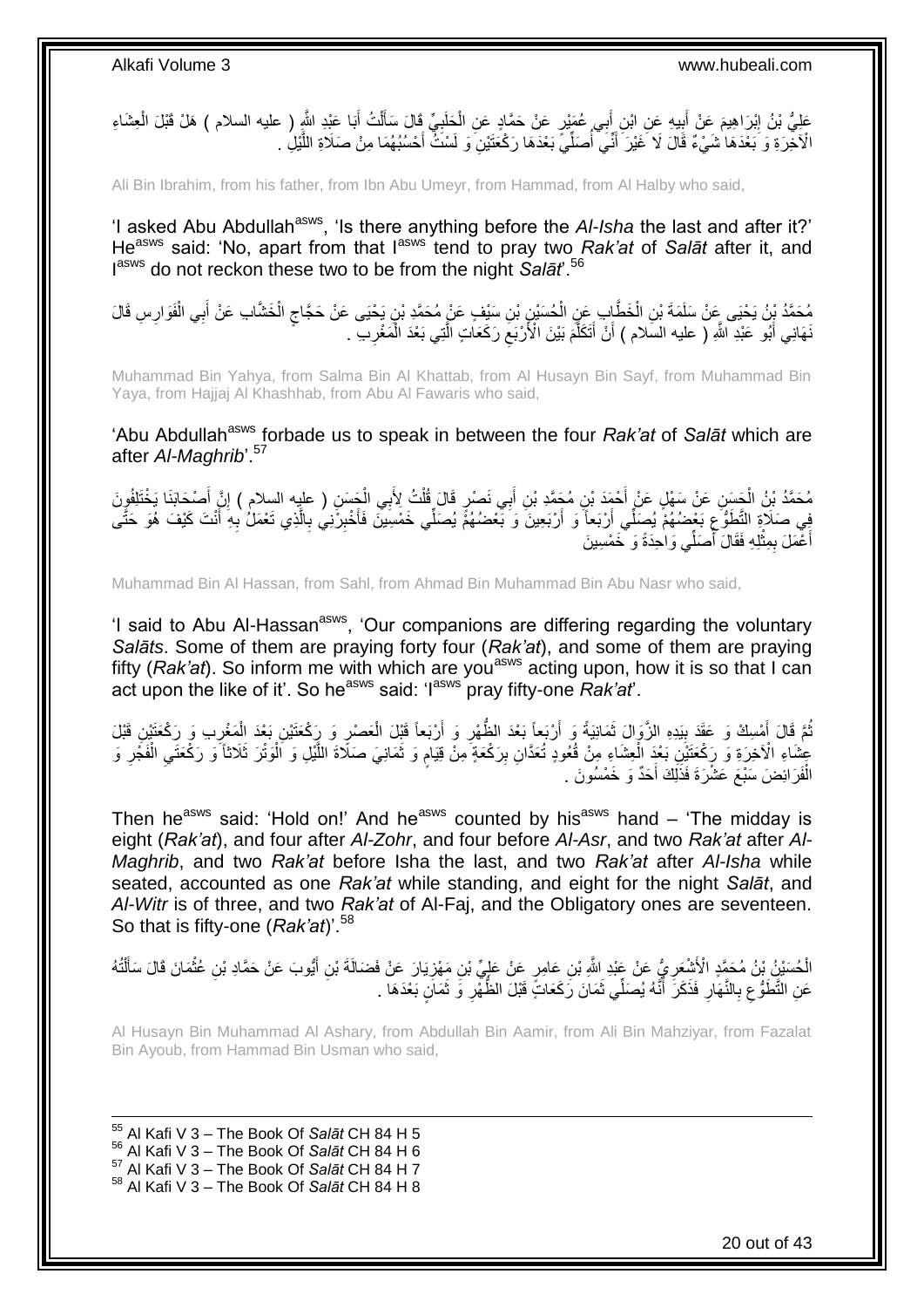عَلِيُّ بْنُ إِبْرَاهِيمَ عَنْ أَبِيهِ عَنِ ابْنِ أَبِي عُمَيْرٍ عَنْ حَمَّادٍ عَنِ الْحَلَبِيِّ قَالَ سَأَلْتُ أَبَا عَبْدِ اللَّهِ ( عليه السلام ) هَلْ قَبْلَ الْعِشَاءِ الْآخِرَةِ وَ بَعْدَهَا شَيْءٌ قَالَ لَا غَيْرَ أَنِّي أُصَلِّي بَعْدَهَا رَكْعَتَيْنِ وَ لَسْتُ أَحْسُبُهُمَا مِنْ صَلَاةِ اللَّيْلِ .

Ali Bin Ibrahim, from his father, from Ibn Abu Umeyr, from Hammad, from Al Halby who said,

'I asked Abu Abdullah[asws], 'Is there anything before the *Al-Isha* the last and after it?' He[asws] said: 'No, apart from that I[asws] tend to pray two *Rak'at* of *Salāt* after it, and I[asws] do not reckon these two to be from the night *Salāt*'.[56]

مُحَمَّدُ بْنُ يَحْيَى عَنْ سَلَمَةَ بْنِ الْخَطَّابِ عَنِ الْحُسَيْنِ بْنِ سَيْفٍ عَنْ مُحَمَّدِ بْنِ يَحْيَى عَنْ حَجَّاجٍ الْخَشَّابِ عَنْ أَبِي الْفَوَارِسِ قَالَ نَهَانِي أَبُو عَبْدِ اللَّهِ ( عليه السلام ) أَنْ أَتَكَلَّمَ بَيْنَ الْأَرْبَعِ رَكَعَاتٍ الَّتِي بَعْدَ الْمَغْرِبِ .

Muhammad Bin Yahya, from Salma Bin Al Khattab, from Al Husayn Bin Sayf, from Muhammad Bin Yaya, from Hajjaj Al Khashhab, from Abu Al Fawaris who said,

'Abu Abdullah[asws] forbade us to speak in between the four *Rak'at* of *Salāt* which are after *Al-Maghrib*'.[57]

مُحَمَّدُ بْنُ الْحَسَنِ عَنْ سَهْلٍ عَنْ أَحْمَدَ بْنِ مُحَمَّدِ بْنِ أَبِي نَصْرٍ قَالَ قُلْتُ لِأَبِي الْحَسَنِ ( عليه السلام ) إِنَّ أَصْحَابَنَا يَخْتَلِفُونَ فِي صَلَاةِ التَّطَوُّعِ بَعْضُهُمْ يُصَلِّي أَرْبَعاً وَ أَرْبَعِينَ وَ بَعْضُهُمْ يُصَلِّي خَمْسِينَ فَأَخْبِرْنِي بِالَّذِي تَعْمَلُ بِهِ أَنْتَ كَيْفَ هُوَ حَتَّى أَعْمَلَ بِمِثْلِهِ فَقَالَ أُصَلِّي وَاحِدَةً وَ خَمْسِينَ

Muhammad Bin Al Hassan, from Sahl, from Ahmad Bin Muhammad Bin Abu Nasr who said,

'I said to Abu Al-Hassan[asws], 'Our companions are differing regarding the voluntary *Salāts*. Some of them are praying forty four (*Rak'at*), and some of them are praying fifty (*Rak'at*). So inform me with which are you[asws] acting upon, how it is so that I can act upon the like of it'. So he[asws] said: 'I[asws] pray fifty-one *Rak'at*'.

ثُمَّ قَالَ أَمْسِكْ وَ عَقَدَ بِيَدِهِ الزَّوَالَ ثَمَانِيَةً وَ أَرْبَعاً بَعْدَ الظُّهْرِ وَ أَرْبَعاً قَبْلَ الْعَصْرِ وَ رَكْعَتَيْنِ بَعْدَ الْمَغْرِبِ وَ رَكْعَتَيْنِ قَبْلَ عِشَاءِ الْآخِرَةِ وَ رَكْعَتَيْنِ بَعْدَ الْعِشَاءِ مِنْ قُعُودٍ تُعَدَّانِ بِرَكْعَةٍ مِنْ قِيَامٍ وَ ثَمَانِيَ صَلَاةَ اللَّيْلِ وَ الْوَتْرَ ثَلَاثاً وَ رَكْعَتَيِ الْفَجْرِ وَ الْفَرَائِضَ سَبْعَ عَشْرَةَ فَذَلِكَ أَحَدٌ وَ خَمْسُونَ .

Then he[asws] said: 'Hold on!' And he[asws] counted by his[asws] hand – 'The midday is eight (*Rak'at*), and four after *Al-Zohr*, and four before *Al-Asr*, and two *Rak'at* after *Al-Maghrib*, and two *Rak'at* before Isha the last, and two *Rak'at* after *Al-Isha* while seated, accounted as one *Rak'at* while standing, and eight for the night *Salāt*, and *Al-Witr* is of three, and two *Rak'at* of Al-Faj, and the Obligatory ones are seventeen. So that is fifty-one (*Rak'at*)'.[58]

الْحُسَيْنُ بْنُ مُحَمَّدٍ الْأَشْعَرِيُّ عَنْ عَبْدِ اللَّهِ بْنِ عَامِرٍ عَنْ عَلِيِّ بْنِ مَهْزِيَارَ عَنْ فَضَالَةَ بْنِ أَيُّوبَ عَنْ حَمَّادِ بْنِ عُثْمَانَ قَالَ سَأَلْتُهُ عَنِ التَّطَوُّعِ بِالنَّهَارِ فَذَكَرَ أَنَّهُ يُصَلِّي ثَمَانَ رَكَعَاتٍ قَبْلَ الظُّهْرِ وَ ثَمَانٍ بَعْدَهَا .

Al Husayn Bin Muhammad Al Ashary, from Abdullah Bin Aamir, from Ali Bin Mahziyar, from Fazalat Bin Ayoub, from Hammad Bin Usman who said,

---

[55] Al Kafi V 3 – The Book Of *Salāt* CH 84 H 5
[56] Al Kafi V 3 – The Book Of *Salāt* CH 84 H 6
[57] Al Kafi V 3 – The Book Of *Salāt* CH 84 H 7
[58] Al Kafi V 3 – The Book Of *Salāt* CH 84 H 8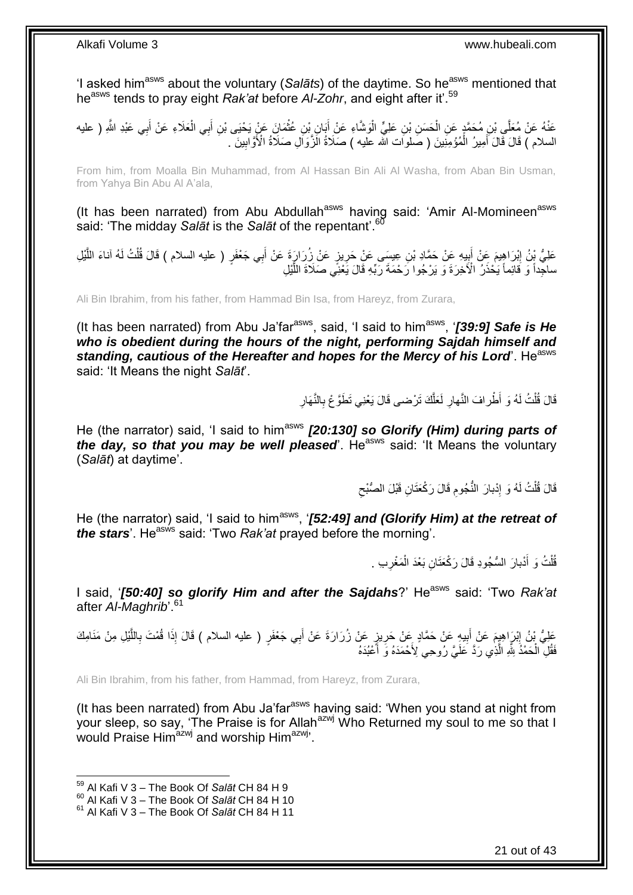'I asked him[asws] about the voluntary (*Salāts*) of the daytime. So he[asws] mentioned that he[asws] tends to pray eight *Rak'at* before *Al-Zohr*, and eight after it'.[59]

عَنْهُ عَنْ مُعَلَّى بْنِ مُحَمَّدٍ عَنِ الْحَسَنِ بْنِ عَلِيٍّ الْوَشَّاءِ عَنْ أَبَانِ بْنِ عُثْمَانَ عَنْ يَحْيَى بْنِ أَبِي الْعَلَاءِ عَنْ أَبِي عَبْدِ اللَّهِ ( عليه السلام ) قَالَ قَالَ أَمِيرُ الْمُؤْمِنِينَ ( صلوات الله عليه ) صَلَاةُ الزَّوَالِ صَلَاةُ الْأَوَّابِينَ .

From him, from Moalla Bin Muhammad, from Al Hassan Bin Ali Al Washa, from Aban Bin Usman, from Yahya Bin Abu Al A'ala,

(It has been narrated) from Abu Abdullah[asws] having said: 'Amir Al-Momineen[asws] said: 'The midday *Salāt* is the *Salāt* of the repentant'.[60]

عَلِيُّ بْنُ إِبْرَاهِيمَ عَنْ أَبِيهِ عَنْ حَمَّادِ بْنِ عِيسَى عَنْ حَرِيزٍ عَنْ زُرَارَةَ عَنْ أَبِي جَعْفَرٍ ( عليه السلام ) قَالَ قُلْتُ لَهُ آناءَ اللَّيْلِ ساجِداً وَ قائِماً يَحْذَرُ الْآخِرَةَ وَ يَرْجُوا رَحْمَةَ رَبِّهِ قَالَ يَعْنِي صَلَاةَ اللَّيْلِ

Ali Bin Ibrahim, from his father, from Hammad Bin Isa, from Hareyz, from Zurara,

(It has been narrated) from Abu Ja'far[asws], said, 'I said to him[asws], '*[39:9] Safe is He who is obedient during the hours of the night, performing Sajdah himself and standing, cautious of the Hereafter and hopes for the Mercy of his Lord*'. He[asws] said: 'It Means the night *Salāt*'.

قَالَ قُلْتُ لَهُ وَ أَطْرافَ النَّهارِ لَعَلَّكَ تَرْضى قَالَ يَعْنِي تَطَوُّعَ بِالنَّهَارِ

He (the narrator) said, 'I said to him[asws] *[20:130] so Glorify (Him) during parts of the day, so that you may be well pleased*'. He[asws] said: 'It Means the voluntary (*Salāt*) at daytime'.

قَالَ قُلْتُ لَهُ وَ إِدْبارَ النُّجُومِ قَالَ رَكْعَتَانِ قَبْلَ الصُّبْحِ

He (the narrator) said, 'I said to him[asws], '*[52:49] and (Glorify Him) at the retreat of the stars*'. He[asws] said: 'Two *Rak'at* prayed before the morning'.

قُلْتُ وَ أَدْبارَ السُّجُودِ قَالَ رَكْعَتَانِ بَعْدَ الْمَغْرِبِ .

I said, '*[50:40] so glorify Him and after the Sajdahs*?' He[asws] said: 'Two *Rak'at* after *Al-Maghrib*'.[61]

عَلِيُّ بْنُ إِبْرَاهِيمَ عَنْ أَبِيهِ عَنْ حَمَّادٍ عَنْ حَرِيزٍ عَنْ زُرَارَةَ عَنْ أَبِي جَعْفَرٍ ( عليه السلام ) قَالَ إِذَا قُمْتَ بِاللَّيْلِ مِنْ مَنَامِكَ فَقُلِ الْحَمْدُ لِلَّهِ الَّذِي رَدَّ عَلَيَّ رُوحِي لِأَحْمَدَهُ وَ أَعْبُدَهُ

Ali Bin Ibrahim, from his father, from Hammad, from Hareyz, from Zurara,

(It has been narrated) from Abu Ja'far[asws] having said: 'When you stand at night from your sleep, so say, 'The Praise is for Allah[azwj] Who Returned my soul to me so that I would Praise Him[azwj] and worship Him[azwj]'.

---

[59] Al Kafi V 3 – The Book Of *Salāt* CH 84 H 9
[60] Al Kafi V 3 – The Book Of *Salāt* CH 84 H 10
[61] Al Kafi V 3 – The Book Of *Salāt* CH 84 H 11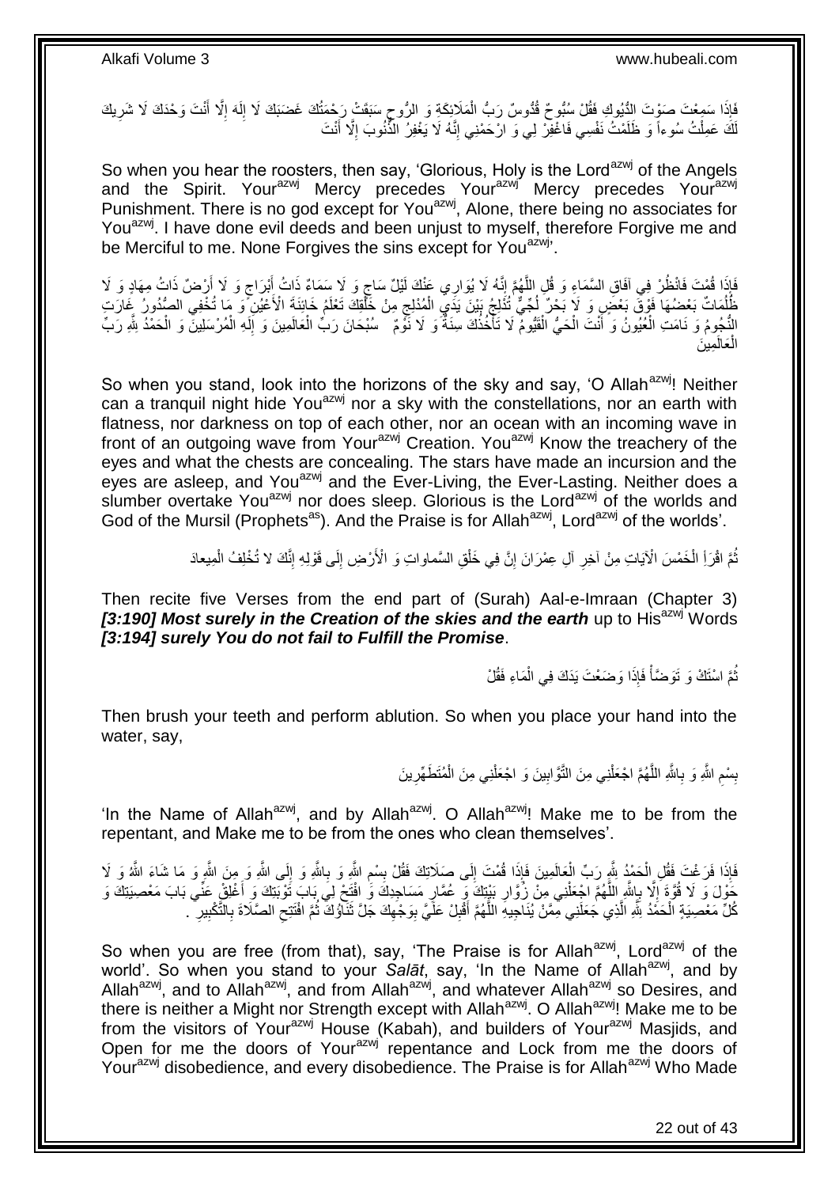فَإِذَا سَمِعْتَ صَوْتَ الدُّيُوكِ فَقُلْ سُبُّوحٌ قُدُّوسٌ رَبُّ الْمَلَائِكَةِ وَ الرُّوحِ سَبَقَتْ رَحْمَتُكَ غَضَبَكَ لَا إِلَهَ إِلَّا أَنْتَ وَحْدَكَ لَا شَرِيكَ لَكَ عَمِلْتُ سُوءاً وَ ظَلَمْتُ نَفْسِي فَاغْفِرْ لِي وَ ارْحَمْنِي إِنَّهُ لَا يَغْفِرُ الذُّنُوبَ إِلَّا أَنْتَ

So when you hear the roosters, then say, 'Glorious, Holy is the Lord[azwj] of the Angels and the Spirit. Your[azwj] Mercy precedes Your[azwj] Mercy precedes Your[azwj] Punishment. There is no god except for You[azwj], Alone, there being no associates for You[azwj]. I have done evil deeds and been unjust to myself, therefore Forgive me and be Merciful to me. None Forgives the sins except for You[azwj]'.

فَإِذَا قُمْتَ فَانْظُرْ فِي آفَاقِ السَّمَاءِ وَ قُلِ اللَّهُمَّ إِنَّهُ لَا يُوَارِي عَنْكَ لَيْلٌ سَاجٍ وَ لَا سَمَاءٌ ذَاتُ أَبْرَاجٍ وَ لَا أَرْضٌ ذَاتُ مِهَادٍ وَ لَا ظُلُمَاتٌ بَعْضُهَا فَوْقَ بَعْضٍ وَ لَا بَحْرٌ لُجِّيٌّ تُدْلِجُ بَيْنَ يَدَيِ الْمُدْلِجِ مِنْ خَلْقِكَ تَعْلَمُ خَائِنَةَ الْأَعْيُنِ وَ مَا تُخْفِي الصُّدُورُ غَارَتِ النُّجُومُ وَ نَامَتِ الْعُيُونُ وَ أَنْتَ الْحَيُّ الْقَيُّومُ لَا تَأْخُذُكَ سِنَةٌ وَ لَا نَوْمٌ سُبْحَانَ رَبِّ الْعَالَمِينَ وَ إِلَهِ الْمُرْسَلِينَ وَ الْحَمْدُ لِلَّهِ رَبِّ الْعَالَمِينَ

So when you stand, look into the horizons of the sky and say, 'O Allah[azwj]! Neither can a tranquil night hide You[azwj] nor a sky with the constellations, nor an earth with flatness, nor darkness on top of each other, nor an ocean with an incoming wave in front of an outgoing wave from Your[azwj] Creation. You[azwj] Know the treachery of the eyes and what the chests are concealing. The stars have made an incursion and the eyes are asleep, and You[azwj] and the Ever-Living, the Ever-Lasting. Neither does a slumber overtake You[azwj] nor does sleep. Glorious is the Lord[azwj] of the worlds and God of the Mursil (Prophets[as]). And the Praise is for Allah[azwj], Lord[azwj] of the worlds'.

ثُمَّ اقْرَأِ الْخَمْسَ الْآيَاتِ مِنْ آخِرِ آلِ عِمْرَانَ إِنَّ فِي خَلْقِ السَّماواتِ وَ الْأَرْضِ إِلَى قَوْلِهِ إِنَّكَ لا تُخْلِفُ الْمِيعادَ

Then recite five Verses from the end part of (Surah) Aal-e-Imraan (Chapter 3) ***[3:190] Most surely in the Creation of the skies and the earth*** up to His[azwj] Words ***[3:194] surely You do not fail to Fulfill the Promise***.

ثُمَّ اسْتَكْ وَ تَوَضَّأْ فَإِذَا وَضَعْتَ يَدَكَ فِي الْمَاءِ فَقُلْ

Then brush your teeth and perform ablution. So when you place your hand into the water, say,

بِسْمِ اللَّهِ وَ بِاللَّهِ اللَّهُمَّ اجْعَلْنِي مِنَ التَّوَّابِينَ وَ اجْعَلْنِي مِنَ الْمُتَطَهِّرِينَ

'In the Name of Allah[azwj], and by Allah[azwj]. O Allah[azwj]! Make me to be from the repentant, and Make me to be from the ones who clean themselves'.

فَإِذَا فَرَغْتَ فَقُلِ الْحَمْدُ لِلَّهِ رَبِّ الْعَالَمِينَ فَإِذَا قُمْتَ إِلَى صَلَاتِكَ فَقُلْ بِسْمِ اللَّهِ وَ بِاللَّهِ وَ إِلَى اللَّهِ وَ مِنَ اللَّهِ وَ مَا شَاءَ اللَّهُ وَ لَا حَوْلَ وَ لَا قُوَّةَ إِلَّا بِاللَّهِ اللَّهُمَّ اجْعَلْنِي مِنْ زُوَّارِ بَيْتِكَ وَ عُمَّارِ مَسَاجِدِكَ وَ افْتَحْ لِي بَابَ تَوْبَتِكَ وَ أَغْلِقْ عَنِّي بَابَ مَعْصِيَتِكَ وَ كُلِّ مَعْصِيَةٍ الْحَمْدُ لِلَّهِ الَّذِي جَعَلَنِي مِمَّنْ يُنَاجِيهِ اللَّهُمَّ أَقْبِلْ عَلَيَّ بِوَجْهِكَ جَلَّ ثَنَاؤُكَ ثُمَّ افْتَتِحِ الصَّلَاةَ بِالتَّكْبِيرِ .

So when you are free (from that), say, 'The Praise is for Allah[azwj], Lord[azwj] of the world'. So when you stand to your *Salāt*, say, 'In the Name of Allah[azwj], and by Allah[azwj], and to Allah[azwj], and from Allah[azwj], and whatever Allah[azwj] so Desires, and there is neither a Might nor Strength except with Allah[azwj]. O Allah[azwj]! Make me to be from the visitors of Your[azwj] House (Kabah), and builders of Your[azwj] Masjids, and Open for me the doors of Your[azwj] repentance and Lock from me the doors of Your[azwj] disobedience, and every disobedience. The Praise is for Allah[azwj] Who Made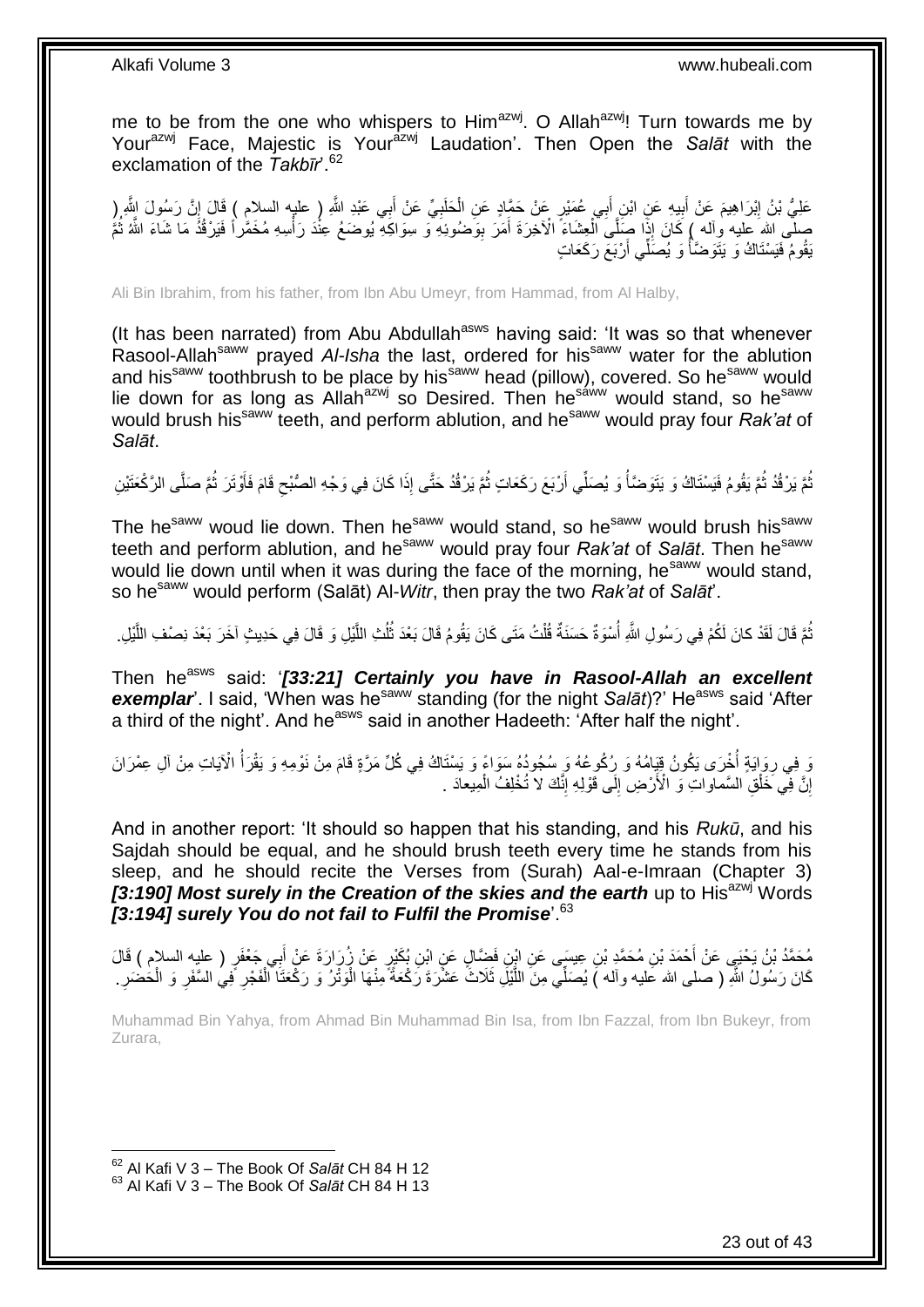me to be from the one who whispers to Him[azwj]. O Allah[azwj]! Turn towards me by Your[azwj] Face, Majestic is Your[azwj] Laudation'. Then Open the *Salāt* with the exclamation of the *Takbīr*'.[62]

عَلِيُّ بْنُ إِبْرَاهِيمَ عَنْ أَبِيهِ عَنِ ابْنِ أَبِي عُمَيْرٍ عَنْ حَمَّادٍ عَنِ الْحَلَبِيِّ عَنْ أَبِي عَبْدِ اللَّهِ ( عليه السلام ) قَالَ إِنَّ رَسُولَ اللَّهِ ( صلى الله عليه وآله ) كَانَ إِذَا صَلَّى الْعِشَاءَ الْآخِرَةَ أَمَرَ بِوَضُوئِهِ وَ سِوَاكِهِ يُوضَعُ عِنْدَ رَأْسِهِ مُخَمَّراً فَيَرْقُدُ مَا شَاءَ اللَّهُ ثُمَّ يَقُومُ فَيَسْتَاكُ وَ يَتَوَضَّأُ وَ يُصَلِّي أَرْبَعَ رَكَعَاتٍ

Ali Bin Ibrahim, from his father, from Ibn Abu Umeyr, from Hammad, from Al Halby,

(It has been narrated) from Abu Abdullah[asws] having said: 'It was so that whenever Rasool-Allah[saww] prayed *Al-Isha* the last, ordered for his[saww] water for the ablution and his[saww] toothbrush to be place by his[saww] head (pillow), covered. So he[saww] would lie down for as long as Allah[azwj] so Desired. Then he[saww] would stand, so he[saww] would brush his[saww] teeth, and perform ablution, and he[saww] would pray four *Rak'at* of *Salāt*.

ثُمَّ يَرْقُدُ ثُمَّ يَقُومُ فَيَسْتَاكُ وَ يَتَوَضَّأُ وَ يُصَلِّي أَرْبَعَ رَكَعَاتٍ ثُمَّ يَرْقُدُ حَتَّى إِذَا كَانَ فِي وَجْهِ الصُّبْحِ قَامَ فَأَوْتَرَ ثُمَّ صَلَّى الرَّكْعَتَيْنِ

The he[saww] woud lie down. Then he[saww] would stand, so he[saww] would brush his[saww] teeth and perform ablution, and he[saww] would pray four *Rak'at* of *Salāt*. Then he[saww] would lie down until when it was during the face of the morning, he[saww] would stand, so he[saww] would perform (Salāt) Al-*Witr*, then pray the two *Rak'at* of *Salāt*'.

ثُمَّ قَالَ لَقَدْ كانَ لَكُمْ فِي رَسُولِ اللَّهِ أُسْوَةٌ حَسَنَةٌ قُلْتُ مَتَى كَانَ يَقُومُ قَالَ بَعْدَ ثُلُثِ اللَّيْلِ وَ قَالَ فِي حَدِيثٍ آخَرَ بَعْدَ نِصْفِ اللَّيْلِ.

Then he[asws] said: '***[33:21] Certainly you have in Rasool-Allah an excellent exemplar***'. I said, 'When was he[saww] standing (for the night *Salāt*)?' He[asws] said 'After a third of the night'. And he[asws] said in another Hadeeth: 'After half the night'.

وَ فِي رِوَايَةٍ أُخْرَى يَكُونُ قِيَامُهُ وَ رُكُوعُهُ وَ سُجُودُهُ سَوَاءً وَ يَسْتَاكُ فِي كُلِّ مَرَّةٍ قَامَ مِنْ نَوْمِهِ وَ يَقْرَأُ الْآيَاتِ مِنْ آلِ عِمْرَانَ إِنَّ فِي خَلْقِ السَّماواتِ وَ الْأَرْضِ إِلَى قَوْلِهِ إِنَّكَ لا تُخْلِفُ الْمِيعادَ .

And in another report: 'It should so happen that his standing, and his *Rukū*, and his Sajdah should be equal, and he should brush teeth every time he stands from his sleep, and he should recite the Verses from (Surah) Aal-e-Imraan (Chapter 3) ***[3:190] Most surely in the Creation of the skies and the earth*** up to His[azwj] Words ***[3:194] surely You do not fail to Fulfil the Promise***'.[63]

مُحَمَّدُ بْنُ يَحْيَى عَنْ أَحْمَدَ بْنِ مُحَمَّدِ بْنِ عِيسَى عَنِ ابْنِ فَضَّالٍ عَنِ ابْنِ بُكَيْرٍ عَنْ زُرَارَةَ عَنْ أَبِي جَعْفَرٍ ( عليه السلام ) قَالَ كَانَ رَسُولُ اللَّهِ ( صلى الله عليه وآله ) يُصَلِّي مِنَ اللَّيْلِ ثَلَاثَ عَشْرَةَ رَكْعَةً مِنْهَا الْوَتْرُ وَ رَكْعَتَا الْفَجْرِ فِي السَّفَرِ وَ الْحَضَرِ.

Muhammad Bin Yahya, from Ahmad Bin Muhammad Bin Isa, from Ibn Fazzal, from Ibn Bukeyr, from Zurara,

[62] Al Kafi V 3 – The Book Of *Salāt* CH 84 H 12
[63] Al Kafi V 3 – The Book Of *Salāt* CH 84 H 13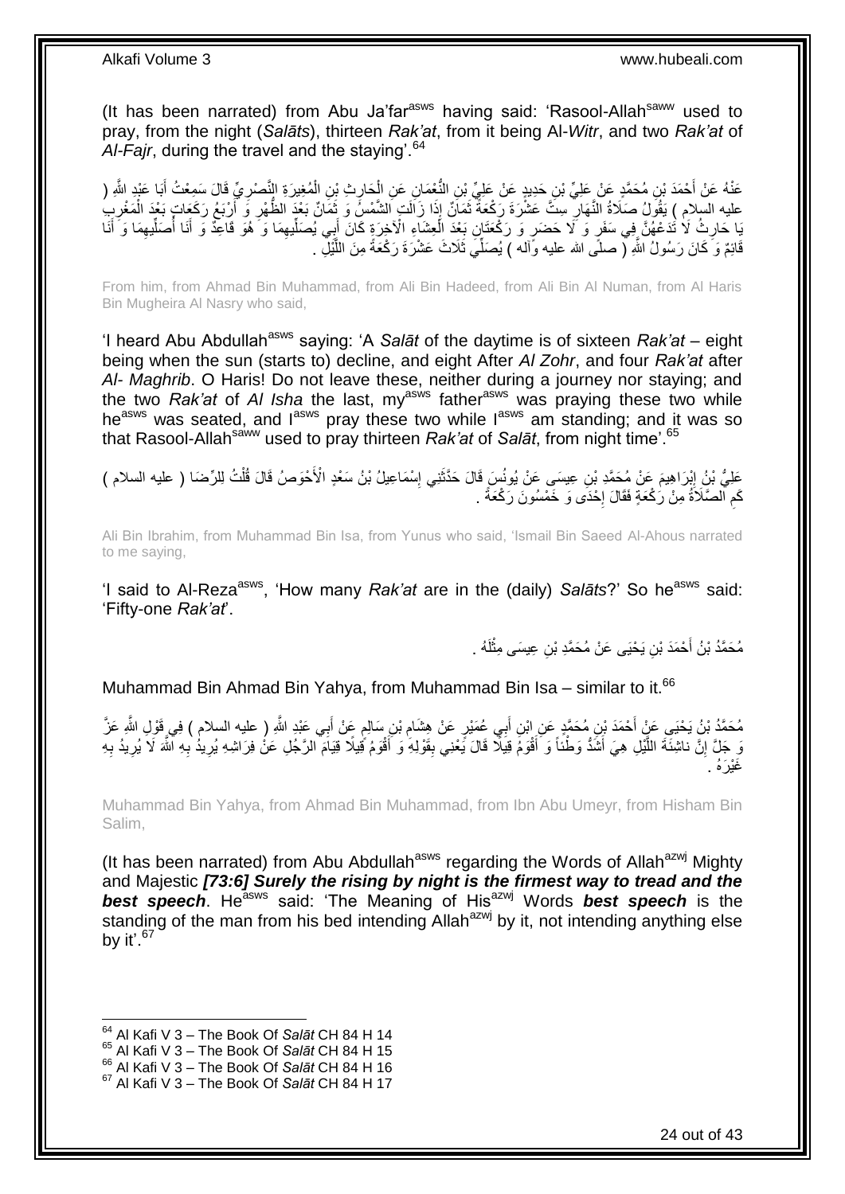(It has been narrated) from Abu Ja'far[asws] having said: 'Rasool-Allah[saww] used to pray, from the night (*Salāts*), thirteen *Rak'at*, from it being Al-*Witr*, and two *Rak'at* of *Al-Fajr*, during the travel and the staying'.[64]

عَنْهُ عَنْ أَحْمَدَ بْنِ مُحَمَّدٍ عَنْ عَلِيِّ بْنِ حَدِيدٍ عَنْ عَلِيِّ بْنِ النُّعْمَانِ عَنِ الْحَارِثِ بْنِ الْمُغِيرَةِ النَّصْرِيِّ قَالَ سَمِعْتُ أَبَا عَبْدِ اللَّهِ ( عليه السلام ) يَقُولُ صَلَاةُ النَّهَارِ سِتَّ عَشْرَةَ رَكْعَةً ثَمَانٌ إِذَا زَالَتِ الشَّمْسُ وَ ثَمَانٌ بَعْدَ الظُّهْرِ وَ أَرْبَعُ رَكَعَاتٍ بَعْدَ الْمَغْرِبِ يَا حَارِثُ لَا تَدَعْهُنَّ فِي سَفَرٍ وَ لَا حَضَرٍ وَ رَكْعَتَانِ بَعْدَ الْعِشَاءِ الْآخِرَةِ كَانَ أَبِي يُصَلِّيهِمَا وَ هُوَ قَاعِدٌ وَ أَنَا أُصَلِّيهِمَا وَ أَنَا قَائِمٌ وَ كَانَ رَسُولُ اللَّهِ ( صلى الله عليه وآله ) يُصَلِّي ثَلَاثَ عَشْرَةَ رَكْعَةً مِنَ اللَّيْلِ .

From him, from Ahmad Bin Muhammad, from Ali Bin Hadeed, from Ali Bin Al Numan, from Al Haris Bin Mugheira Al Nasry who said,

'I heard Abu Abdullah[asws] saying: 'A *Salāt* of the daytime is of sixteen *Rak'at* – eight being when the sun (starts to) decline, and eight After *Al Zohr*, and four *Rak'at* after *Al- Maghrib*. O Haris! Do not leave these, neither during a journey nor staying; and the two *Rak'at* of *Al Isha* the last, my[asws] father[asws] was praying these two while he[asws] was seated, and I[asws] pray these two while I[asws] am standing; and it was so that Rasool-Allah[saww] used to pray thirteen *Rak'at* of *Salāt*, from night time'.[65]

عَلِيُّ بْنُ إِبْرَاهِيمَ عَنْ مُحَمَّدِ بْنِ عِيسَى عَنْ يُونُسَ قَالَ حَدَّثَنِي إِسْمَاعِيلُ بْنُ سَعْدٍ الْأَحْوَصُ قَالَ قُلْتُ لِلرِّضَا ( عليه السلام ) كَمِ الصَّلَاةُ مِنْ رَكْعَةٍ فَقَالَ إِحْدَى وَ خَمْسُونَ رَكْعَةً .

Ali Bin Ibrahim, from Muhammad Bin Isa, from Yunus who said, 'Ismail Bin Saeed Al-Ahous narrated to me saying,

'I said to Al-Reza[asws], 'How many *Rak'at* are in the (daily) *Salāts*?' So he[asws] said: 'Fifty-one *Rak'at*'.

مُحَمَّدُ بْنُ أَحْمَدَ بْنِ يَحْيَى عَنْ مُحَمَّدِ بْنِ عِيسَى مِثْلَهُ .

Muhammad Bin Ahmad Bin Yahya, from Muhammad Bin Isa – similar to it.[66]

مُحَمَّدُ بْنُ يَحْيَى عَنْ أَحْمَدَ بْنِ مُحَمَّدٍ عَنِ ابْنِ أَبِي عُمَيْرٍ عَنْ هِشَامِ بْنِ سَالِمٍ عَنْ أَبِي عَبْدِ اللَّهِ ( عليه السلام ) فِي قَوْلِ اللَّهِ عَزَّ وَ جَلَّ إِنَّ ناشِئَةَ اللَّيْلِ هِيَ أَشَدُّ وَطْئاً وَ أَقْوَمُ قِيلًا قَالَ يَعْنِي بِقَوْلِهِ وَ أَقْوَمُ قِيلًا قِيَامَ الرَّجُلِ عَنْ فِرَاشِهِ يُرِيدُ بِهِ اللَّهَ لَا يُرِيدُ بِهِ غَيْرَهُ .

Muhammad Bin Yahya, from Ahmad Bin Muhammad, from Ibn Abu Umeyr, from Hisham Bin Salim,

(It has been narrated) from Abu Abdullah[asws] regarding the Words of Allah[azwj] Mighty and Majestic ***[73:6] Surely the rising by night is the firmest way to tread and the best speech***. He[asws] said: 'The Meaning of His[azwj] Words ***best speech*** is the standing of the man from his bed intending Allah[azwj] by it, not intending anything else by it'.[67]

---

[64] Al Kafi V 3 – The Book Of *Salāt* CH 84 H 14
[65] Al Kafi V 3 – The Book Of *Salāt* CH 84 H 15
[66] Al Kafi V 3 – The Book Of *Salāt* CH 84 H 16
[67] Al Kafi V 3 – The Book Of *Salāt* CH 84 H 17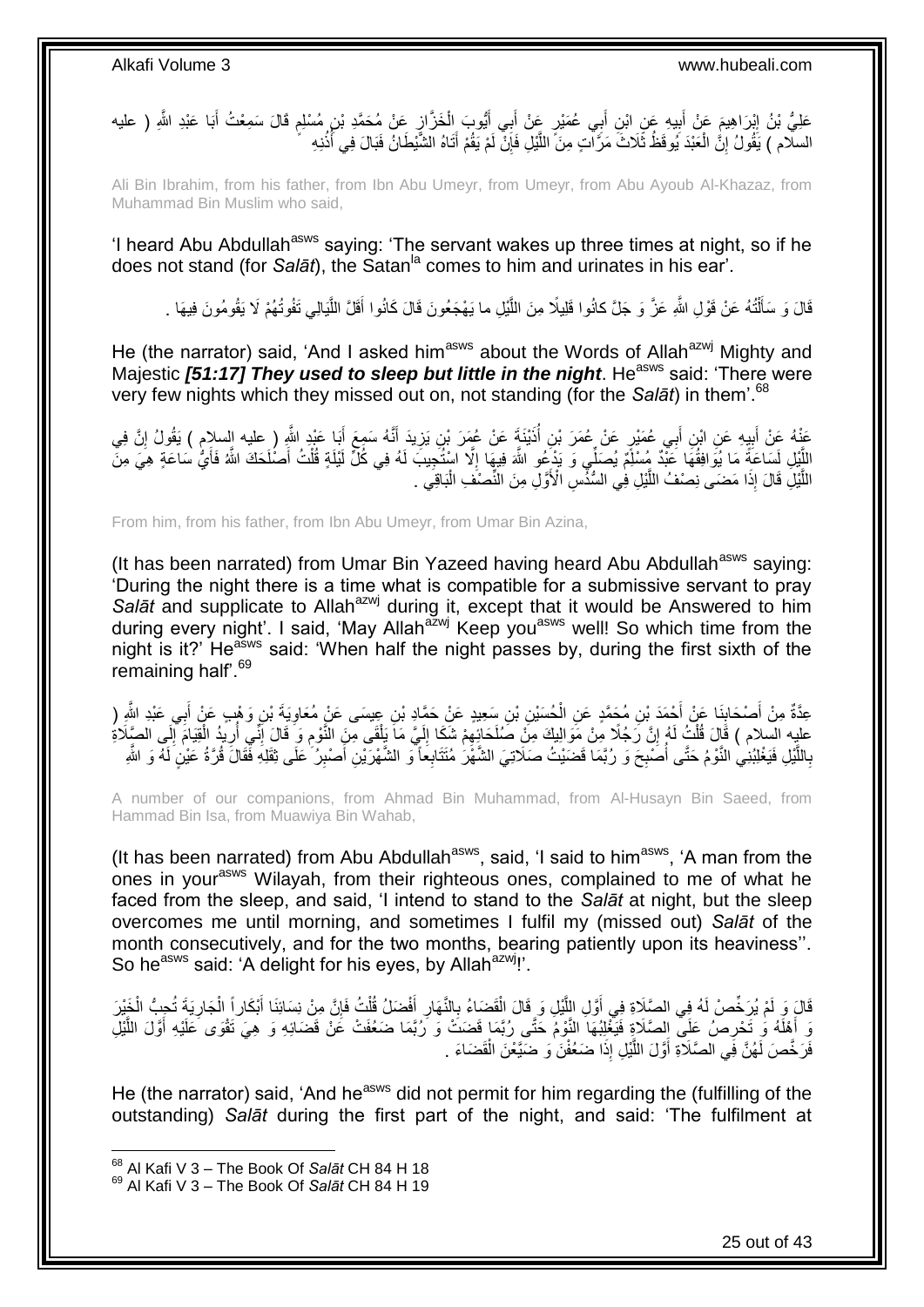عَلِيُّ بْنُ إِبْرَاهِيمَ عَنْ أَبِيهِ عَنِ ابْنِ أَبِي عُمَيْرٍ عَنْ أَبِي أَيُّوبَ الْخَزَّازِ عَنْ مُحَمَّدِ بْنِ مُسْلِمٍ قَالَ سَمِعْتُ أَبَا عَبْدِ اللَّهِ ( عليه السلام ) يَقُولُ إِنَّ الْعَبْدَ يُوقَظُ ثَلَاثَ مَرَّاتٍ مِنَ اللَّيْلِ فَإِنْ لَمْ يَقُمْ أَتَاهُ الشَّيْطَانُ فَبَالَ فِي أُذُنِهِ

Ali Bin Ibrahim, from his father, from Ibn Abu Umeyr, from Umeyr, from Abu Ayoub Al-Khazaz, from Muhammad Bin Muslim who said,

'I heard Abu Abdullah[asws] saying: 'The servant wakes up three times at night, so if he does not stand (for *Salāt*), the Satan[la] comes to him and urinates in his ear'.

قَالَ وَ سَأَلْتُهُ عَنْ قَوْلِ اللَّهِ عَزَّ وَ جَلَّ كانُوا قَلِيلًا مِنَ اللَّيْلِ ما يَهْجَعُونَ قَالَ كَانُوا أَقَلَّ اللَّيَالِي تَفُوتُهُمْ لَا يَقُومُونَ فِيهَا .

He (the narrator) said, 'And I asked him[asws] about the Words of Allah[azwj] Mighty and Majestic ***[51:17] They used to sleep but little in the night***. He[asws] said: 'There were very few nights which they missed out on, not standing (for the *Salāt*) in them'.[68]

عَنْهُ عَنْ أَبِيهِ عَنِ ابْنِ أَبِي عُمَيْرٍ عَنْ عُمَرَ بْنِ أُذَيْنَةَ عَنْ عُمَرَ بْنِ يَزِيدَ أَنَّهُ سَمِعَ أَبَا عَبْدِ اللَّهِ ( عليه السلام ) يَقُولُ إِنَّ فِي اللَّيْلِ لَسَاعَةً مَا يُوَافِقُهَا عَبْدٌ مُسْلِمٌ يُصَلِّي وَ يَدْعُو اللَّهَ فِيهَا إِلَّا اسْتُجِيبَ لَهُ فِي كُلِّ لَيْلَةٍ قُلْتُ أَصْلَحَكَ اللَّهُ فَأَيُّ سَاعَةٍ هِيَ مِنَ اللَّيْلِ قَالَ إِذَا مَضَى نِصْفُ اللَّيْلِ فِي السُّدُسِ الْأَوَّلِ مِنَ النِّصْفِ الْبَاقِي .

From him, from his father, from Ibn Abu Umeyr, from Umar Bin Azina,

(It has been narrated) from Umar Bin Yazeed having heard Abu Abdullah[asws] saying: 'During the night there is a time what is compatible for a submissive servant to pray *Salāt* and supplicate to Allah[azwj] during it, except that it would be Answered to him during every night'. I said, 'May Allah[azwj] Keep you[asws] well! So which time from the night is it?' He[asws] said: 'When half the night passes by, during the first sixth of the remaining half'.[69]

عِدَّةٌ مِنْ أَصْحَابِنَا عَنْ أَحْمَدَ بْنِ مُحَمَّدٍ عَنِ الْحُسَيْنِ بْنِ سَعِيدٍ عَنْ حَمَّادِ بْنِ عِيسَى عَنْ مُعَاوِيَةَ بْنِ وَهْبٍ عَنْ أَبِي عَبْدِ اللَّهِ ( عليه السلام ) قَالَ قُلْتُ لَهُ إِنَّ رَجُلًا مِنْ مَوَالِيكَ مِنْ صُلَحَائِهِمْ شَكَا إِلَيَّ مَا يَلْقَى مِنَ النَّوْمِ وَ قَالَ إِنِّي أُرِيدُ الْقِيَامَ إِلَى الصَّلَاةِ بِاللَّيْلِ فَيَغْلِبُنِي النَّوْمُ حَتَّى أُصْبِحَ وَ رُبَّمَا قَضَيْتُ صَلَاتِيَ الشَّهْرَ مُتَتَابِعاً وَ الشَّهْرَيْنِ أَصْبِرُ عَلَى ثِقَلِهِ فَقَالَ قُرَّةُ عَيْنٍ لَهُ وَ اللَّهِ

A number of our companions, from Ahmad Bin Muhammad, from Al-Husayn Bin Saeed, from Hammad Bin Isa, from Muawiya Bin Wahab,

(It has been narrated) from Abu Abdullah[asws], said, 'I said to him[asws], 'A man from the ones in your[asws] Wilayah, from their righteous ones, complained to me of what he faced from the sleep, and said, 'I intend to stand to the *Salāt* at night, but the sleep overcomes me until morning, and sometimes I fulfil my (missed out) *Salāt* of the month consecutively, and for the two months, bearing patiently upon its heaviness''. So he[asws] said: 'A delight for his eyes, by Allah[azwj]!'.

قَالَ وَ لَمْ يُرَخِّصْ لَهُ فِي الصَّلَاةِ فِي أَوَّلِ اللَّيْلِ وَ قَالَ الْقَضَاءُ بِالنَّهَارِ أَفْضَلُ قُلْتُ فَإِنَّ مِنْ نِسَائِنَا أَبْكَاراً الْجَارِيَةَ تُحِبُّ الْخَيْرَ وَ أَهْلَهُ وَ تَحْرِصُ عَلَى الصَّلَاةِ فَيَغْلِبُهَا النَّوْمُ حَتَّى رُبَّمَا قَضَتْ وَ رُبَّمَا ضَعُفَتْ عَنْ قَضَائِهِ وَ هِيَ تَقْوَى عَلَيْهِ أَوَّلَ اللَّيْلِ فَرَخَّصَ لَهُنَّ فِي الصَّلَاةِ أَوَّلَ اللَّيْلِ إِذَا ضَعُفْنَ وَ ضَيَّعْنَ الْقَضَاءَ .

He (the narrator) said, 'And he[asws] did not permit for him regarding the (fulfilling of the outstanding) *Salāt* during the first part of the night, and said: 'The fulfilment at

[68] Al Kafi V 3 – The Book Of *Salāt* CH 84 H 18
[69] Al Kafi V 3 – The Book Of *Salāt* CH 84 H 19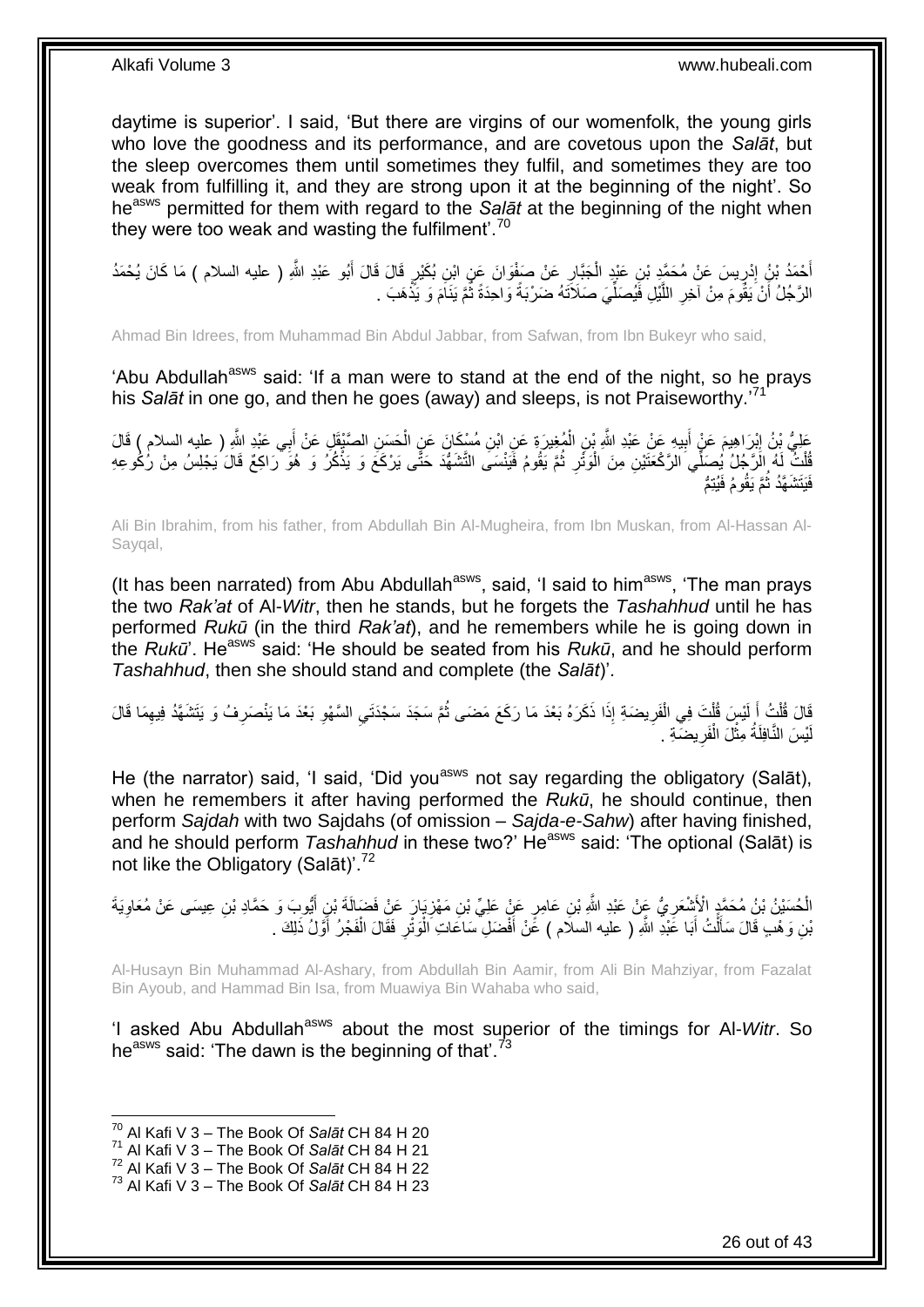daytime is superior'. I said, 'But there are virgins of our womenfolk, the young girls who love the goodness and its performance, and are covetous upon the *Salāt*, but the sleep overcomes them until sometimes they fulfil, and sometimes they are too weak from fulfilling it, and they are strong upon it at the beginning of the night'. So he[asws] permitted for them with regard to the *Salāt* at the beginning of the night when they were too weak and wasting the fulfilment'.[70]

أَحْمَدُ بْنُ إِدْرِيسَ عَنْ مُحَمَّدِ بْنِ عَبْدِ الْجَبَّارِ عَنْ صَفْوَانَ عَنِ ابْنِ بُكَيْرٍ قَالَ قَالَ أَبُو عَبْدِ اللَّهِ ( عليه السلام ) مَا كَانَ يُحْمَدُ الرَّجُلُ أَنْ يَقُومَ مِنْ آخِرِ اللَّيْلِ فَيُصَلِّيَ صَلَاتَهُ ضَرْبَةً وَاحِدَةً ثُمَّ يَنَامَ وَ يَذْهَبَ .

Ahmad Bin Idrees, from Muhammad Bin Abdul Jabbar, from Safwan, from Ibn Bukeyr who said,

'Abu Abdullah[asws] said: 'If a man were to stand at the end of the night, so he prays his *Salāt* in one go, and then he goes (away) and sleeps, is not Praiseworthy.'[71]

عَلِيُّ بْنُ إِبْرَاهِيمَ عَنْ أَبِيهِ عَنْ عَبْدِ اللَّهِ بْنِ الْمُغِيرَةِ عَنِ ابْنِ مُسْكَانَ عَنِ الْحَسَنِ الصَّيْقَلِ عَنْ أَبِي عَبْدِ اللَّهِ ( عليه السلام ) قَالَ قُلْتُ لَهُ الرَّجُلُ يُصَلِّي الرَّكْعَتَيْنِ مِنَ الْوَتْرِ ثُمَّ يَقُومُ فَيَنْسَى التَّشَهُّدَ حَتَّى يَرْكَعَ وَ يَذْكُرُ وَ هُوَ رَاكِعٌ قَالَ يَجْلِسُ مِنْ رُكُوعِهِ فَيَتَشَهَّدُ ثُمَّ يَقُومُ فَيُتِمُّ

Ali Bin Ibrahim, from his father, from Abdullah Bin Al-Mugheira, from Ibn Muskan, from Al-Hassan Al-Sayqal,

(It has been narrated) from Abu Abdullah[asws], said, 'I said to him[asws], 'The man prays the two *Rak'at* of Al-*Witr*, then he stands, but he forgets the *Tashahhud* until he has performed *Rukū* (in the third *Rak'at*), and he remembers while he is going down in the *Rukū*'. He[asws] said: 'He should be seated from his *Rukū*, and he should perform *Tashahhud*, then she should stand and complete (the *Salāt*)'.

قَالَ قُلْتُ أَ لَيْسَ قُلْتَ فِي الْفَرِيضَةِ إِذَا ذَكَرَهُ بَعْدَ مَا رَكَعَ مَضَى ثُمَّ سَجَدَ سَجْدَتَيِ السَّهْوِ بَعْدَ مَا يَنْصَرِفُ وَ يَتَشَهَّدُ فِيهِمَا قَالَ لَيْسَ النَّافِلَةُ مِثْلَ الْفَرِيضَةِ .

He (the narrator) said, 'I said, 'Did you[asws] not say regarding the obligatory (Salāt), when he remembers it after having performed the *Rukū*, he should continue, then perform *Sajdah* with two Sajdahs (of omission – *Sajda-e-Sahw*) after having finished, and he should perform *Tashahhud* in these two?' He[asws] said: 'The optional (Salāt) is not like the Obligatory (Salāt)'.[72]

الْحُسَيْنُ بْنُ مُحَمَّدٍ الْأَشْعَرِيُّ عَنْ عَبْدِ اللَّهِ بْنِ عَامِرٍ عَنْ عَلِيِّ بْنِ مَهْزِيَارَ عَنْ فَضَالَةَ بْنِ أَيُّوبَ وَ حَمَّادِ بْنِ عِيسَى عَنْ مُعَاوِيَةَ بْنِ وَهْبٍ قَالَ سَأَلْتُ أَبَا عَبْدِ اللَّهِ ( عليه السلام ) عَنْ أَفْضَلِ سَاعَاتِ الْوَتْرِ فَقَالَ الْفَجْرُ أَوَّلُ ذَلِكَ .

Al-Husayn Bin Muhammad Al-Ashary, from Abdullah Bin Aamir, from Ali Bin Mahziyar, from Fazalat Bin Ayoub, and Hammad Bin Isa, from Muawiya Bin Wahaba who said,

'I asked Abu Abdullah[asws] about the most superior of the timings for Al-*Witr*. So he[asws] said: 'The dawn is the beginning of that'.[73]

[70] Al Kafi V 3 – The Book Of *Salāt* CH 84 H 20
[71] Al Kafi V 3 – The Book Of *Salāt* CH 84 H 21
[72] Al Kafi V 3 – The Book Of *Salāt* CH 84 H 22
[73] Al Kafi V 3 – The Book Of *Salāt* CH 84 H 23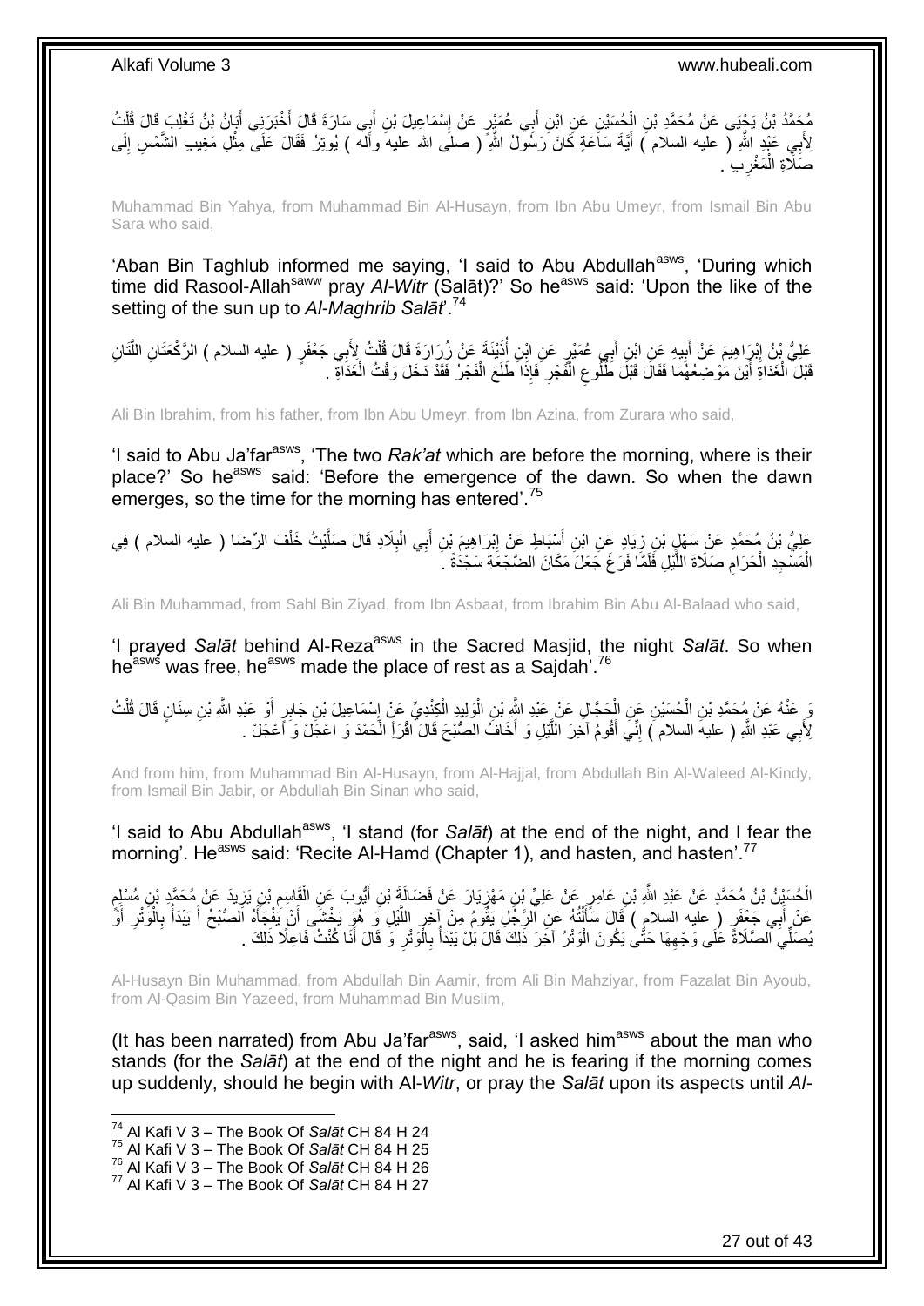مُحَمَّدُ بْنُ يَحْيَى عَنْ مُحَمَّدِ بْنِ الْحُسَيْنِ عَنِ ابْنِ أَبِي عُمَيْرٍ عَنْ إِسْمَاعِيلَ بْنِ أَبِي سَارَةَ قَالَ أَخْبَرَنِي أَبَانُ بْنُ تَغْلِبَ قَالَ قُلْتُ لِأَبِي عَبْدِ اللَّهِ ( عليه السلام ) أَيَّةَ سَاعَةٍ كَانَ رَسُولُ اللَّهِ ( صلى الله عليه وآله ) يُوتِرُ فَقَالَ عَلَى مِثْلِ مَغِيبِ الشَّمْسِ إِلَى صَلَاةِ الْمَغْرِبِ .

Muhammad Bin Yahya, from Muhammad Bin Al-Husayn, from Ibn Abu Umeyr, from Ismail Bin Abu Sara who said,

'Aban Bin Taghlub informed me saying, 'I said to Abu Abdullah[asws], 'During which time did Rasool-Allah[saww] pray *Al-Witr* (Salāt)?' So he[asws] said: 'Upon the like of the setting of the sun up to *Al-Maghrib Salāt*'.[74]

عَلِيُّ بْنُ إِبْرَاهِيمَ عَنْ أَبِيهِ عَنِ ابْنِ أَبِي عُمَيْرٍ عَنِ ابْنِ أُذَيْنَةَ عَنْ زُرَارَةَ قَالَ قُلْتُ لِأَبِي جَعْفَرٍ ( عليه السلام ) الرَّكْعَتَانِ اللَّتَانِ قَبْلَ الْغَدَاةِ أَيْنَ مَوْضِعُهُمَا فَقَالَ قَبْلَ طُلُوعِ الْفَجْرِ فَإِذَا طَلَعَ الْفَجْرُ فَقَدْ دَخَلَ وَقْتُ الْغَدَاةِ .

Ali Bin Ibrahim, from his father, from Ibn Abu Umeyr, from Ibn Azina, from Zurara who said,

'I said to Abu Ja'far[asws], 'The two *Rak'at* which are before the morning, where is their place?' So he[asws] said: 'Before the emergence of the dawn. So when the dawn emerges, so the time for the morning has entered'.[75]

عَلِيُّ بْنُ مُحَمَّدٍ عَنْ سَهْلِ بْنِ زِيَادٍ عَنِ ابْنِ أَسْبَاطٍ عَنْ إِبْرَاهِيمَ بْنِ أَبِي الْبِلَادِ قَالَ صَلَّيْتُ خَلْفَ الرِّضَا ( عليه السلام ) فِي الْمَسْجِدِ الْحَرَامِ صَلَاةَ اللَّيْلِ فَلَمَّا فَرَغَ جَعَلَ مَكَانَ الضَّجْعَةِ سَجْدَةً .

Ali Bin Muhammad, from Sahl Bin Ziyad, from Ibn Asbaat, from Ibrahim Bin Abu Al-Balaad who said,

'I prayed *Salāt* behind Al-Reza[asws] in the Sacred Masjid, the night *Salāt*. So when he[asws] was free, he[asws] made the place of rest as a Sajdah'.[76]

وَ عَنْهُ عَنْ مُحَمَّدِ بْنِ الْحُسَيْنِ عَنِ الْحَجَّالِ عَنْ عَبْدِ اللَّهِ بْنِ الْوَلِيدِ الْكِنْدِيِّ عَنْ إِسْمَاعِيلَ بْنِ جَابِرٍ أَوْ عَبْدِ اللَّهِ بْنِ سِنَانٍ قَالَ قُلْتُ لِأَبِي عَبْدِ اللَّهِ ( عليه السلام ) إِنِّي أَقُومُ آخِرَ اللَّيْلِ وَ أَخَافُ الصُّبْحَ قَالَ اقْرَأِ الْحَمْدَ وَ اعْجَلْ وَ اعْجَلْ .

And from him, from Muhammad Bin Al-Husayn, from Al-Hajjal, from Abdullah Bin Al-Waleed Al-Kindy, from Ismail Bin Jabir, or Abdullah Bin Sinan who said,

'I said to Abu Abdullah[asws], 'I stand (for *Salāt*) at the end of the night, and I fear the morning'. He[asws] said: 'Recite Al-Hamd (Chapter 1), and hasten, and hasten'.[77]

الْحُسَيْنُ بْنُ مُحَمَّدٍ عَنْ عَبْدِ اللَّهِ بْنِ عَامِرٍ عَنْ عَلِيِّ بْنِ مَهْزِيَارَ عَنْ فَضَالَةَ بْنِ أَيُّوبَ عَنِ الْقَاسِمِ بْنِ يَزِيدَ عَنْ مُحَمَّدِ بْنِ مُسْلِمٍ عَنْ أَبِي جَعْفَرٍ ( عليه السلام ) قَالَ سَأَلْتُهُ عَنِ الرَّجُلِ يَقُومُ مِنْ آخِرِ اللَّيْلِ وَ هُوَ يَخْشَى أَنْ يَفْجَأَهُ الصُّبْحُ أَ يَبْدَأُ بِالْوَتْرِ أَوْ يُصَلِّي الصَّلَاةَ عَلَى وَجْهِهَا حَتَّى يَكُونَ الْوَتْرُ آخِرَ ذَلِكَ قَالَ بَلْ يَبْدَأُ بِالْوَتْرِ وَ قَالَ أَنَا كُنْتُ فَاعِلًا ذَلِكَ .

Al-Husayn Bin Muhammad, from Abdullah Bin Aamir, from Ali Bin Mahziyar, from Fazalat Bin Ayoub, from Al-Qasim Bin Yazeed, from Muhammad Bin Muslim,

(It has been narrated) from Abu Ja'far[asws], said, 'I asked him[asws] about the man who stands (for the *Salāt*) at the end of the night and he is fearing if the morning comes up suddenly, should he begin with Al-*Witr*, or pray the *Salāt* upon its aspects until *Al-*

[74] Al Kafi V 3 – The Book Of *Salāt* CH 84 H 24
[75] Al Kafi V 3 – The Book Of *Salāt* CH 84 H 25
[76] Al Kafi V 3 – The Book Of *Salāt* CH 84 H 26
[77] Al Kafi V 3 – The Book Of *Salāt* CH 84 H 27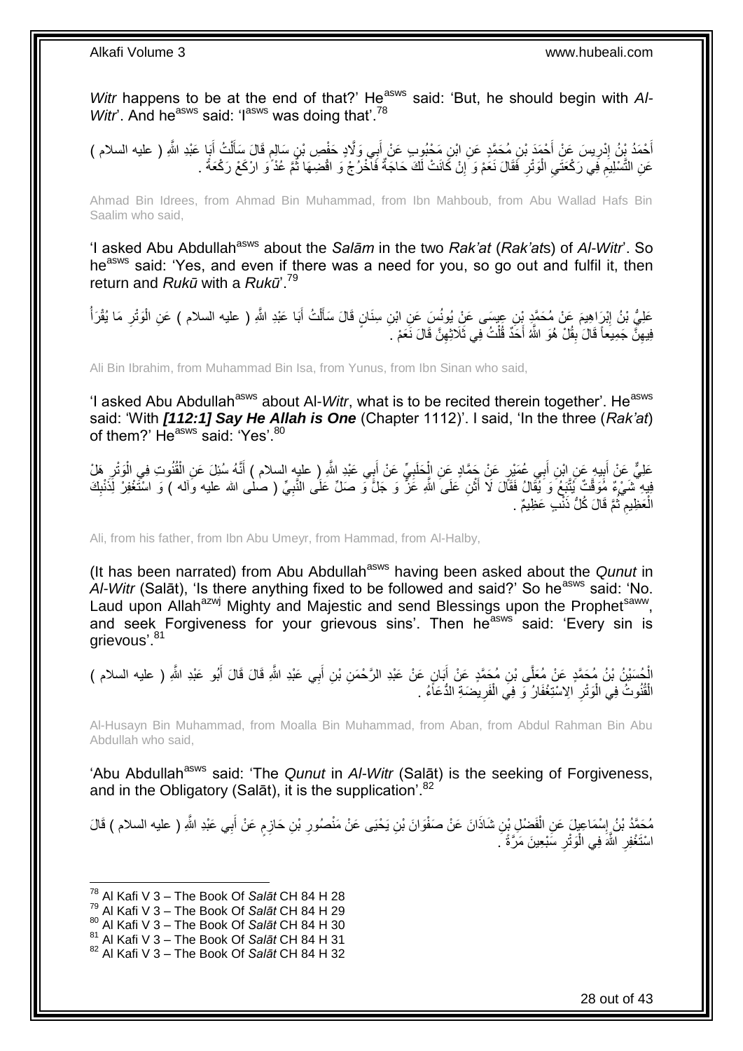*Witr* happens to be at the end of that?' He[asws] said: 'But, he should begin with *Al-Witr*'. And he[asws] said: 'I[asws] was doing that'.[78]

أَحْمَدُ بْنُ إِدْرِيسَ عَنْ أَحْمَدَ بْنِ مُحَمَّدٍ عَنِ ابْنِ مَحْبُوبٍ عَنْ أَبِي وَلَّادٍ حَفْصِ بْنِ سَالِمٍ قَالَ سَأَلْتُ أَبَا عَبْدِ اللَّهِ ( عليه السلام ) عَنِ التَّسْلِيمِ فِي رَكْعَتَيِ الْوَتْرِ فَقَالَ نَعَمْ وَ إِنْ كَانَتْ لَكَ حَاجَةٌ فَاخْرُجْ وَ اقْضِهَا ثُمَّ عُدْ وَ ارْكَعْ رَكْعَةً .

Ahmad Bin Idrees, from Ahmad Bin Muhammad, from Ibn Mahboub, from Abu Wallad Hafs Bin Saalim who said,

'I asked Abu Abdullah[asws] about the *Salām* in the two *Rak'at* (*Rak'at*s) of *Al-Witr*'. So he[asws] said: 'Yes, and even if there was a need for you, so go out and fulfil it, then return and *Rukū* with a *Rukū*'.[79]

عَلِيُّ بْنُ إِبْرَاهِيمَ عَنْ مُحَمَّدِ بْنِ عِيسَى عَنْ يُونُسَ عَنِ ابْنِ سِنَانٍ قَالَ سَأَلْتُ أَبَا عَبْدِ اللَّهِ ( عليه السلام ) عَنِ الْوَتْرِ مَا يُقْرَأُ فِيهِنَّ جَمِيعاً قَالَ بِقُلْ هُوَ اللَّهُ أَحَدٌ قُلْتُ فِي ثَلَاثِهِنَّ قَالَ نَعَمْ .

Ali Bin Ibrahim, from Muhammad Bin Isa, from Yunus, from Ibn Sinan who said,

'I asked Abu Abdullah[asws] about Al-*Witr*, what is to be recited therein together'. He[asws] said: 'With ***[112:1] Say He Allah is One*** (Chapter 1112)'. I said, 'In the three (*Rak'at*) of them?' He[asws] said: 'Yes'.[80]

عَلِيٌّ عَنْ أَبِيهِ عَنِ ابْنِ أَبِي عُمَيْرٍ عَنْ حَمَّادٍ عَنِ الْحَلَبِيِّ عَنْ أَبِي عَبْدِ اللَّهِ ( عليه السلام ) أَنَّهُ سُئِلَ عَنِ الْقُنُوتِ فِي الْوَتْرِ هَلْ فِيهِ شَيْءٌ مُوَقَّتٌ يُتَّبَعُ وَ يُقَالُ فَقَالَ لَا أَثْنِ عَلَى اللَّهِ عَزَّ وَ جَلَّ وَ صَلِّ عَلَى النَّبِيِّ ( صلى الله عليه وآله ) وَ اسْتَغْفِرْ لِذَنْبِكَ الْعَظِيمِ ثُمَّ قَالَ كُلُّ ذَنْبٍ عَظِيمٌ .

Ali, from his father, from Ibn Abu Umeyr, from Hammad, from Al-Halby,

(It has been narrated) from Abu Abdullah[asws] having been asked about the *Qunut* in *Al-Witr* (Salāt), 'Is there anything fixed to be followed and said?' So he[asws] said: 'No. Laud upon Allah[azwj] Mighty and Majestic and send Blessings upon the Prophet[saww], and seek Forgiveness for your grievous sins'. Then he[asws] said: 'Every sin is grievous'.[81]

الْحُسَيْنُ بْنُ مُحَمَّدٍ عَنْ مُعَلَّى بْنِ مُحَمَّدٍ عَنْ أَبَانٍ عَنْ عَبْدِ الرَّحْمَنِ بْنِ أَبِي عَبْدِ اللَّهِ قَالَ قَالَ أَبُو عَبْدِ اللَّهِ ( عليه السلام ) الْقُنُوتُ فِي الْوَتْرِ الِاسْتِغْفَارُ وَ فِي الْفَرِيضَةِ الدُّعَاءُ .

Al-Husayn Bin Muhammad, from Moalla Bin Muhammad, from Aban, from Abdul Rahman Bin Abu Abdullah who said,

'Abu Abdullah[asws] said: 'The *Qunut* in *Al-Witr* (Salāt) is the seeking of Forgiveness, and in the Obligatory (Salāt), it is the supplication'.[82]

مُحَمَّدُ بْنُ إِسْمَاعِيلَ عَنِ الْفَضْلِ بْنِ شَاذَانَ عَنْ صَفْوَانَ بْنِ يَحْيَى عَنْ مَنْصُورِ بْنِ حَازِمٍ عَنْ أَبِي عَبْدِ اللَّهِ ( عليه السلام ) قَالَ اسْتَغْفِرِ اللَّهَ فِي الْوَتْرِ سَبْعِينَ مَرَّةً .

[78] Al Kafi V 3 – The Book Of *Salāt* CH 84 H 28
[79] Al Kafi V 3 – The Book Of *Salāt* CH 84 H 29
[80] Al Kafi V 3 – The Book Of *Salāt* CH 84 H 30
[81] Al Kafi V 3 – The Book Of *Salāt* CH 84 H 31
[82] Al Kafi V 3 – The Book Of *Salāt* CH 84 H 32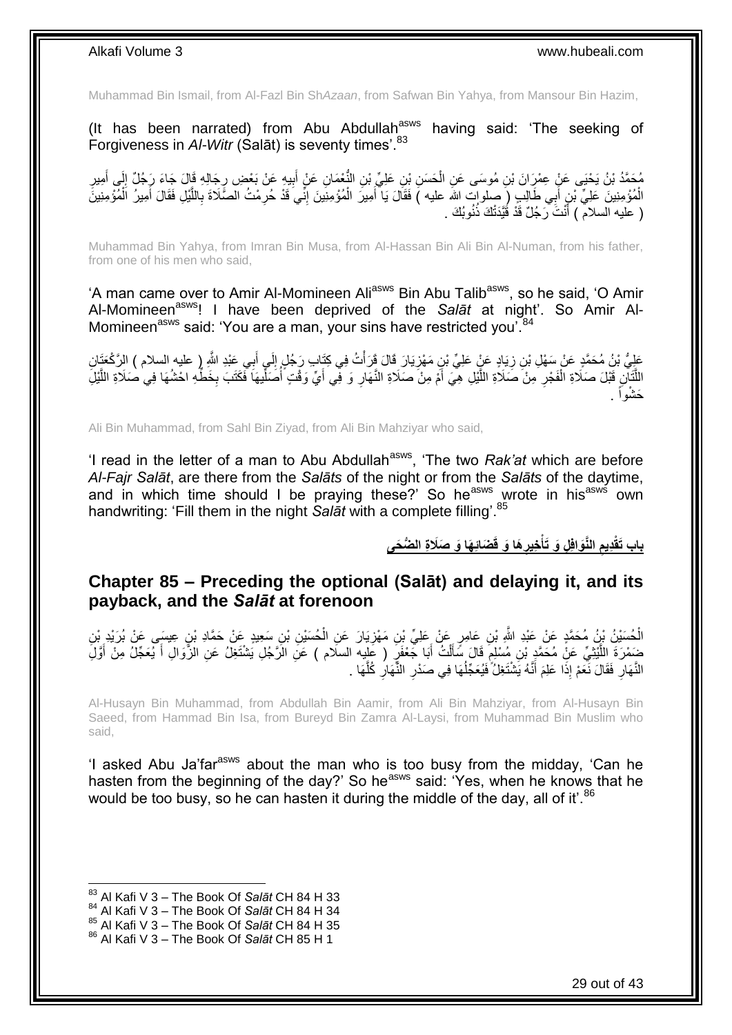Muhammad Bin Ismail, from Al-Fazl Bin Sh*Azaan*, from Safwan Bin Yahya, from Mansour Bin Hazim,

(It has been narrated) from Abu Abdullah[asws] having said: 'The seeking of Forgiveness in *Al-Witr* (Salāt) is seventy times'.[83]

مُحَمَّدُ بْنُ يَحْيَى عَنْ عِمْرَانَ بْنِ مُوسَى عَنِ الْحَسَنِ بْنِ عَلِيِّ بْنِ النُّعْمَانِ عَنْ أَبِيهِ عَنْ بَعْضِ رِجَالِهِ قَالَ جَاءَ رَجُلٌ إِلَى أَمِيرِ الْمُؤْمِنِينَ عَلِيِّ بْنِ أَبِي طَالِبٍ ( صلوات الله عليه ) فَقَالَ يَا أَمِيرَ الْمُؤْمِنِينَ إِنِّي قَدْ حُرِمْتُ الصَّلَاةَ بِاللَّيْلِ فَقَالَ أَمِيرُ الْمُؤْمِنِينَ ( عليه السلام ) أَنْتَ رَجُلٌ قَدْ قَيَّدَتْكَ ذُنُوبُكَ .

Muhammad Bin Yahya, from Imran Bin Musa, from Al-Hassan Bin Ali Bin Al-Numan, from his father, from one of his men who said,

'A man came over to Amir Al-Momineen Ali[asws] Bin Abu Talib[asws], so he said, 'O Amir Al-Momineen[asws]! I have been deprived of the *Salāt* at night'. So Amir Al-Momineen[asws] said: 'You are a man, your sins have restricted you'.[84]

عَلِيُّ بْنُ مُحَمَّدٍ عَنْ سَهْلِ بْنِ زِيَادٍ عَنْ عَلِيِّ بْنِ مَهْزِيَارَ قَالَ قَرَأْتُ فِي كِتَابِ رَجُلٍ إِلَى أَبِي عَبْدِ اللَّهِ ( عليه السلام ) الرَّكْعَتَانِ اللَّتَانِ قَبْلَ صَلَاةِ الْفَجْرِ مِنْ صَلَاةِ اللَّيْلِ هِيَ أَمْ مِنْ صَلَاةِ النَّهَارِ وَ فِي أَيِّ وَقْتٍ أُصَلِّيهِمَا فَكَتَبَ بِخَطِّهِ احْشُهَا فِي صَلَاةِ اللَّيْلِ حَشْواً .

Ali Bin Muhammad, from Sahl Bin Ziyad, from Ali Bin Mahziyar who said,

'I read in the letter of a man to Abu Abdullah[asws], 'The two *Rak'at* which are before *Al-Fajr Salāt*, are there from the *Salāts* of the night or from the *Salāts* of the daytime, and in which time should I be praying these?' So he[asws] wrote in his[asws] own handwriting: 'Fill them in the night *Salāt* with a complete filling'.[85]

## بَابِ تَقْدِيمِ النَّوَافِلِ وَ تَأْخِيرِهَا وَ قَضَائِهَا وَ صَلَاةِ الضُّحَى

## Chapter 85 – Preceding the optional (Salāt) and delaying it, and its payback, and the *Salāt* at forenoon

الْحُسَيْنُ بْنُ مُحَمَّدٍ عَنْ عَبْدِ اللَّهِ بْنِ عَامِرٍ عَنْ عَلِيِّ بْنِ مَهْزِيَارَ عَنِ الْحُسَيْنِ بْنِ سَعِيدٍ عَنْ حَمَّادِ بْنِ عِيسَى عَنْ بُرَيْدِ بْنِ ضَمْرَةَ اللَّيْثِيِّ عَنْ مُحَمَّدِ بْنِ مُسْلِمٍ قَالَ سَأَلْتُ أَبَا جَعْفَرٍ ( عليه السلام ) عَنِ الرَّجُلِ يَشْتَغِلُ عَنِ الزَّوَالِ أَ يُعَجِّلُ مِنْ أَوَّلِ النَّهَارِ فَقَالَ نَعَمْ إِذَا عَلِمَ أَنَّهُ يَشْتَغِلُ فَيُعَجِّلُهَا فِي صَدْرِ النَّهَارِ كُلَّهَا .

Al-Husayn Bin Muhammad, from Abdullah Bin Aamir, from Ali Bin Mahziyar, from Al-Husayn Bin Saeed, from Hammad Bin Isa, from Bureyd Bin Zamra Al-Laysi, from Muhammad Bin Muslim who said,

'I asked Abu Ja'far[asws] about the man who is too busy from the midday, 'Can he hasten from the beginning of the day?' So he[asws] said: 'Yes, when he knows that he would be too busy, so he can hasten it during the middle of the day, all of it'.[86]

---

[83] Al Kafi V 3 – The Book Of *Salāt* CH 84 H 33
[84] Al Kafi V 3 – The Book Of *Salāt* CH 84 H 34
[85] Al Kafi V 3 – The Book Of *Salāt* CH 84 H 35
[86] Al Kafi V 3 – The Book Of *Salāt* CH 85 H 1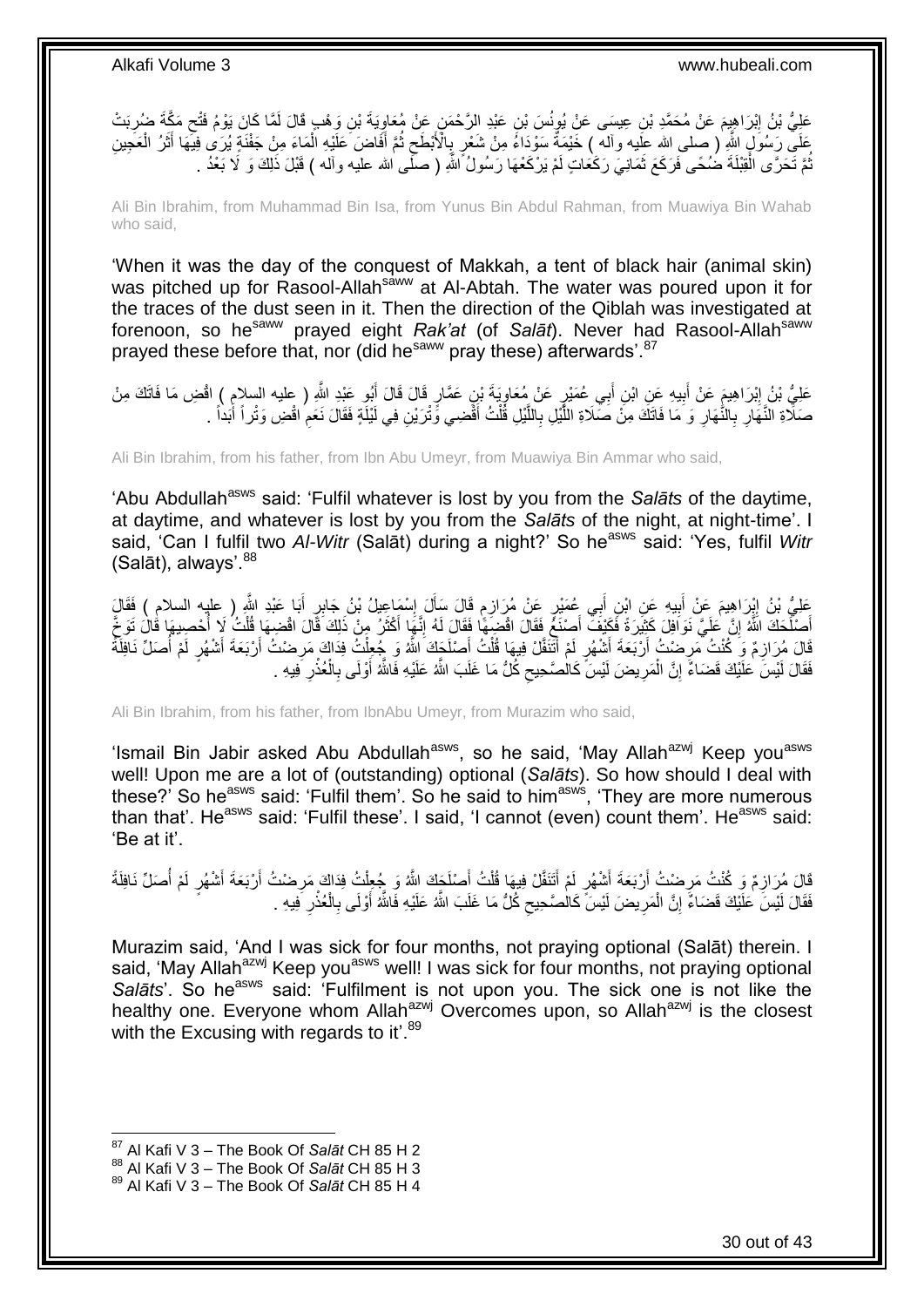عَلِيُّ بْنُ إِبْرَاهِيمَ عَنْ مُحَمَّدِ بْنِ عِيسَى عَنْ يُونُسَ بْنِ عَبْدِ الرَّحْمَنِ عَنْ مُعَاوِيَةَ بْنِ وَهْبٍ قَالَ لَمَّا كَانَ يَوْمُ فَتْحِ مَكَّةَ ضُرِبَتْ عَلَى رَسُولِ اللَّهِ ( صلى الله عليه وآله ) خَيْمَةٌ سَوْدَاءُ مِنْ شَعْرٍ بِالْأَبْطَحِ ثُمَّ أَفَاضَ عَلَيْهِ الْمَاءَ مِنْ جَفْنَةٍ يُرَى فِيهَا أَثَرُ الْعَجِينِ ثُمَّ تَحَرَّى الْقِبْلَةَ ضُحًى فَرَكَعَ ثَمَانِيَ رَكَعَاتٍ لَمْ يَرْكَعْهَا رَسُولُ اللَّهِ ( صلى الله عليه وآله ) قَبْلَ ذَلِكَ وَ لَا بَعْدُ .

Ali Bin Ibrahim, from Muhammad Bin Isa, from Yunus Bin Abdul Rahman, from Muawiya Bin Wahab who said,

'When it was the day of the conquest of Makkah, a tent of black hair (animal skin) was pitched up for Rasool-Allah[saww] at Al-Abtah. The water was poured upon it for the traces of the dust seen in it. Then the direction of the Qiblah was investigated at forenoon, so he[saww] prayed eight *Rak'at* (of *Salāt*). Never had Rasool-Allah[saww] prayed these before that, nor (did he[saww] pray these) afterwards'.[87]

عَلِيُّ بْنُ إِبْرَاهِيمَ عَنْ أَبِيهِ عَنِ ابْنِ أَبِي عُمَيْرٍ عَنْ مُعَاوِيَةَ بْنِ عَمَّارٍ قَالَ قَالَ أَبُو عَبْدِ اللَّهِ ( عليه السلام ) اقْضِ مَا فَاتَكَ مِنْ صَلَاةِ النَّهَارِ بِالنَّهَارِ وَ مَا فَاتَكَ مِنْ صَلَاةِ اللَّيْلِ بِاللَّيْلِ قُلْتُ أَقْضِي وَتْرَيْنِ فِي لَيْلَةٍ فَقَالَ نَعَمِ اقْضِ وَتْراً أَبَداً .

Ali Bin Ibrahim, from his father, from Ibn Abu Umeyr, from Muawiya Bin Ammar who said,

'Abu Abdullah[asws] said: 'Fulfil whatever is lost by you from the *Salāts* of the daytime, at daytime, and whatever is lost by you from the *Salāts* of the night, at night-time'. I said, 'Can I fulfil two *Al-Witr* (Salāt) during a night?' So he[asws] said: 'Yes, fulfil *Witr* (Salāt), always'.[88]

عَلِيُّ بْنُ إِبْرَاهِيمَ عَنْ أَبِيهِ عَنِ ابْنِ أَبِي عُمَيْرٍ عَنْ مُرَازِمٍ قَالَ سَأَلَ إِسْمَاعِيلُ بْنُ جَابِرٍ أَبَا عَبْدِ اللَّهِ ( عليه السلام ) فَقَالَ أَصْلَحَكَ اللَّهُ إِنَّ عَلَيَّ نَوَافِلَ كَثِيرَةً فَكَيْفَ أَصْنَعُ فَقَالَ اقْضِهَا فَقَالَ لَهُ إِنَّهَا أَكْثَرُ مِنْ ذَلِكَ قَالَ اقْضِهَا قُلْتُ لَا أُحْصِيهَا قَالَ تَوَخَّ قَالَ مُرَازِمٌ وَ كُنْتُ مَرِضْتُ أَرْبَعَةَ أَشْهُرٍ لَمْ أَتَنَفَّلْ فِيهَا قُلْتُ أَصْلَحَكَ اللَّهُ وَ جُعِلْتُ فِدَاكَ مَرِضْتُ أَرْبَعَةَ أَشْهُرٍ لَمْ أُصَلِّ نَافِلَةً فَقَالَ لَيْسَ عَلَيْكَ قَضَاءٌ إِنَّ الْمَرِيضَ لَيْسَ كَالصَّحِيحِ كُلُّ مَا غَلَبَ اللَّهُ عَلَيْهِ فَاللَّهُ أَوْلَى بِالْعُذْرِ فِيهِ .

Ali Bin Ibrahim, from his father, from IbnAbu Umeyr, from Murazim who said,

'Ismail Bin Jabir asked Abu Abdullah[asws], so he said, 'May Allah[azwj] Keep you[asws] well! Upon me are a lot of (outstanding) optional (*Salāts*). So how should I deal with these?' So he[asws] said: 'Fulfil them'. So he said to him[asws], 'They are more numerous than that'. He[asws] said: 'Fulfil these'. I said, 'I cannot (even) count them'. He[asws] said: 'Be at it'.

قَالَ مُرَازِمٌ وَ كُنْتُ مَرِضْتُ أَرْبَعَةَ أَشْهُرٍ لَمْ أَتَنَفَّلْ فِيهَا قُلْتُ أَصْلَحَكَ اللَّهُ وَ جُعِلْتُ فِدَاكَ مَرِضْتُ أَرْبَعَةَ أَشْهُرٍ لَمْ أُصَلِّ نَافِلَةً فَقَالَ لَيْسَ عَلَيْكَ قَضَاءٌ إِنَّ الْمَرِيضَ لَيْسَ كَالصَّحِيحِ كُلُّ مَا غَلَبَ اللَّهُ عَلَيْهِ فَاللَّهُ أَوْلَى بِالْعُذْرِ فِيهِ .

Murazim said, 'And I was sick for four months, not praying optional (Salāt) therein. I said, 'May Allah[azwj] Keep you[asws] well! I was sick for four months, not praying optional *Salāts*'. So he[asws] said: 'Fulfilment is not upon you. The sick one is not like the healthy one. Everyone whom Allah[azwj] Overcomes upon, so Allah[azwj] is the closest with the Excusing with regards to it'.[89]

[87] Al Kafi V 3 – The Book Of *Salāt* CH 85 H 2
[88] Al Kafi V 3 – The Book Of *Salāt* CH 85 H 3
[89] Al Kafi V 3 – The Book Of *Salāt* CH 85 H 4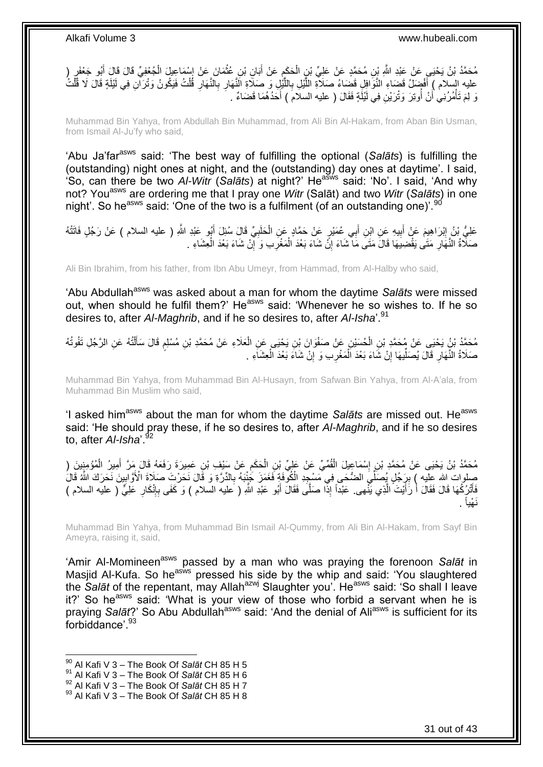مُحَمَّدُ بْنُ يَحْيَى عَنْ عَبْدِ اللَّهِ بْنِ مُحَمَّدٍ عَنْ عَلِيِّ بْنِ الْحَكَمِ عَنْ أَبَانِ بْنِ عُثْمَانَ عَنْ إِسْمَاعِيلَ الْجُعْفِيِّ قَالَ قَالَ أَبُو جَعْفَرٍ ( عليه السلام ) أَفْضَلُ قَضَاءِ النَّوَافِلِ قَضَاءُ صَلَاةِ اللَّيْلِ بِاللَّيْلِ وَ صَلَاةِ النَّهَارِ بِالنَّهَارِ قُلْتُ فَيَكُونُ وَتْرَانِ فِي لَيْلَةٍ قَالَ لَا قُلْتُ وَ لِمَ تَأْمُرُنِي أَنْ أُوتِرَ وَتْرَيْنِ فِي لَيْلَةٍ فَقَالَ ( عليه السلام ) أَحَدُهُمَا قَضَاءٌ .

Muhammad Bin Yahya, from Abdullah Bin Muhammad, from Ali Bin Al-Hakam, from Aban Bin Usman, from Ismail Al-Ju'fy who said,

'Abu Ja'far[asws] said: 'The best way of fulfilling the optional (*Salāts*) is fulfilling the (outstanding) night ones at night, and the (outstanding) day ones at daytime'. I said, 'So, can there be two *Al-Witr* (*Salāts*) at night?' He[asws] said: 'No'. I said, 'And why not? You[asws] are ordering me that I pray one *Witr* (Salāt) and two *Witr* (*Salāts*) in one night'. So he[asws] said: 'One of the two is a fulfilment (of an outstanding one)'.[90]

عَلِيُّ بْنُ إِبْرَاهِيمَ عَنْ أَبِيهِ عَنِ ابْنِ أَبِي عُمَيْرٍ عَنْ حَمَّادٍ عَنِ الْحَلَبِيِّ قَالَ سُئِلَ أَبُو عَبْدِ اللَّهِ ( عليه السلام ) عَنْ رَجُلٍ فَاتَتْهُ صَلَاةُ النَّهَارِ مَتَى يَقْضِيهَا قَالَ مَتَى مَا شَاءَ إِنْ شَاءَ بَعْدَ الْمَغْرِبِ وَ إِنْ شَاءَ بَعْدَ الْعِشَاءِ .

Ali Bin Ibrahim, from his father, from Ibn Abu Umeyr, from Hammad, from Al-Halby who said,

'Abu Abdullah[asws] was asked about a man for whom the daytime *Salāts* were missed out, when should he fulfil them?' He[asws] said: 'Whenever he so wishes to. If he so desires to, after *Al-Maghrib*, and if he so desires to, after *Al-Isha*'.[91]

مُحَمَّدُ بْنُ يَحْيَى عَنْ مُحَمَّدِ بْنِ الْحُسَيْنِ عَنْ صَفْوَانَ بْنِ يَحْيَى عَنِ الْعَلَاءِ عَنْ مُحَمَّدِ بْنِ مُسْلِمٍ قَالَ سَأَلْتُهُ عَنِ الرَّجُلِ تَفُوتُهُ صَلَاةُ النَّهَارِ قَالَ يُصَلِّيهَا إِنْ شَاءَ بَعْدَ الْمَغْرِبِ وَ إِنْ شَاءَ بَعْدَ الْعِشَاءِ .

Muhammad Bin Yahya, from Muhammad Bin Al-Husayn, from Safwan Bin Yahya, from Al-A'ala, from Muhammad Bin Muslim who said,

'I asked him[asws] about the man for whom the daytime *Salāts* are missed out. He[asws] said: 'He should pray these, if he so desires to, after *Al-Maghrib*, and if he so desires to, after *Al-Isha*'.[92]

مُحَمَّدُ بْنُ يَحْيَى عَنْ مُحَمَّدِ بْنِ إِسْمَاعِيلَ الْقُمِّيِّ عَنْ عَلِيِّ بْنِ الْحَكَمِ عَنْ سَيْفِ بْنِ عَمِيرَةَ رَفَعَهُ قَالَ مَرَّ أَمِيرُ الْمُؤْمِنِينَ ( صلوات الله عليه ) بِرَجُلٍ يُصَلِّي الضُّحَى فِي مَسْجِدِ الْكُوفَةِ فَغَمَزَ جَنْبَهُ بِالدِّرَّةِ وَ قَالَ نَحَرْتَ صَلَاةَ الْأَوَّابِينَ نَحَرَكَ اللَّهُ قَالَ فَأَتْرُكُهَا قَالَ فَقَالَ أَ رَأَيْتَ الَّذِي يَنْهى‏ عَبْداً إِذا صَلَّى فَقَالَ أَبُو عَبْدِ اللَّهِ ( عليه السلام ) وَ كَفَى بِإِنْكَارِ عَلِيٍّ ( عليه السلام ) نَهْياً .

Muhammad Bin Yahya, from Muhammad Bin Ismail Al-Qummy, from Ali Bin Al-Hakam, from Sayf Bin Ameyra, raising it, said,

'Amir Al-Momineen[asws] passed by a man who was praying the forenoon *Salāt* in Masjid Al-Kufa. So he[asws] pressed his side by the whip and said: 'You slaughtered the *Salāt* of the repentant, may Allah[azwj] Slaughter you'. He[asws] said: 'So shall I leave it?' So he[asws] said: 'What is your view of those who forbid a servant when he is praying *Salāt*?' So Abu Abdullah[asws] said: 'And the denial of Ali[asws] is sufficient for its forbiddance'.[93]

---

[90] Al Kafi V 3 – The Book Of *Salāt* CH 85 H 5
[91] Al Kafi V 3 – The Book Of *Salāt* CH 85 H 6
[92] Al Kafi V 3 – The Book Of *Salāt* CH 85 H 7
[93] Al Kafi V 3 – The Book Of *Salāt* CH 85 H 8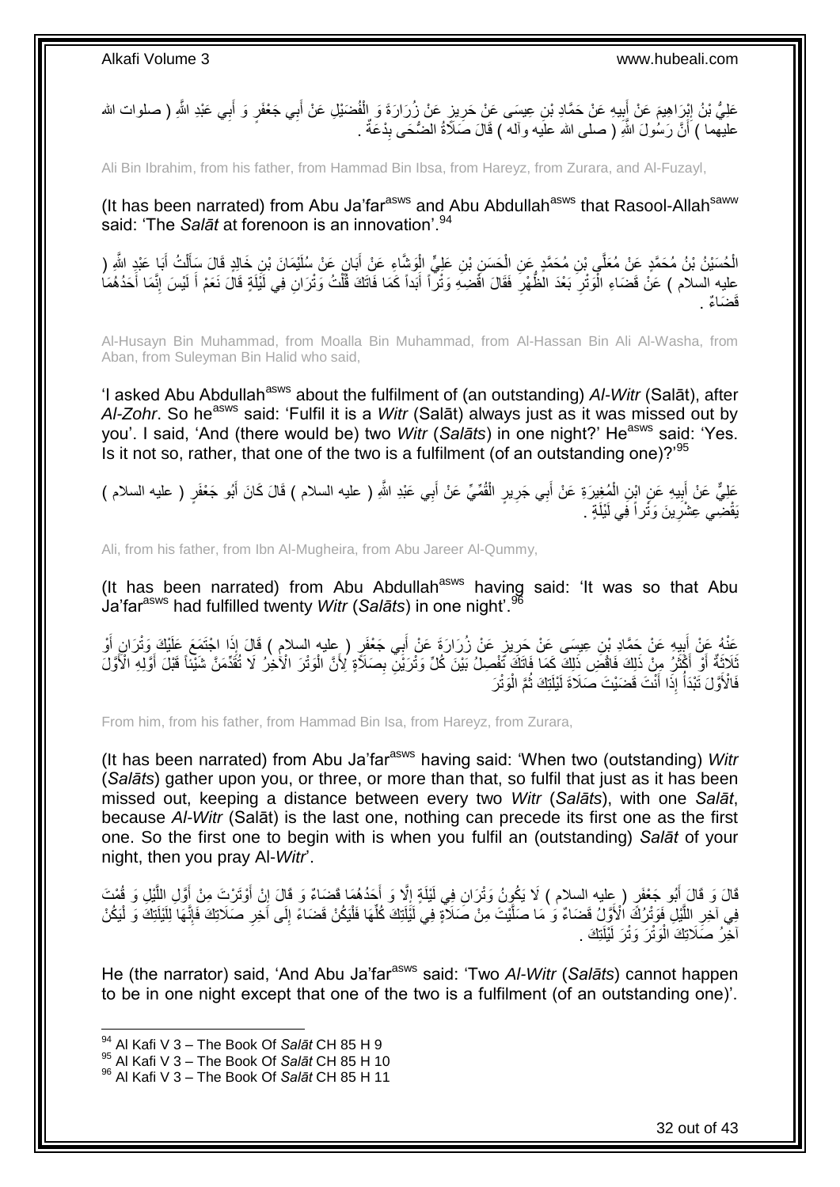عَلِيُّ بْنُ إِبْرَاهِيمَ عَنْ أَبِيهِ عَنْ حَمَّادِ بْنِ عِيسَى عَنْ حَرِيزٍ عَنْ زُرَارَةَ وَ الْفُضَيْلِ عَنْ أَبِي جَعْفَرٍ وَ أَبِي عَبْدِ اللَّهِ ( صلوات الله عليهما ) أَنَّ رَسُولَ اللَّهِ ( صلى الله عليه وآله ) قَالَ صَلَاةُ الضُّحَى بِدْعَةٌ .

Ali Bin Ibrahim, from his father, from Hammad Bin Ibsa, from Hareyz, from Zurara, and Al-Fuzayl,

(It has been narrated) from Abu Ja'far[asws] and Abu Abdullah[asws] that Rasool-Allah[saww] said: 'The *Salāt* at forenoon is an innovation'.[94]

الْحُسَيْنُ بْنُ مُحَمَّدٍ عَنْ مُعَلَّى بْنِ مُحَمَّدٍ عَنِ الْحَسَنِ بْنِ عَلِيٍّ الْوَشَّاءِ عَنْ أَبَانٍ عَنْ سُلَيْمَانَ بْنِ خَالِدٍ قَالَ سَأَلْتُ أَبَا عَبْدِ اللَّهِ ( عليه السلام ) عَنْ قَضَاءِ الْوَتْرِ بَعْدَ الظُّهْرِ فَقَالَ اقْضِهِ وَتْراً أَبَداً كَمَا فَاتَكَ قُلْتُ وَتْرَانِ فِي لَيْلَةٍ قَالَ نَعَمْ أَ لَيْسَ إِنَّمَا أَحَدُهُمَا قَضَاءٌ .

Al-Husayn Bin Muhammad, from Moalla Bin Muhammad, from Al-Hassan Bin Ali Al-Washa, from Aban, from Suleyman Bin Halid who said,

'I asked Abu Abdullah[asws] about the fulfilment of (an outstanding) *Al-Witr* (Salāt), after *Al-Zohr*. So he[asws] said: 'Fulfil it is a *Witr* (Salāt) always just as it was missed out by you'. I said, 'And (there would be) two *Witr* (*Salāts*) in one night?' He[asws] said: 'Yes. Is it not so, rather, that one of the two is a fulfilment (of an outstanding one)?'[95]

عَلِيٌّ عَنْ أَبِيهِ عَنِ ابْنِ الْمُغِيرَةِ عَنْ أَبِي جَرِيرٍ الْقُمِّيِّ عَنْ أَبِي عَبْدِ اللَّهِ ( عليه السلام ) قَالَ كَانَ أَبُو جَعْفَرٍ ( عليه السلام ) يَقْضِي عِشْرِينَ وَتْراً فِي لَيْلَةٍ .

Ali, from his father, from Ibn Al-Mugheira, from Abu Jareer Al-Qummy,

(It has been narrated) from Abu Abdullah[asws] having said: 'It was so that Abu Ja'far[asws] had fulfilled twenty *Witr* (*Salāts*) in one night'.[96]

عَنْهُ عَنْ أَبِيهِ عَنْ حَمَّادِ بْنِ عِيسَى عَنْ حَرِيزٍ عَنْ زُرَارَةَ عَنْ أَبِي جَعْفَرٍ ( عليه السلام ) قَالَ إِذَا اجْتَمَعَ عَلَيْكَ وَتْرَانِ أَوْ ثَلَاثَةٌ أَوْ أَكْثَرُ مِنْ ذَلِكَ فَاقْضِ ذَلِكَ كَمَا فَاتَكَ تَفْصِلُ بَيْنَ كُلِّ وَتْرَيْنِ بِصَلَاةٍ لِأَنَّ الْوَتْرَ الْآخِرُ لَا تُقَدِّمَنَّ شَيْئاً قَبْلَ أَوَّلِهِ الْأَوَّلَ فَالْأَوَّلَ تَبْدَأُ إِذَا أَنْتَ قَضَيْتَ صَلَاةَ لَيْلَتِكَ ثُمَّ الْوَتْرَ

From him, from his father, from Hammad Bin Isa, from Hareyz, from Zurara,

(It has been narrated) from Abu Ja'far[asws] having said: 'When two (outstanding) *Witr* (*Salāts*) gather upon you, or three, or more than that, so fulfil that just as it has been missed out, keeping a distance between every two *Witr* (*Salāts*), with one *Salāt*, because *Al-Witr* (Salāt) is the last one, nothing can precede its first one as the first one. So the first one to begin with is when you fulfil an (outstanding) *Salāt* of your night, then you pray Al-*Witr*'.

قَالَ وَ قَالَ أَبُو جَعْفَرٍ ( عليه السلام ) لَا يَكُونُ وَتْرَانِ فِي لَيْلَةٍ إِلَّا وَ أَحَدُهُمَا قَضَاءٌ وَ قَالَ إِنْ أَوْتَرْتَ مِنْ أَوَّلِ اللَّيْلِ وَ قُمْتَ فِي آخِرِ اللَّيْلِ فَوَتْرُكَ الْأَوَّلُ قَضَاءٌ وَ مَا صَلَّيْتَ مِنْ صَلَاةٍ فِي لَيْلَتِكَ كُلِّهَا فَلْيَكُنْ قَضَاءً إِلَى آخِرِ صَلَاتِكَ فَإِنَّهَا لِلَيْلَتِكَ وَ لْيَكُنْ آخِرُ صَلَاتِكَ الْوَتْرَ وَتْرَ لَيْلَتِكَ .

He (the narrator) said, 'And Abu Ja'far[asws] said: 'Two *Al-Witr* (*Salāts*) cannot happen to be in one night except that one of the two is a fulfilment (of an outstanding one)'.

[94] Al Kafi V 3 – The Book Of *Salāt* CH 85 H 9
[95] Al Kafi V 3 – The Book Of *Salāt* CH 85 H 10
[96] Al Kafi V 3 – The Book Of *Salāt* CH 85 H 11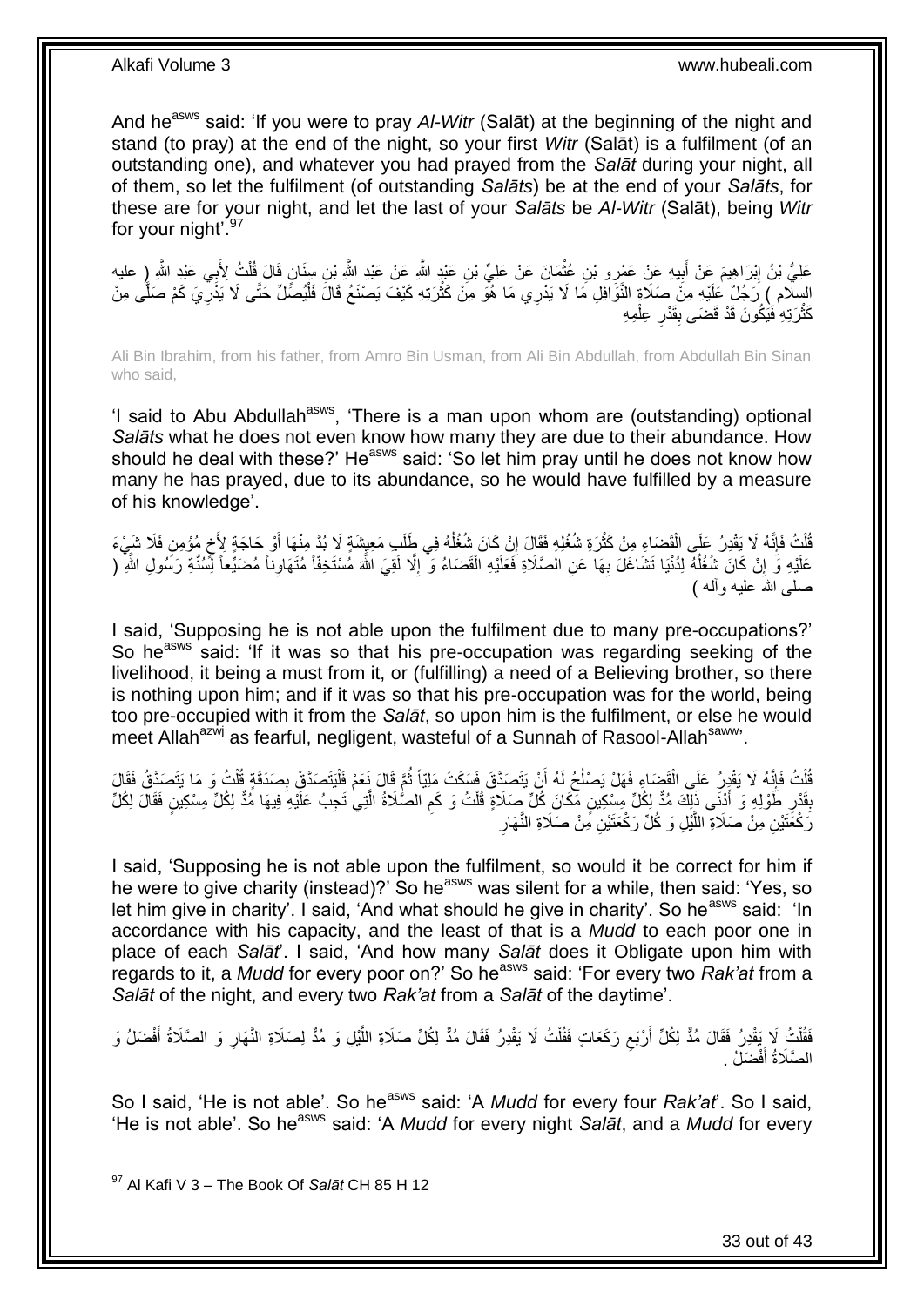And he[asws] said: 'If you were to pray *Al-Witr* (Salāt) at the beginning of the night and stand (to pray) at the end of the night, so your first *Witr* (Salāt) is a fulfilment (of an outstanding one), and whatever you had prayed from the *Salāt* during your night, all of them, so let the fulfilment (of outstanding *Salāts*) be at the end of your *Salāts*, for these are for your night, and let the last of your *Salāts* be *Al-Witr* (Salāt), being *Witr* for your night'.[97]

عَلِيُّ بْنُ إِبْرَاهِيمَ عَنْ أَبِيهِ عَنْ عَمْرِو بْنِ عُثْمَانَ عَنْ عَلِيِّ بْنِ عَبْدِ اللَّهِ عَنْ عَبْدِ اللَّهِ بْنِ سِنَانٍ قَالَ قُلْتُ لِأَبِي عَبْدِ اللَّهِ ( عليه السلام ) رَجُلٌ عَلَيْهِ مِنْ صَلَاةِ النَّوَافِلِ مَا لَا يَدْرِي مَا هُوَ مِنْ كَثْرَتِهِ كَيْفَ يَصْنَعُ قَالَ فَلْيُصَلِّ حَتَّى لَا يَدْرِيَ كَمْ صَلَّى مِنْ كَثْرَتِهِ فَيَكُونَ قَدْ قَضَى بِقَدْرِ عِلْمِهِ

Ali Bin Ibrahim, from his father, from Amro Bin Usman, from Ali Bin Abdullah, from Abdullah Bin Sinan who said,

'I said to Abu Abdullah[asws], 'There is a man upon whom are (outstanding) optional *Salāts* what he does not even know how many they are due to their abundance. How should he deal with these?' He[asws] said: 'So let him pray until he does not know how many he has prayed, due to its abundance, so he would have fulfilled by a measure of his knowledge'.

قُلْتُ فَإِنَّهُ لَا يَقْدِرُ عَلَى الْقَضَاءِ مِنْ كَثْرَةِ شُغُلِهِ فَقَالَ إِنْ كَانَ شُغُلُهُ فِي طَلَبِ مَعِيشَةٍ لَا بُدَّ مِنْهَا أَوْ حَاجَةٍ لِأَخٍ مُؤْمِنٍ فَلَا شَيْءَ عَلَيْهِ وَ إِنْ كَانَ شُغُلُهُ لِدُنْيَا تَشَاغَلَ بِهَا عَنِ الصَّلَاةِ فَعَلَيْهِ الْقَضَاءُ وَ إِلَّا لَقِيَ اللَّهَ مُسْتَخِفّاً مُتَهَاوِناً مُضَيِّعاً لِسُنَّةِ رَسُولِ اللَّهِ ( صلى الله عليه وآله )

I said, 'Supposing he is not able upon the fulfilment due to many pre-occupations?' So he[asws] said: 'If it was so that his pre-occupation was regarding seeking of the livelihood, it being a must from it, or (fulfilling) a need of a Believing brother, so there is nothing upon him; and if it was so that his pre-occupation was for the world, being too pre-occupied with it from the *Salāt*, so upon him is the fulfilment, or else he would meet Allah[azwj] as fearful, negligent, wasteful of a Sunnah of Rasool-Allah[saww]'.

قُلْتُ فَإِنَّهُ لَا يَقْدِرُ عَلَى الْقَضَاءِ فَهَلْ يَصْلُحُ لَهُ أَنْ يَتَصَدَّقَ فَسَكَتَ مَلِيّاً ثُمَّ قَالَ نَعَمْ فَلْيَتَصَدَّقْ بِصَدَقَةٍ قُلْتُ وَ مَا يَتَصَدَّقُ فَقَالَ بِقَدْرِ طَوْلِهِ وَ أَدْنَى ذَلِكَ مُدٌّ لِكُلِّ مِسْكِينٍ مَكَانَ كُلِّ صَلَاةٍ قُلْتُ وَ كَمِ الصَّلَاةُ الَّتِي تَجِبُ عَلَيْهِ فِيهَا مُدٌّ لِكُلِّ مِسْكِينٍ فَقَالَ لِكُلِّ رَكْعَتَيْنِ مِنْ صَلَاةِ اللَّيْلِ وَ كُلِّ رَكْعَتَيْنِ مِنْ صَلَاةِ النَّهَارِ

I said, 'Supposing he is not able upon the fulfilment, so would it be correct for him if he were to give charity (instead)?' So he[asws] was silent for a while, then said: 'Yes, so let him give in charity'. I said, 'And what should he give in charity'. So he[asws] said: 'In accordance with his capacity, and the least of that is a *Mudd* to each poor one in place of each *Salāt*'. I said, 'And how many *Salāt* does it Obligate upon him with regards to it, a *Mudd* for every poor on?' So he[asws] said: 'For every two *Rak'at* from a *Salāt* of the night, and every two *Rak'at* from a *Salāt* of the daytime'.

فَقُلْتُ لَا يَقْدِرُ فَقَالَ مُدٌّ لِكُلِّ أَرْبَعِ رَكَعَاتٍ فَقُلْتُ لَا يَقْدِرُ فَقَالَ مُدٌّ لِكُلِّ صَلَاةِ اللَّيْلِ وَ مُدٌّ لِصَلَاةِ النَّهَارِ وَ الصَّلَاةُ أَفْضَلُ وَ الصَّلَاةُ أَفْضَلُ .

So I said, 'He is not able'. So he[asws] said: 'A *Mudd* for every four *Rak'at*'. So I said, 'He is not able'. So he[asws] said: 'A *Mudd* for every night *Salāt*, and a *Mudd* for every

[97] Al Kafi V 3 – The Book Of *Salāt* CH 85 H 12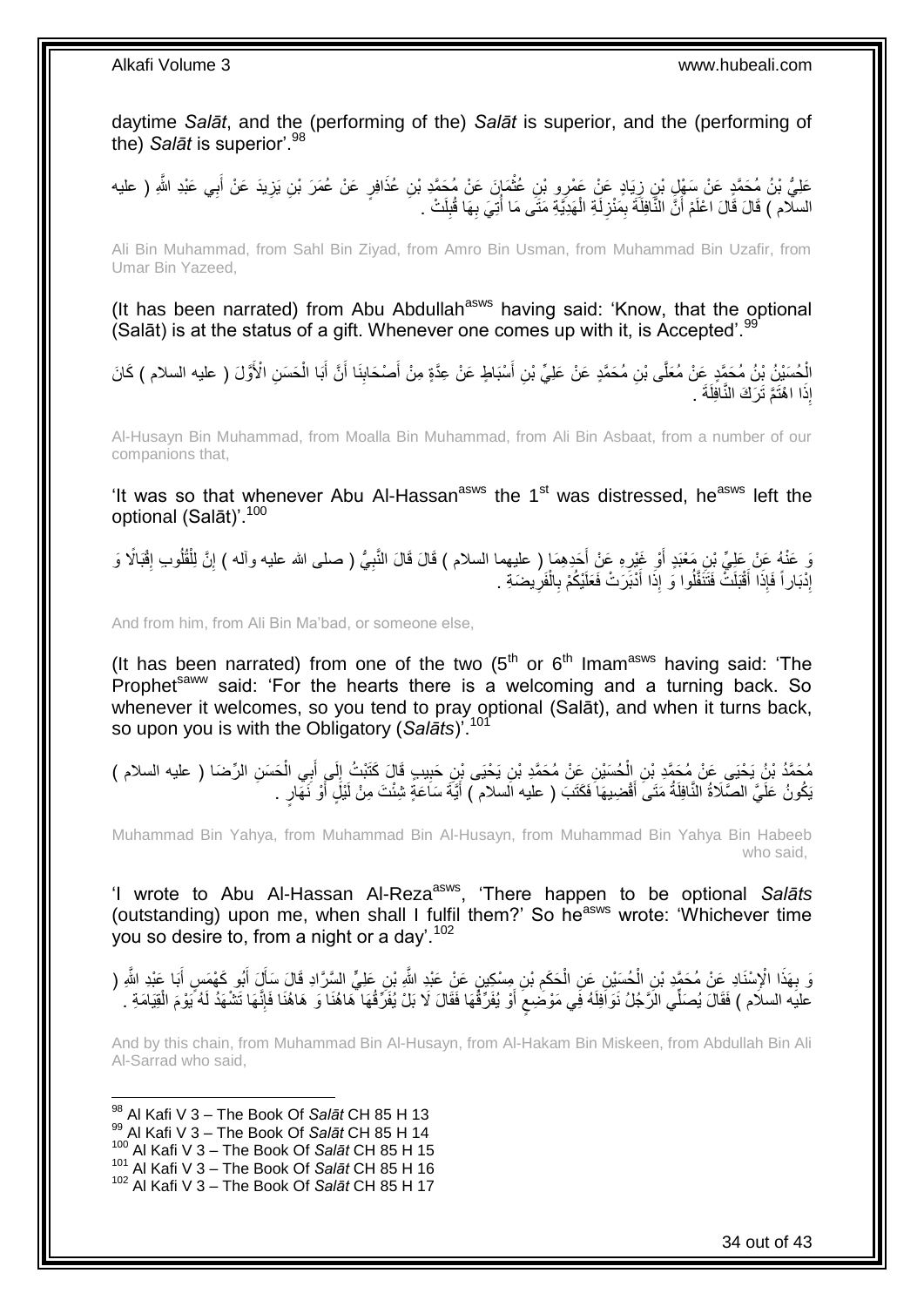daytime *Salāt*, and the (performing of the) *Salāt* is superior, and the (performing of the) *Salāt* is superior'.[98]

عَلِيُّ بْنُ مُحَمَّدٍ عَنْ سَهْلِ بْنِ زِيَادٍ عَنْ عَمْرِو بْنِ عُثْمَانَ عَنْ مُحَمَّدِ بْنِ عُذَافِرٍ عَنْ عُمَرَ بْنِ يَزِيدَ عَنْ أَبِي عَبْدِ اللَّهِ ( عليه السلام ) قَالَ قَالَ اعْلَمْ أَنَّ النَّافِلَةَ بِمَنْزِلَةِ الْهَدِيَّةِ مَتَى مَا أُتِيَ بِهَا قُبِلَتْ .

Ali Bin Muhammad, from Sahl Bin Ziyad, from Amro Bin Usman, from Muhammad Bin Uzafir, from Umar Bin Yazeed,

(It has been narrated) from Abu Abdullah[asws] having said: 'Know, that the optional (Salāt) is at the status of a gift. Whenever one comes up with it, is Accepted'.[99]

الْحُسَيْنُ بْنُ مُحَمَّدٍ عَنْ مُعَلَّى بْنِ مُحَمَّدٍ عَنْ عَلِيِّ بْنِ أَسْبَاطٍ عَنْ عِدَّةٍ مِنْ أَصْحَابِنَا أَنَّ أَبَا الْحَسَنِ الْأَوَّلَ ( عليه السلام ) كَانَ إِذَا اهْتَمَّ تَرَكَ النَّافِلَةَ .

Al-Husayn Bin Muhammad, from Moalla Bin Muhammad, from Ali Bin Asbaat, from a number of our companions that,

'It was so that whenever Abu Al-Hassan[asws] the 1[st] was distressed, he[asws] left the optional (Salāt)'.[100]

وَ عَنْهُ عَنْ عَلِيِّ بْنِ مَعْبَدٍ أَوْ غَيْرِهِ عَنْ أَحَدِهِمَا ( عليهما السلام ) قَالَ قَالَ النَّبِيُّ ( صلى الله عليه وآله ) إِنَّ لِلْقُلُوبِ إِقْبَالًا وَ إِدْبَاراً فَإِذَا أَقْبَلَتْ فَتَنَفَّلُوا وَ إِذَا أَدْبَرَتْ فَعَلَيْكُمْ بِالْفَرِيضَةِ .

And from him, from Ali Bin Ma'bad, or someone else,

(It has been narrated) from one of the two (5[th] or 6[th] Imam[asws] having said: 'The Prophet[saww] said: 'For the hearts there is a welcoming and a turning back. So whenever it welcomes, so you tend to pray optional (Salāt), and when it turns back, so upon you is with the Obligatory (*Salāts*)'.[101]

مُحَمَّدُ بْنُ يَحْيَى عَنْ مُحَمَّدِ بْنِ الْحُسَيْنِ عَنْ مُحَمَّدِ بْنِ يَحْيَى بْنِ حَبِيبٍ قَالَ كَتَبْتُ إِلَى أَبِي الْحَسَنِ الرِّضَا ( عليه السلام ) يَكُونُ عَلَيَّ الصَّلَاةُ النَّافِلَةُ مَتَى أَقْضِيهَا فَكَتَبَ ( عليه السلام ) أَيَّةَ سَاعَةٍ شِئْتَ مِنْ لَيْلٍ أَوْ نَهَارٍ .

Muhammad Bin Yahya, from Muhammad Bin Al-Husayn, from Muhammad Bin Yahya Bin Habeeb who said,

'I wrote to Abu Al-Hassan Al-Reza[asws], 'There happen to be optional *Salāts* (outstanding) upon me, when shall I fulfil them?' So he[asws] wrote: 'Whichever time you so desire to, from a night or a day'.[102]

وَ بِهَذَا الْإِسْنَادِ عَنْ مُحَمَّدِ بْنِ الْحُسَيْنِ عَنِ الْحَكَمِ بْنِ مِسْكِينٍ عَنْ عَبْدِ اللَّهِ بْنِ عَلِيٍّ السَّرَّادِ قَالَ سَأَلَ أَبُو كَهْمَسٍ أَبَا عَبْدِ اللَّهِ ( عليه السلام ) فَقَالَ يُصَلِّي الرَّجُلُ نَوَافِلَهُ فِي مَوْضِعٍ أَوْ يُفَرِّقُهَا فَقَالَ لَا بَلْ يُفَرِّقُهَا هَاهُنَا وَ هَاهُنَا فَإِنَّهَا تَشْهَدُ لَهُ يَوْمَ الْقِيَامَةِ .

And by this chain, from Muhammad Bin Al-Husayn, from Al-Hakam Bin Miskeen, from Abdullah Bin Ali Al-Sarrad who said,

---

[98] Al Kafi V 3 – The Book Of *Salāt* CH 85 H 13
[99] Al Kafi V 3 – The Book Of *Salāt* CH 85 H 14
[100] Al Kafi V 3 – The Book Of *Salāt* CH 85 H 15
[101] Al Kafi V 3 – The Book Of *Salāt* CH 85 H 16
[102] Al Kafi V 3 – The Book Of *Salāt* CH 85 H 17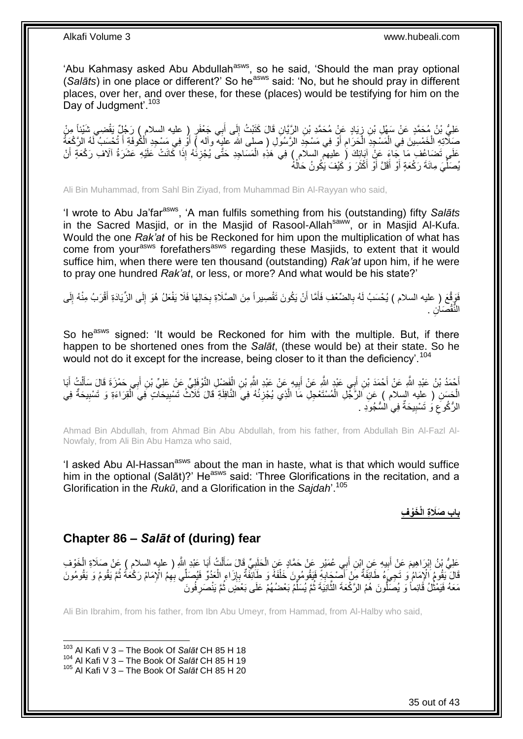'Abu Kahmasy asked Abu Abdullah[asws], so he said, 'Should the man pray optional (*Salāts*) in one place or different?' So he[asws] said: 'No, but he should pray in different places, over her, and over these, for these (places) would be testifying for him on the Day of Judgment'.[103]

عَلِيُّ بْنُ مُحَمَّدٍ عَنْ سَهْلِ بْنِ زِيَادٍ عَنْ مُحَمَّدِ بْنِ الرَّيَّانِ قَالَ كَتَبْتُ إِلَى أَبِي جَعْفَرٍ ( عليه السلام ) رَجُلٌ يَقْضِي شَيْئاً مِنْ صَلَاتِهِ الْخَمْسِينَ فِي الْمَسْجِدِ الْحَرَامِ أَوْ فِي مَسْجِدِ الرَّسُولِ ( صلى الله عليه وآله ) أَوْ فِي مَسْجِدِ الْكُوفَةِ أَ تُحْسَبُ لَهُ الرَّكْعَةُ عَلَى تَضَاعُفِ مَا جَاءَ عَنْ آبَائِكَ ( عليهم السلام ) فِي هَذِهِ الْمَسَاجِدِ حَتَّى يُجْزِئَهُ إِذَا كَانَتْ عَلَيْهِ عَشَرَةُ آلَافِ رَكْعَةٍ أَنْ يُصَلِّيَ مِائَةَ رَكْعَةٍ أَوْ أَقَلَّ أَوْ أَكْثَرَ وَ كَيْفَ يَكُونُ حَالُهُ

Ali Bin Muhammad, from Sahl Bin Ziyad, from Muhammad Bin Al-Rayyan who said,

'I wrote to Abu Ja'far[asws], 'A man fulfils something from his (outstanding) fifty *Salāts* in the Sacred Masjid, or in the Masjid of Rasool-Allah[saww], or in Masjid Al-Kufa. Would the one *Rak'at* of his be Reckoned for him upon the multiplication of what has come from your[asws] forefathers[asws] regarding these Masjids, to extent that it would suffice him, when there were ten thousand (outstanding) *Rak'at* upon him, if he were to pray one hundred *Rak'at*, or less, or more? And what would be his state?'

فَوَقَّعَ ( عليه السلام ) يُحْسَبُ لَهُ بِالضِّعْفِ فَأَمَّا أَنْ يَكُونَ تَقْصِيراً مِنَ الصَّلَاةِ بِحَالِهَا فَلَا يَفْعَلُ هُوَ إِلَى الزِّيَادَةِ أَقْرَبُ مِنْهُ إِلَى النُّقْصَانِ .

So he[asws] signed: 'It would be Reckoned for him with the multiple. But, if there happen to be shortened ones from the *Salāt*, (these would be) at their state. So he would not do it except for the increase, being closer to it than the deficiency'.[104]

أَحْمَدُ بْنُ عَبْدِ اللَّهِ عَنْ أَحْمَدَ بْنِ أَبِي عَبْدِ اللَّهِ عَنْ أَبِيهِ عَنْ عَبْدِ اللَّهِ بْنِ الْفَضْلِ النَّوْفَلِيِّ عَنْ عَلِيِّ بْنِ أَبِي حَمْزَةَ قَالَ سَأَلْتُ أَبَا الْحَسَنِ ( عليه السلام ) عَنِ الرَّجُلِ الْمُسْتَعْجِلِ مَا الَّذِي يُجْزِئُهُ فِي النَّافِلَةِ قَالَ ثَلَاثُ تَسْبِيحَاتٍ فِي الْقِرَاءَةِ وَ تَسْبِيحَةٌ فِي الرُّكُوعِ وَ تَسْبِيحَةٌ فِي السُّجُودِ .

Ahmad Bin Abdullah, from Ahmad Bin Abu Abdullah, from his father, from Abdullah Bin Al-Fazl Al-Nowfaly, from Ali Bin Abu Hamza who said,

'I asked Abu Al-Hassan[asws] about the man in haste, what is that which would suffice him in the optional (Salāt)?' He[asws] said: 'Three Glorifications in the recitation, and a Glorification in the *Rukū*, and a Glorification in the *Sajdah*'.[105]

## باب صَلَاةِ الْخَوْفِ

## Chapter 86 – *Salāt* of (during) fear

عَلِيُّ بْنُ إِبْرَاهِيمَ عَنْ أَبِيهِ عَنِ ابْنِ أَبِي عُمَيْرٍ عَنْ حَمَّادٍ عَنِ الْحَلَبِيِّ قَالَ سَأَلْتُ أَبَا عَبْدِ اللَّهِ ( عليه السلام ) عَنْ صَلَاةِ الْخَوْفِ قَالَ يَقُومُ الْإِمَامُ وَ تَجِيءُ طَائِفَةٌ مِنْ أَصْحَابِهِ فَيَقُومُونَ خَلْفَهُ وَ طَائِفَةٌ بِإِزَاءِ الْعَدُوِّ فَيُصَلِّي بِهِمُ الْإِمَامُ رَكْعَةً ثُمَّ يَقُومُ وَ يَقُومُونَ مَعَهُ فَيَمْثُلُ قَائِماً وَ يُصَلُّونَ هُمُ الرَّكْعَةَ الثَّانِيَةَ ثُمَّ يُسَلِّمُ بَعْضُهُمْ عَلَى بَعْضٍ ثُمَّ يَنْصَرِفُونَ

Ali Bin Ibrahim, from his father, from Ibn Abu Umeyr, from Hammad, from Al-Halby who said,

---

[103] Al Kafi V 3 – The Book Of *Salāt* CH 85 H 18
[104] Al Kafi V 3 – The Book Of *Salāt* CH 85 H 19
[105] Al Kafi V 3 – The Book Of *Salāt* CH 85 H 20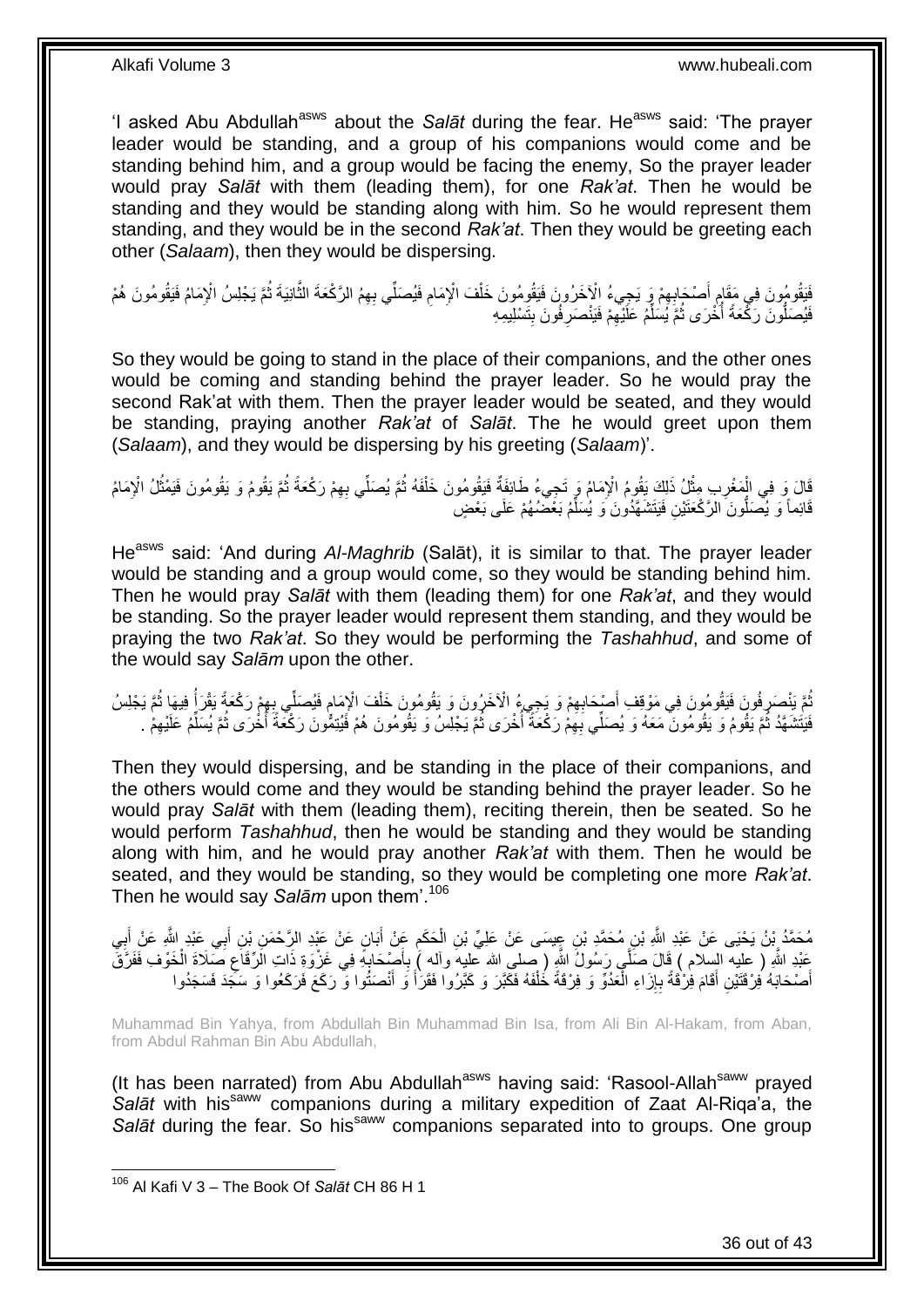'I asked Abu Abdullah[asws] about the *Salāt* during the fear. He[asws] said: 'The prayer leader would be standing, and a group of his companions would come and be standing behind him, and a group would be facing the enemy, So the prayer leader would pray *Salāt* with them (leading them), for one *Rak'at*. Then he would be standing and they would be standing along with him. So he would represent them standing, and they would be in the second *Rak'at*. Then they would be greeting each other (*Salaam*), then they would be dispersing.

فَيَقُومُونَ فِي مَقَامِ أَصْحَابِهِمْ وَ يَجِيءُ الْآخَرُونَ فَيَقُومُونَ خَلْفَ الْإِمَامِ فَيُصَلِّي بِهِمُ الرَّكْعَةَ الثَّانِيَةَ ثُمَّ يَجْلِسُ الْإِمَامُ فَيَقُومُونَ هُمْ فَيُصَلُّونَ رَكْعَةً أُخْرَى ثُمَّ يُسَلِّمُ عَلَيْهِمْ فَيَنْصَرِفُونَ بِتَسْلِيمِهِ

So they would be going to stand in the place of their companions, and the other ones would be coming and standing behind the prayer leader. So he would pray the second Rak'at with them. Then the prayer leader would be seated, and they would be standing, praying another *Rak'at* of *Salāt*. The he would greet upon them (*Salaam*), and they would be dispersing by his greeting (*Salaam*)'.

قَالَ وَ فِي الْمَغْرِبِ مِثْلُ ذَلِكَ يَقُومُ الْإِمَامُ وَ تَجِيءُ طَائِفَةٌ فَيَقُومُونَ خَلْفَهُ ثُمَّ يُصَلِّي بِهِمْ رَكْعَةً ثُمَّ يَقُومُ وَ يَقُومُونَ فَيَمْثُلُ الْإِمَامُ قَائِماً وَ يُصَلُّونَ الرَّكْعَتَيْنِ فَيَتَشَهَّدُونَ وَ يُسَلِّمُ بَعْضُهُمْ عَلَى بَعْضٍ

He[asws] said: 'And during *Al-Maghrib* (Salāt), it is similar to that. The prayer leader would be standing and a group would come, so they would be standing behind him. Then he would pray *Salāt* with them (leading them) for one *Rak'at*, and they would be standing. So the prayer leader would represent them standing, and they would be praying the two *Rak'at*. So they would be performing the *Tashahhud*, and some of the would say *Salām* upon the other.

ثُمَّ يَنْصَرِفُونَ فَيَقُومُونَ فِي مَوْقِفِ أَصْحَابِهِمْ وَ يَجِيءُ الْآخَرُونَ وَ يَقُومُونَ خَلْفَ الْإِمَامِ فَيُصَلِّي بِهِمْ رَكْعَةً يَقْرَأُ فِيهَا ثُمَّ يَجْلِسُ فَيَتَشَهَّدُ ثُمَّ يَقُومُ وَ يَقُومُونَ مَعَهُ وَ يُصَلِّي بِهِمْ رَكْعَةً أُخْرَى ثُمَّ يَجْلِسُ وَ يَقُومُونَ هُمْ فَيُتِمُّونَ رَكْعَةً أُخْرَى ثُمَّ يُسَلِّمُ عَلَيْهِمْ .

Then they would dispersing, and be standing in the place of their companions, and the others would come and they would be standing behind the prayer leader. So he would pray *Salāt* with them (leading them), reciting therein, then be seated. So he would perform *Tashahhud*, then he would be standing and they would be standing along with him, and he would pray another *Rak'at* with them. Then he would be seated, and they would be standing, so they would be completing one more *Rak'at*. Then he would say *Salām* upon them'.[106]

مُحَمَّدُ بْنُ يَحْيَى عَنْ عَبْدِ اللَّهِ بْنِ مُحَمَّدِ بْنِ عِيسَى عَنْ عَلِيِّ بْنِ الْحَكَمِ عَنْ أَبَانٍ عَنْ عَبْدِ الرَّحْمَنِ بْنِ أَبِي عَبْدِ اللَّهِ عَنْ أَبِي عَبْدِ اللَّهِ ( عليه السلام ) قَالَ صَلَّى رَسُولُ اللَّهِ ( صلى الله عليه وآله ) بِأَصْحَابِهِ فِي غَزْوَةِ ذَاتِ الرِّقَاعِ صَلَاةَ الْخَوْفِ فَفَرَّقَ أَصْحَابَهُ فِرْقَتَيْنِ أَقَامَ فِرْقَةً بِإِزَاءِ الْعَدُوِّ وَ فِرْقَةً خَلْفَهُ فَكَبَّرَ وَ كَبَّرُوا فَقَرَأَ وَ أَنْصَتُوا وَ رَكَعَ فَرَكَعُوا وَ سَجَدَ فَسَجَدُوا

Muhammad Bin Yahya, from Abdullah Bin Muhammad Bin Isa, from Ali Bin Al-Hakam, from Aban, from Abdul Rahman Bin Abu Abdullah,

(It has been narrated) from Abu Abdullah[asws] having said: 'Rasool-Allah[saww] prayed *Salāt* with his[saww] companions during a military expedition of Zaat Al-Riqa'a, the *Salāt* during the fear. So his[saww] companions separated into to groups. One group

[106] Al Kafi V 3 – The Book Of *Salāt* CH 86 H 1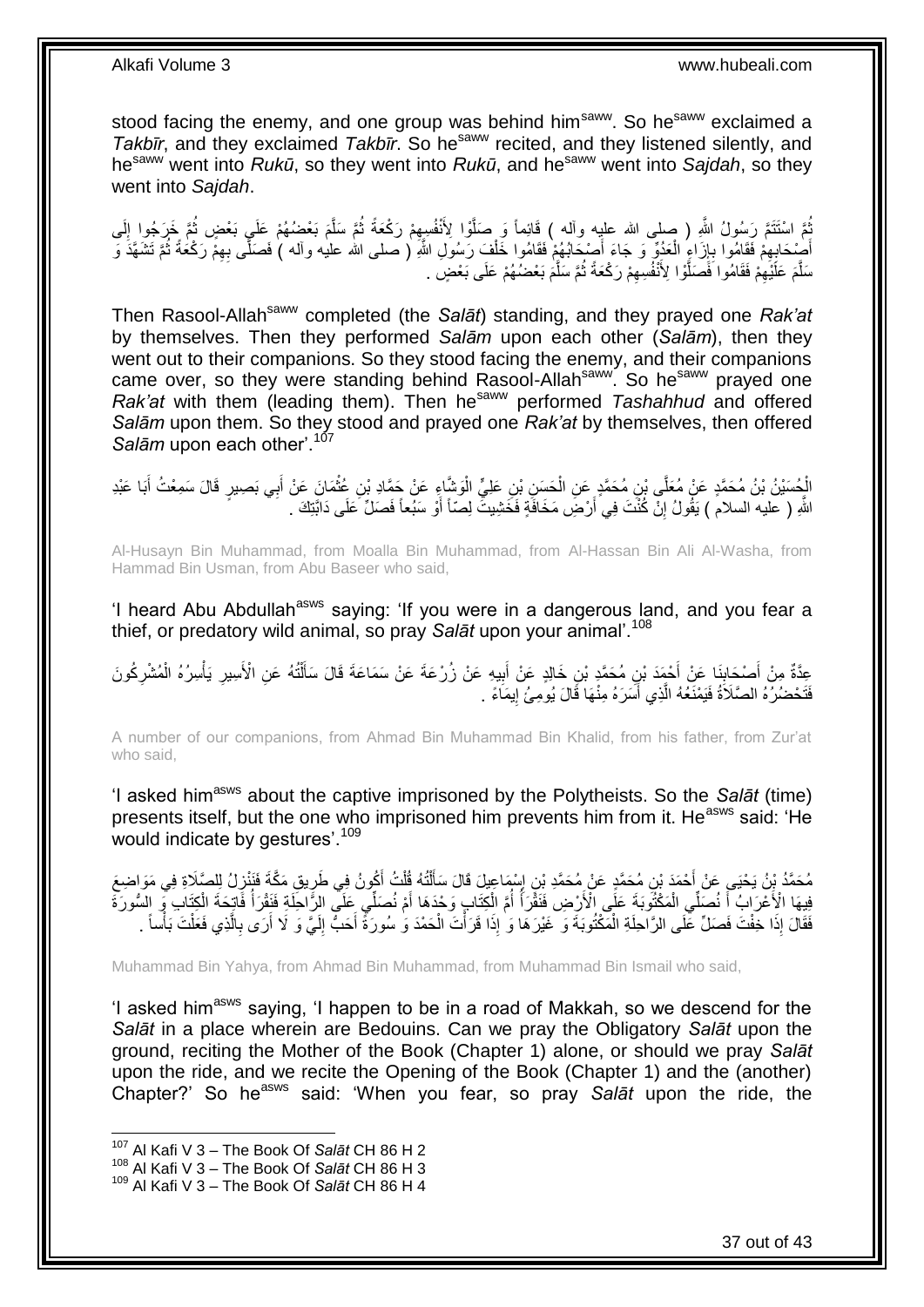stood facing the enemy, and one group was behind him[saww]. So he[saww] exclaimed a *Takbīr*, and they exclaimed *Takbīr*. So he[saww] recited, and they listened silently, and he[saww] went into *Rukū*, so they went into *Rukū*, and he[saww] went into *Sajdah*, so they went into *Sajdah*.

ثُمَّ اسْتَتَمَّ رَسُولُ اللَّهِ ( صلى الله عليه وآله ) قَائِماً وَ صَلَّوْا لِأَنْفُسِهِمْ رَكْعَةً ثُمَّ سَلَّمَ بَعْضُهُمْ عَلَى بَعْضٍ ثُمَّ خَرَجُوا إِلَى أَصْحَابِهِمْ فَقَامُوا بِإِزَاءِ الْعَدُوِّ وَ جَاءَ أَصْحَابُهُمْ فَقَامُوا خَلْفَ رَسُولِ اللَّهِ ( صلى الله عليه وآله ) فَصَلَّى بِهِمْ رَكْعَةً ثُمَّ تَشَهَّدَ وَ سَلَّمَ عَلَيْهِمْ فَقَامُوا فَصَلَّوْا لِأَنْفُسِهِمْ رَكْعَةً ثُمَّ سَلَّمَ بَعْضُهُمْ عَلَى بَعْضٍ .

Then Rasool-Allah[saww] completed (the *Salāt*) standing, and they prayed one *Rak'at* by themselves. Then they performed *Salām* upon each other (*Salām*), then they went out to their companions. So they stood facing the enemy, and their companions came over, so they were standing behind Rasool-Allah[saww]. So he[saww] prayed one *Rak'at* with them (leading them). Then he[saww] performed *Tashahhud* and offered *Salām* upon them. So they stood and prayed one *Rak'at* by themselves, then offered *Salām* upon each other'.[107]

الْحُسَيْنُ بْنُ مُحَمَّدٍ عَنْ مُعَلَّى بْنِ مُحَمَّدٍ عَنِ الْحَسَنِ بْنِ عَلِيٍّ الْوَشَّاءِ عَنْ حَمَّادِ بْنِ عُثْمَانَ عَنْ أَبِي بَصِيرٍ قَالَ سَمِعْتُ أَبَا عَبْدِ اللَّهِ ( عليه السلام ) يَقُولُ إِنْ كُنْتَ فِي أَرْضٍ مَخَافَةٍ فَخَشِيتَ لِصّاً أَوْ سَبُعاً فَصَلِّ عَلَى دَابَّتِكَ .

Al-Husayn Bin Muhammad, from Moalla Bin Muhammad, from Al-Hassan Bin Ali Al-Washa, from Hammad Bin Usman, from Abu Baseer who said,

'I heard Abu Abdullah[asws] saying: 'If you were in a dangerous land, and you fear a thief, or predatory wild animal, so pray *Salāt* upon your animal'.[108]

عِدَّةٌ مِنْ أَصْحَابِنَا عَنْ أَحْمَدَ بْنِ مُحَمَّدِ بْنِ خَالِدٍ عَنْ أَبِيهِ عَنْ زُرْعَةَ عَنْ سَمَاعَةَ قَالَ سَأَلْتُهُ عَنِ الْأَسِيرِ يَأْسِرُهُ الْمُشْرِكُونَ فَتَحْضُرُهُ الصَّلَاةُ فَيَمْنَعُهُ الَّذِي أَسَرَهُ مِنْهَا قَالَ يُومِئُ إِيمَاءً .

A number of our companions, from Ahmad Bin Muhammad Bin Khalid, from his father, from Zur'at who said,

'I asked him[asws] about the captive imprisoned by the Polytheists. So the *Salāt* (time) presents itself, but the one who imprisoned him prevents him from it. He[asws] said: 'He would indicate by gestures'.[109]

مُحَمَّدُ بْنُ يَحْيَى عَنْ أَحْمَدَ بْنِ مُحَمَّدٍ عَنْ مُحَمَّدِ بْنِ إِسْمَاعِيلَ قَالَ سَأَلْتُهُ قُلْتُ أَكُونُ فِي طَرِيقِ مَكَّةَ فَنَنْزِلُ لِلصَّلَاةِ فِي مَوَاضِعَ فِيهَا الْأَعْرَابُ أَ نُصَلِّي الْمَكْتُوبَةَ عَلَى الْأَرْضِ فَنَقْرَأُ أُمَّ الْكِتَابِ وَحْدَهَا أَمْ نُصَلِّي عَلَى الرَّاحِلَةِ فَنَقْرَأُ فَاتِحَةَ الْكِتَابِ وَ السُّورَةَ فَقَالَ إِذَا خِفْتَ فَصَلِّ عَلَى الرَّاحِلَةِ الْمَكْتُوبَةَ وَ غَيْرَهَا وَ إِذَا قَرَأْتَ الْحَمْدَ وَ سُورَةً أَحَبُّ إِلَيَّ وَ لَا أَرَى بِالَّذِي فَعَلْتَ بَأْساً .

Muhammad Bin Yahya, from Ahmad Bin Muhammad, from Muhammad Bin Ismail who said,

'I asked him[asws] saying, 'I happen to be in a road of Makkah, so we descend for the *Salāt* in a place wherein are Bedouins. Can we pray the Obligatory *Salāt* upon the ground, reciting the Mother of the Book (Chapter 1) alone, or should we pray *Salāt* upon the ride, and we recite the Opening of the Book (Chapter 1) and the (another) Chapter?' So he[asws] said: 'When you fear, so pray *Salāt* upon the ride, the

---

[107] Al Kafi V 3 – The Book Of *Salāt* CH 86 H 2
[108] Al Kafi V 3 – The Book Of *Salāt* CH 86 H 3
[109] Al Kafi V 3 – The Book Of *Salāt* CH 86 H 4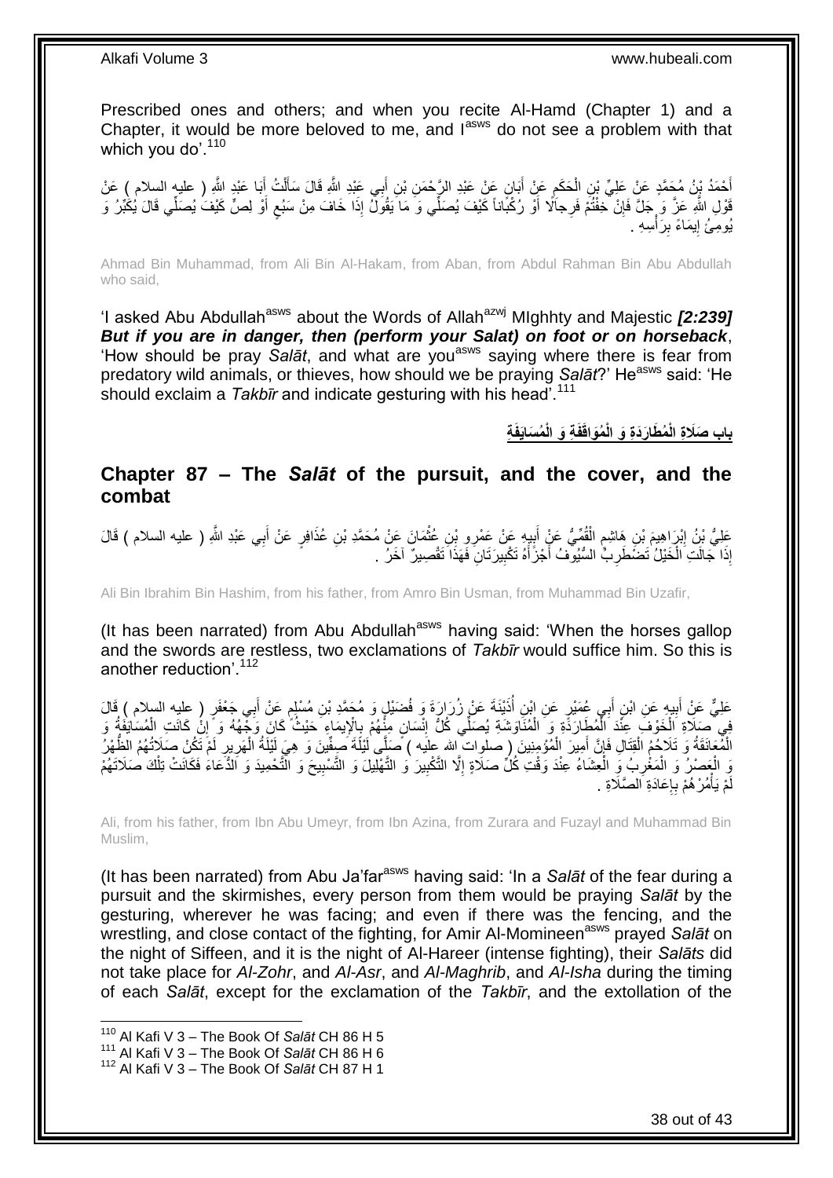Prescribed ones and others; and when you recite Al-Hamd (Chapter 1) and a Chapter, it would be more beloved to me, and I[asws] do not see a problem with that which you do'.[110]

أَحْمَدُ بْنُ مُحَمَّدٍ عَنْ عَلِيِّ بْنِ الْحَكَمِ عَنْ أَبَانٍ عَنْ عَبْدِ الرَّحْمَنِ بْنِ أَبِي عَبْدِ اللَّهِ قَالَ سَأَلْتُ أَبَا عَبْدِ اللَّهِ ( عليه السلام ) عَنْ قَوْلِ اللَّهِ عَزَّ وَ جَلَّ فَإِنْ خِفْتُمْ فَرِجالًا أَوْ رُكْباناً كَيْفَ يُصَلِّي وَ مَا يَقُولُ إِذَا خَافَ مِنْ سَبُعٍ أَوْ لِصٍّ كَيْفَ يُصَلِّي قَالَ يُكَبِّرُ وَ يُومِئُ إِيمَاءً بِرَأْسِهِ .

Ahmad Bin Muhammad, from Ali Bin Al-Hakam, from Aban, from Abdul Rahman Bin Abu Abdullah who said,

'I asked Abu Abdullah[asws] about the Words of Allah[azwj] MIghhty and Majestic ***[2:239] But if you are in danger, then (perform your Salat) on foot or on horseback***, 'How should be pray *Salāt*, and what are you[asws] saying where there is fear from predatory wild animals, or thieves, how should we be praying *Salāt*?' He[asws] said: 'He should exclaim a *Takbīr* and indicate gesturing with his head'.[111]

## بابِ صَلَاةِ الْمُطَارَدَةِ وَ الْمُوَاقَفَةِ وَ الْمُسَايَفَةِ

## Chapter 87 – The *Salāt* of the pursuit, and the cover, and the combat

عَلِيُّ بْنُ إِبْرَاهِيمَ بْنِ هَاشِمٍ الْقُمِّيُّ عَنْ أَبِيهِ عَنْ عَمْرِو بْنِ عُثْمَانَ عَنْ مُحَمَّدِ بْنِ عُذَافِرٍ عَنْ أَبِي عَبْدِ اللَّهِ ( عليه السلام ) قَالَ إِذَا جَالَتِ الْخَيْلُ تَضْطَرِبُ السُّيُوفُ أَجْزَأَهُ تَكْبِيرَتَانِ فَهَذَا تَقْصِيرٌ آخَرُ .

Ali Bin Ibrahim Bin Hashim, from his father, from Amro Bin Usman, from Muhammad Bin Uzafir,

(It has been narrated) from Abu Abdullah[asws] having said: 'When the horses gallop and the swords are restless, two exclamations of *Takbīr* would suffice him. So this is another reduction'.[112]

عَلِيٌّ عَنْ أَبِيهِ عَنِ ابْنِ أَبِي عُمَيْرٍ عَنِ ابْنِ أُذَيْنَةَ عَنْ زُرَارَةَ وَ فُضَيْلٍ وَ مُحَمَّدِ بْنِ مُسْلِمٍ عَنْ أَبِي جَعْفَرٍ ( عليه السلام ) قَالَ فِي صَلَاةِ الْخَوْفِ عِنْدَ الْمُطَارَدَةِ وَ الْمُنَاوَشَةِ يُصَلِّي كُلُّ إِنْسَانٍ مِنْهُمْ بِالْإِيمَاءِ حَيْثُ كَانَ وَجْهُهُ وَ إِنْ كَانَتِ الْمُسَايَفَةُ وَ الْمُعَانَقَةُ وَ تَلَاحُمُ الْقِتَالِ فَإِنَّ أَمِيرَ الْمُؤْمِنِينَ ( صلوات الله عليه ) صَلَّى لَيْلَةَ صِفِّينَ وَ هِيَ لَيْلَةُ الْهَرِيرِ لَمْ تَكُنْ صَلَاتُهُمُ الظُّهْرُ وَ الْعَصْرُ وَ الْمَغْرِبُ وَ الْعِشَاءُ عِنْدَ وَقْتِ كُلِّ صَلَاةٍ إِلَّا التَّكْبِيرَ وَ التَّهْلِيلَ وَ التَّسْبِيحَ وَ التَّحْمِيدَ وَ الدُّعَاءَ فَكَانَتْ تِلْكَ صَلَاتَهُمْ لَمْ يَأْمُرْهُمْ بِإِعَادَةِ الصَّلَاةِ .

Ali, from his father, from Ibn Abu Umeyr, from Ibn Azina, from Zurara and Fuzayl and Muhammad Bin Muslim,

(It has been narrated) from Abu Ja'far[asws] having said: 'In a *Salāt* of the fear during a pursuit and the skirmishes, every person from them would be praying *Salāt* by the gesturing, wherever he was facing; and even if there was the fencing, and the wrestling, and close contact of the fighting, for Amir Al-Momineen[asws] prayed *Salāt* on the night of Siffeen, and it is the night of Al-Hareer (intense fighting), their *Salāts* did not take place for *Al-Zohr*, and *Al-Asr*, and *Al-Maghrib*, and *Al-Isha* during the timing of each *Salāt*, except for the exclamation of the *Takbīr*, and the extollation of the

---

[110] Al Kafi V 3 – The Book Of *Salāt* CH 86 H 5
[111] Al Kafi V 3 – The Book Of *Salāt* CH 86 H 6
[112] Al Kafi V 3 – The Book Of *Salāt* CH 87 H 1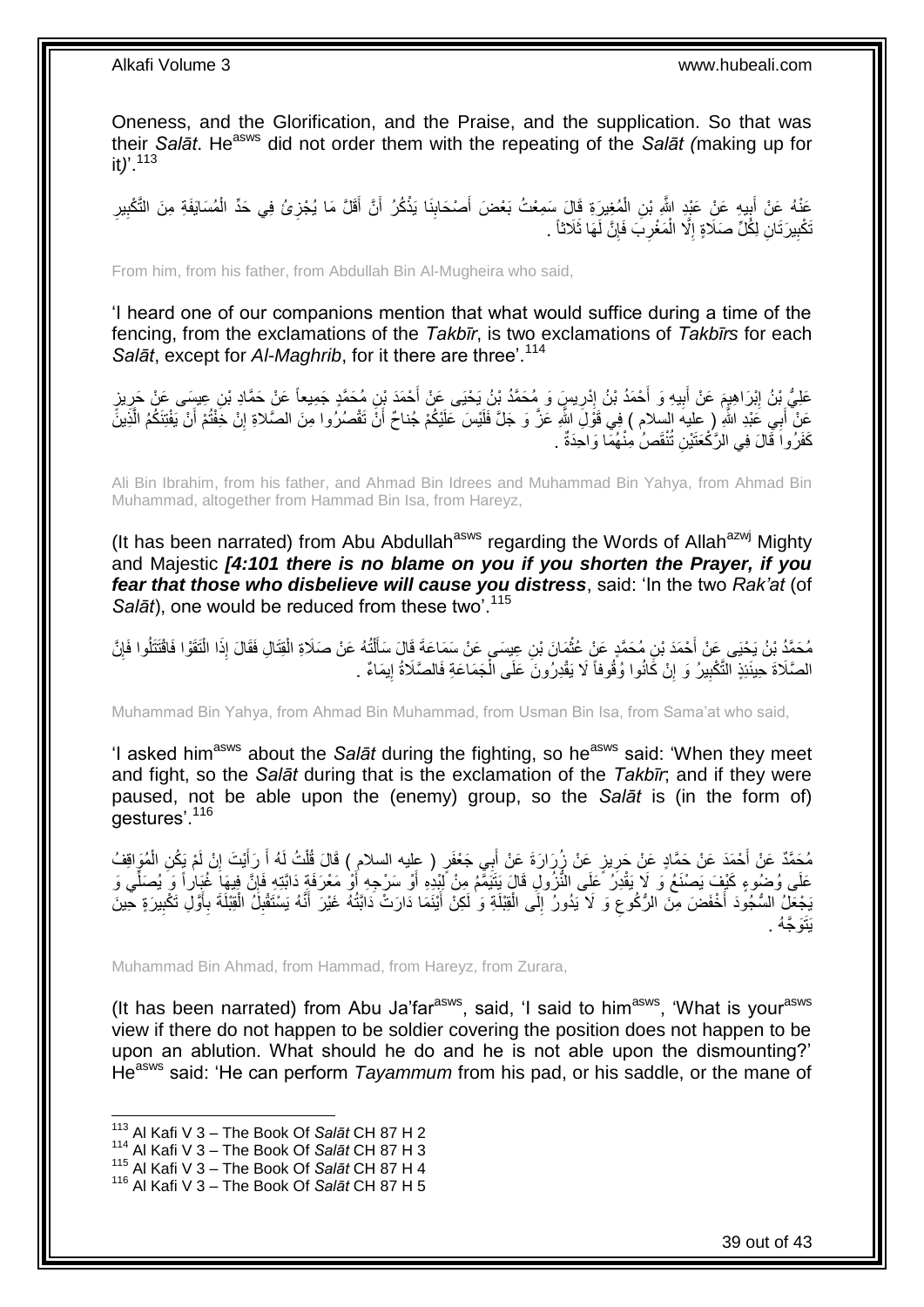Oneness, and the Glorification, and the Praise, and the supplication. So that was their *Salāt*. He[asws] did not order them with the repeating of the *Salāt (*making up for it*)*'.[113]

عَنْهُ عَنْ أَبِيهِ عَنْ عَبْدِ اللَّهِ بْنِ الْمُغِيرَةِ قَالَ سَمِعْتُ بَعْضَ أَصْحَابِنَا يَذْكُرُ أَنَّ أَقَلَّ مَا يُجْزِئُ فِي حَدِّ الْمُسَايَفَةِ مِنَ التَّكْبِيرِ تَكْبِيرَتَانِ لِكُلِّ صَلَاةٍ إِلَّا الْمَغْرِبَ فَإِنَّ لَهَا ثَلَاثاً .

From him, from his father, from Abdullah Bin Al-Mugheira who said,

'I heard one of our companions mention that what would suffice during a time of the fencing, from the exclamations of the *Takbīr*, is two exclamations of *Takbīrs* for each *Salāt*, except for *Al-Maghrib*, for it there are three'.[114]

عَلِيُّ بْنُ إِبْرَاهِيمَ عَنْ أَبِيهِ وَ أَحْمَدُ بْنُ إِدْرِيسَ وَ مُحَمَّدُ بْنُ يَحْيَى عَنْ أَحْمَدَ بْنِ مُحَمَّدٍ جَمِيعاً عَنْ حَمَّادِ بْنِ عِيسَى عَنْ حَرِيزٍ عَنْ أَبِي عَبْدِ اللَّهِ ( عليه السلام ) فِي قَوْلِ اللَّهِ عَزَّ وَ جَلَّ فَلَيْسَ عَلَيْكُمْ جُناحٌ أَنْ تَقْصُرُوا مِنَ الصَّلاةِ إِنْ خِفْتُمْ أَنْ يَفْتِنَكُمُ الَّذِينَ كَفَرُوا قَالَ فِي الرَّكْعَتَيْنِ تُنْقَصُ مِنْهُمَا وَاحِدَةٌ .

Ali Bin Ibrahim, from his father, and Ahmad Bin Idrees and Muhammad Bin Yahya, from Ahmad Bin Muhammad, altogether from Hammad Bin Isa, from Hareyz,

(It has been narrated) from Abu Abdullah[asws] regarding the Words of Allah[azwj] Mighty and Majestic *[4:101 there is no blame on you if you shorten the Prayer, if you fear that those who disbelieve will cause you distress*, said: 'In the two *Rak'at* (of *Salāt*), one would be reduced from these two'.[115]

مُحَمَّدُ بْنُ يَحْيَى عَنْ أَحْمَدَ بْنِ مُحَمَّدٍ عَنْ عُثْمَانَ بْنِ عِيسَى عَنْ سَمَاعَةَ قَالَ سَأَلْتُهُ عَنْ صَلَاةِ الْقِتَالِ فَقَالَ إِذَا الْتَقَوْا فَاقْتَتَلُوا فَإِنَّ الصَّلَاةَ حِينَئِذٍ التَّكْبِيرُ وَ إِنْ كَانُوا وُقُوفاً لَا يَقْدِرُونَ عَلَى الْجَمَاعَةِ فَالصَّلَاةُ إِيمَاءٌ .

Muhammad Bin Yahya, from Ahmad Bin Muhammad, from Usman Bin Isa, from Sama'at who said,

'I asked him[asws] about the *Salāt* during the fighting, so he[asws] said: 'When they meet and fight, so the *Salāt* during that is the exclamation of the *Takbīr*; and if they were paused, not be able upon the (enemy) group, so the *Salāt* is (in the form of) gestures'.[116]

مُحَمَّدٌ عَنْ أَحْمَدَ عَنْ حَمَّادٍ عَنْ حَرِيزٍ عَنْ زُرَارَةَ عَنْ أَبِي جَعْفَرٍ ( عليه السلام ) قَالَ قُلْتُ لَهُ أَ رَأَيْتَ إِنْ لَمْ يَكُنِ الْمُوَاقِفُ عَلَى وُضُوءٍ كَيْفَ يَصْنَعُ وَ لَا يَقْدِرُ عَلَى النُّزُولِ قَالَ يَتَيَمَّمُ مِنْ لِبْدِهِ أَوْ سَرْجِهِ أَوْ مَعْرَفَةِ دَابَّتِهِ فَإِنَّ فِيهَا غُبَاراً وَ يُصَلِّي وَ يَجْعَلُ السُّجُودَ أَخْفَضَ مِنَ الرُّكُوعِ وَ لَا يَدُورُ إِلَى الْقِبْلَةِ وَ لَكِنْ أَيْنَمَا دَارَتْ دَابَّتُهُ غَيْرَ أَنَّهُ يَسْتَقْبِلُ الْقِبْلَةَ بِأَوَّلِ تَكْبِيرَةٍ حِينَ يَتَوَجَّهُ .

Muhammad Bin Ahmad, from Hammad, from Hareyz, from Zurara,

(It has been narrated) from Abu Ja'far[asws], said, 'I said to him[asws], 'What is your[asws] view if there do not happen to be soldier covering the position does not happen to be upon an ablution. What should he do and he is not able upon the dismounting?' He[asws] said: 'He can perform *Tayammum* from his pad, or his saddle, or the mane of

[113] Al Kafi V 3 – The Book Of *Salāt* CH 87 H 2
[114] Al Kafi V 3 – The Book Of *Salāt* CH 87 H 3
[115] Al Kafi V 3 – The Book Of *Salāt* CH 87 H 4
[116] Al Kafi V 3 – The Book Of *Salāt* CH 87 H 5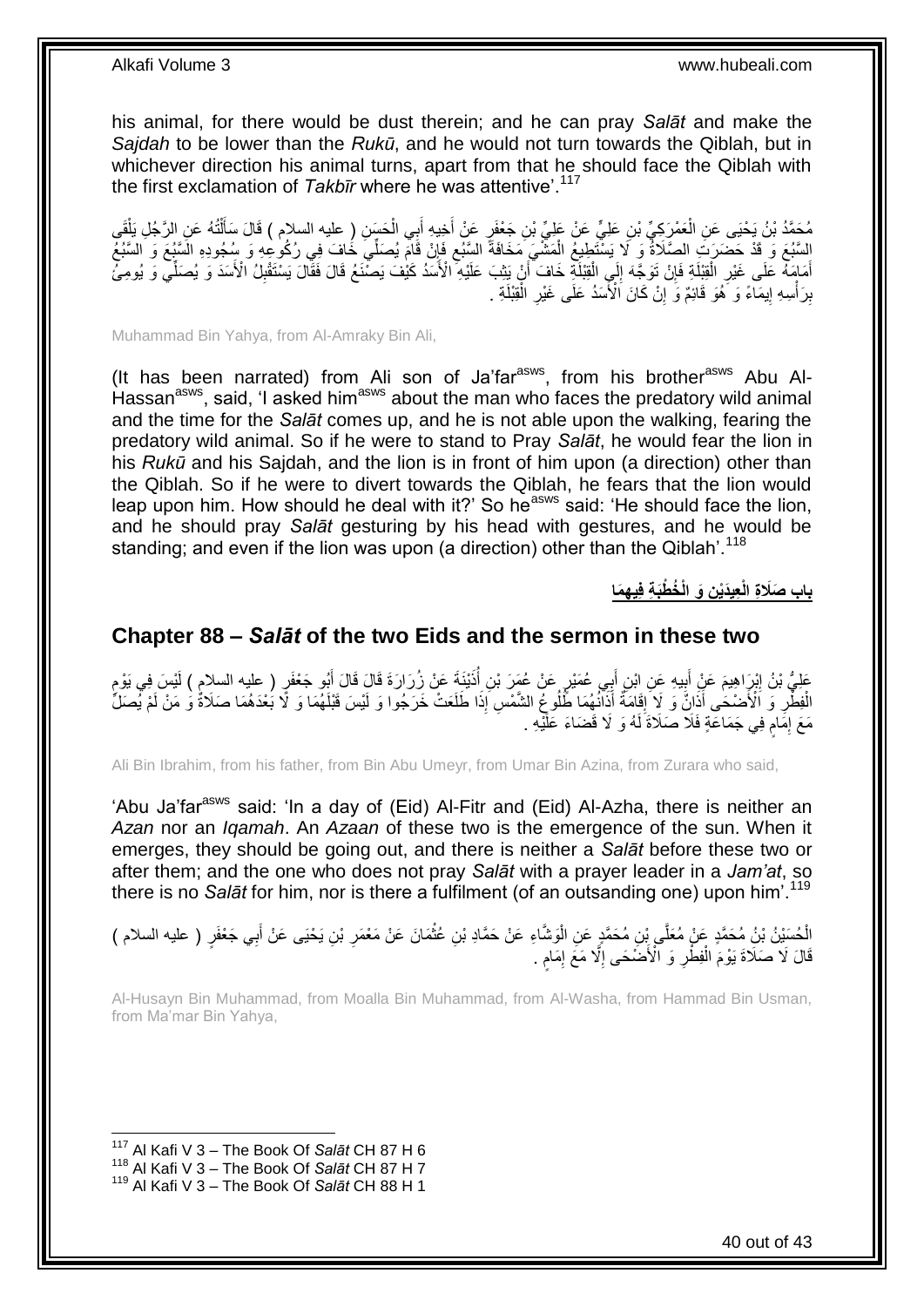his animal, for there would be dust therein; and he can pray *Salāt* and make the *Sajdah* to be lower than the *Rukū*, and he would not turn towards the Qiblah, but in whichever direction his animal turns, apart from that he should face the Qiblah with the first exclamation of *Takbīr* where he was attentive'.[117]

مُحَمَّدُ بْنُ يَحْيَى عَنِ الْعَمْرَكِيِّ بْنِ عَلِيٍّ عَنْ عَلِيِّ بْنِ جَعْفَرٍ عَنْ أَخِيهِ أَبِي الْحَسَنِ ( عليه السلام ) قَالَ سَأَلْتُهُ عَنِ الرَّجُلِ يَلْقَى السَّبُعَ وَ قَدْ حَضَرَتِ الصَّلَاةُ وَ لَا يَسْتَطِيعُ الْمَشْيَ مَخَافَةَ السَّبُعِ فَإِنْ قَامَ يُصَلِّي خَافَ فِي رُكُوعِهِ وَ سُجُودِهِ السَّبُعَ وَ السَّبُعُ أَمَامَهُ عَلَى غَيْرِ الْقِبْلَةِ فَإِنْ تَوَجَّهَ إِلَى الْقِبْلَةِ خَافَ أَنْ يَثِبَ عَلَيْهِ الْأَسَدُ كَيْفَ يَصْنَعُ قَالَ فَقَالَ يَسْتَقْبِلُ الْأَسَدَ وَ يُصَلِّي وَ يُومِئُ بِرَأْسِهِ إِيمَاءً وَ هُوَ قَائِمٌ وَ إِنْ كَانَ الْأَسَدُ عَلَى غَيْرِ الْقِبْلَةِ .

Muhammad Bin Yahya, from Al-Amraky Bin Ali,

(It has been narrated) from Ali son of Ja'far[asws], from his brother[asws] Abu Al-Hassan[asws], said, 'I asked him[asws] about the man who faces the predatory wild animal and the time for the *Salāt* comes up, and he is not able upon the walking, fearing the predatory wild animal. So if he were to stand to Pray *Salāt*, he would fear the lion in his *Rukū* and his Sajdah, and the lion is in front of him upon (a direction) other than the Qiblah. So if he were to divert towards the Qiblah, he fears that the lion would leap upon him. How should he deal with it?' So he[asws] said: 'He should face the lion, and he should pray *Salāt* gesturing by his head with gestures, and he would be standing; and even if the lion was upon (a direction) other than the Qiblah'.[118]

## باب صَلَاةِ الْعِيدَيْنِ وَ الْخُطْبَةِ فِيهِمَا

## Chapter 88 – *Salāt* of the two Eids and the sermon in these two

عَلِيُّ بْنُ إِبْرَاهِيمَ عَنْ أَبِيهِ عَنِ ابْنِ أَبِي عُمَيْرٍ عَنْ عُمَرَ بْنِ أُذَيْنَةَ عَنْ زُرَارَةَ قَالَ قَالَ أَبُو جَعْفَرٍ ( عليه السلام ) لَيْسَ فِي يَوْمِ الْفِطْرِ وَ الْأَضْحَى أَذَانٌ وَ لَا إِقَامَةٌ أَذَانُهُمَا طُلُوعُ الشَّمْسِ إِذَا طَلَعَتْ خَرَجُوا وَ لَيْسَ قَبْلَهُمَا وَ لَا بَعْدَهُمَا صَلَاةٌ وَ مَنْ لَمْ يُصَلِّ مَعَ إِمَامٍ فِي جَمَاعَةٍ فَلَا صَلَاةَ لَهُ وَ لَا قَضَاءَ عَلَيْهِ .

Ali Bin Ibrahim, from his father, from Bin Abu Umeyr, from Umar Bin Azina, from Zurara who said,

'Abu Ja'far[asws] said: 'In a day of (Eid) Al-Fitr and (Eid) Al-Azha, there is neither an *Azan* nor an *Iqamah*. An *Azaan* of these two is the emergence of the sun. When it emerges, they should be going out, and there is neither a *Salāt* before these two or after them; and the one who does not pray *Salāt* with a prayer leader in a *Jam'at*, so there is no *Salāt* for him, nor is there a fulfilment (of an outsanding one) upon him'.[119]

الْحُسَيْنُ بْنُ مُحَمَّدٍ عَنْ مُعَلَّى بْنِ مُحَمَّدٍ عَنِ الْوَشَّاءِ عَنْ حَمَّادِ بْنِ عُثْمَانَ عَنْ مَعْمَرِ بْنِ يَحْيَى عَنْ أَبِي جَعْفَرٍ ( عليه السلام ) قَالَ لَا صَلَاةَ يَوْمَ الْفِطْرِ وَ الْأَضْحَى إِلَّا مَعَ إِمَامٍ .

Al-Husayn Bin Muhammad, from Moalla Bin Muhammad, from Al-Washa, from Hammad Bin Usman, from Ma'mar Bin Yahya,

[117] Al Kafi V 3 – The Book Of *Salāt* CH 87 H 6
[118] Al Kafi V 3 – The Book Of *Salāt* CH 87 H 7
[119] Al Kafi V 3 – The Book Of *Salāt* CH 88 H 1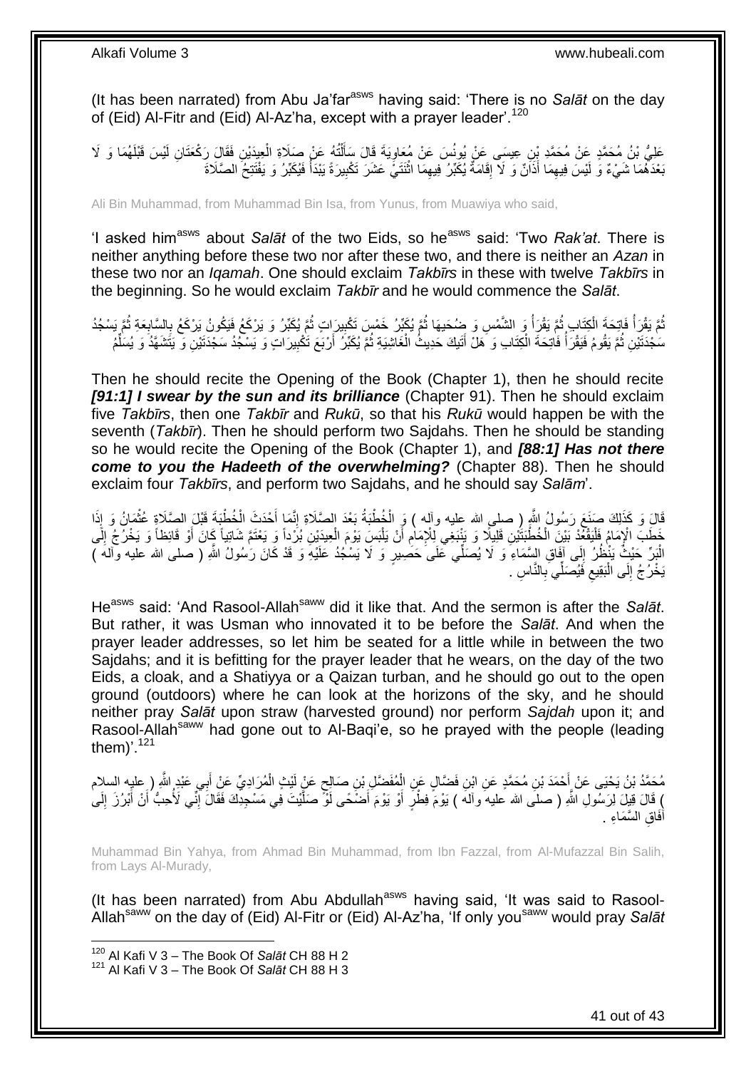(It has been narrated) from Abu Ja'far[asws] having said: 'There is no *Salāt* on the day of (Eid) Al-Fitr and (Eid) Al-Az'ha, except with a prayer leader'.[120]

عَلِيُّ بْنُ مُحَمَّدٍ عَنْ مُحَمَّدِ بْنِ عِيسَى عَنْ يُونُسَ عَنْ مُعَاوِيَةَ قَالَ سَأَلْتُهُ عَنْ صَلَاةِ الْعِيدَيْنِ فَقَالَ رَكْعَتَانِ لَيْسَ قَبْلَهُمَا وَ لَا بَعْدَهُمَا شَيْ‏ءٌ وَ لَيْسَ فِيهِمَا أَذَانٌ وَ لَا إِقَامَةٌ يُكَبِّرُ فِيهِمَا اثْنَتَيْ عَشَرَ تَكْبِيرَةً يَبْدَأُ فَيُكَبِّرُ وَ يَفْتَتِحُ الصَّلَاةَ

Ali Bin Muhammad, from Muhammad Bin Isa, from Yunus, from Muawiya who said,

'I asked him[asws] about *Salāt* of the two Eids, so he[asws] said: 'Two *Rak'at*. There is neither anything before these two nor after these two, and there is neither an *Azan* in these two nor an *Iqamah*. One should exclaim *Takbīrs* in these with twelve *Takbīrs* in the beginning. So he would exclaim *Takbīr* and he would commence the *Salāt*.

ثُمَّ يَقْرَأُ فَاتِحَةَ الْكِتَابِ ثُمَّ يَقْرَأُ وَ الشَّمْسِ وَ ضُحاها ثُمَّ يُكَبِّرُ خَمْسَ تَكْبِيرَاتٍ ثُمَّ يُكَبِّرُ وَ يَرْكَعُ فَيَكُونُ يَرْكَعُ بِالسَّابِعَةِ ثُمَّ يَسْجُدُ سَجْدَتَيْنِ ثُمَّ يَقُومُ فَيَقْرَأُ فَاتِحَةَ الْكِتَابِ وَ هَلْ أَتاكَ حَدِيثُ الْغاشِيَةِ ثُمَّ يُكَبِّرُ أَرْبَعَ تَكْبِيرَاتٍ وَ يَسْجُدُ سَجْدَتَيْنِ وَ يَتَشَهَّدُ وَ يُسَلِّمُ

Then he should recite the Opening of the Book (Chapter 1), then he should recite ***[91:1] I swear by the sun and its brilliance*** (Chapter 91). Then he should exclaim five *Takbīrs*, then one *Takbīr* and *Rukū*, so that his *Rukū* would happen be with the seventh (*Takbīr*). Then he should perform two Sajdahs. Then he should be standing so he would recite the Opening of the Book (Chapter 1), and ***[88:1] Has not there come to you the Hadeeth of the overwhelming?*** (Chapter 88). Then he should exclaim four *Takbīrs*, and perform two Sajdahs, and he should say *Salām*'.

قَالَ وَ كَذَلِكَ صَنَعَ رَسُولُ اللَّهِ ( صلى الله عليه وآله ) وَ الْخُطْبَةُ بَعْدَ الصَّلَاةِ إِنَّمَا أَحْدَثَ الْخُطْبَةَ قَبْلَ الصَّلَاةِ عُثْمَانُ وَ إِذَا خَطَبَ الْإِمَامُ فَلْيَقْعُدْ بَيْنَ الْخُطْبَتَيْنِ قَلِيلًا وَ يَنْبَغِي لِلْإِمَامِ أَنْ يَلْبَسَ يَوْمَ الْعِيدَيْنِ بُرْداً وَ يَعْتَمَّ شَاتِياً كَانَ أَوْ قَائِظاً وَ يَخْرُجُ إِلَى الْبَرِّ حَيْثُ يَنْظُرُ إِلَى آفَاقِ السَّمَاءِ وَ لَا يُصَلِّي عَلَى حَصِيرٍ وَ لَا يَسْجُدُ عَلَيْهِ وَ قَدْ كَانَ رَسُولُ اللَّهِ ( صلى الله عليه وآله ) يَخْرُجُ إِلَى الْبَقِيعِ فَيُصَلِّي بِالنَّاسِ .

He[asws] said: 'And Rasool-Allah[saww] did it like that. And the sermon is after the *Salāt*. But rather, it was Usman who innovated it to be before the *Salāt*. And when the prayer leader addresses, so let him be seated for a little while in between the two Sajdahs; and it is befitting for the prayer leader that he wears, on the day of the two Eids, a cloak, and a Shatiyya or a Qaizan turban, and he should go out to the open ground (outdoors) where he can look at the horizons of the sky, and he should neither pray *Salāt* upon straw (harvested ground) nor perform *Sajdah* upon it; and Rasool-Allah[saww] had gone out to Al-Baqi'e, so he prayed with the people (leading them)'.[121]

مُحَمَّدُ بْنُ يَحْيَى عَنْ أَحْمَدَ بْنِ مُحَمَّدٍ عَنِ ابْنِ فَضَّالٍ عَنِ الْمُفَضَّلِ بْنِ صَالِحٍ عَنْ لَيْثٍ الْمُرَادِيِّ عَنْ أَبِي عَبْدِ اللَّهِ ( عليه السلام ) قَالَ قِيلَ لِرَسُولِ اللَّهِ ( صلى الله عليه وآله ) يَوْمَ فِطْرٍ أَوْ يَوْمَ أَضْحًى لَوْ صَلَّيْتَ فِي مَسْجِدِكَ فَقَالَ إِنِّي لَأُحِبُّ أَنْ أَبْرُزَ إِلَى آفَاقِ السَّمَاءِ .

Muhammad Bin Yahya, from Ahmad Bin Muhammad, from Ibn Fazzal, from Al-Mufazzal Bin Salih, from Lays Al-Murady,

(It has been narrated) from Abu Abdullah[asws] having said, 'It was said to Rasool-Allah[saww] on the day of (Eid) Al-Fitr or (Eid) Al-Az'ha, 'If only you[saww] would pray *Salāt*

[120] Al Kafi V 3 – The Book Of *Salāt* CH 88 H 2
[121] Al Kafi V 3 – The Book Of *Salāt* CH 88 H 3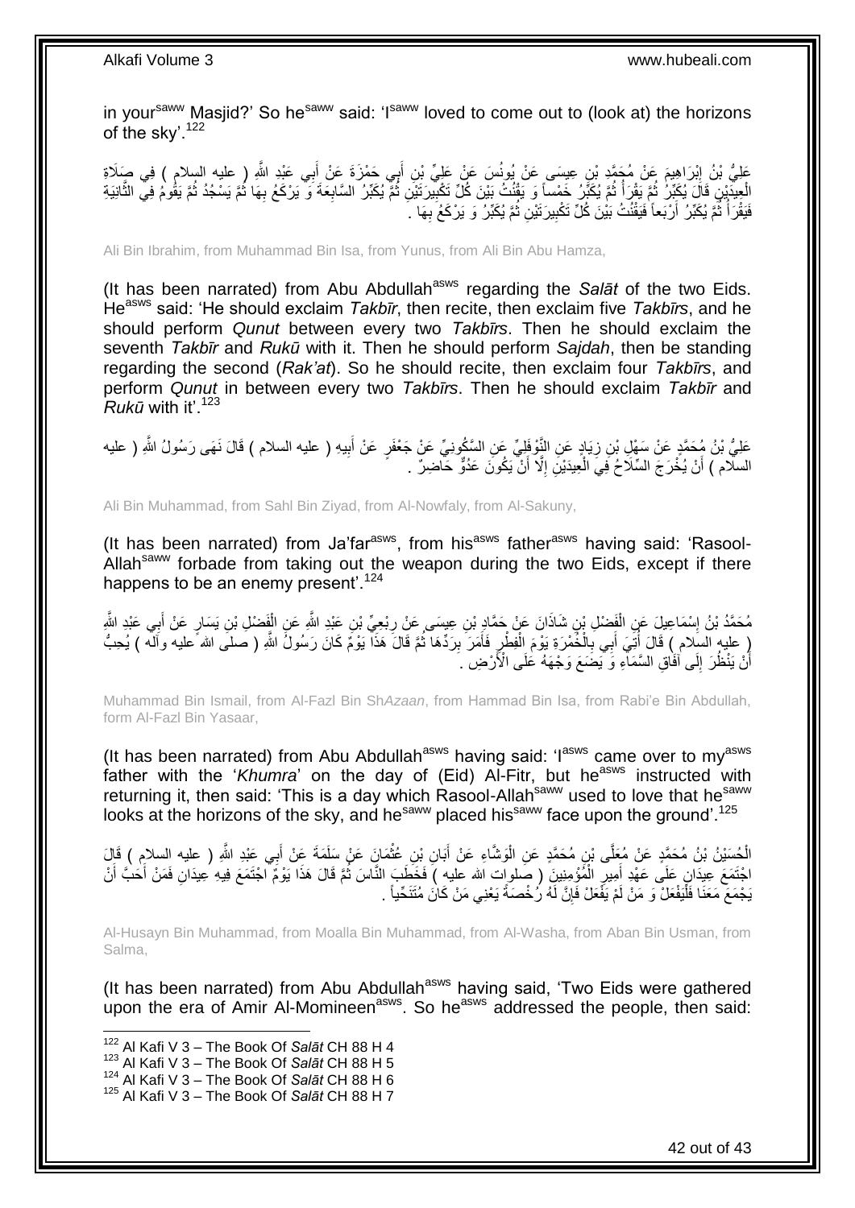in your[saww] Masjid?' So he[saww] said: 'I[saww] loved to come out to (look at) the horizons of the sky'.[122]

عَلِيُّ بْنُ إِبْرَاهِيمَ عَنْ مُحَمَّدِ بْنِ عِيسَى عَنْ يُونُسَ عَنْ عَلِيِّ بْنِ أَبِي حَمْزَةَ عَنْ أَبِي عَبْدِ اللَّهِ ( عليه السلام ) فِي صَلَاةِ الْعِيدَيْنِ قَالَ يُكَبِّرُ ثُمَّ يَقْرَأُ ثُمَّ يُكَبِّرُ خَمْساً وَ يَقْنُتُ بَيْنَ كُلِّ تَكْبِيرَتَيْنِ ثُمَّ يُكَبِّرُ السَّابِعَةَ وَ يَرْكَعُ بِهَا ثُمَّ يَسْجُدُ ثُمَّ يَقُومُ فِي الثَّانِيَةِ فَيَقْرَأُ ثُمَّ يُكَبِّرُ أَرْبَعاً فَيَقْنُتُ بَيْنَ كُلِّ تَكْبِيرَتَيْنِ ثُمَّ يُكَبِّرُ وَ يَرْكَعُ بِهَا .

Ali Bin Ibrahim, from Muhammad Bin Isa, from Yunus, from Ali Bin Abu Hamza,

(It has been narrated) from Abu Abdullah[asws] regarding the *Salāt* of the two Eids. He[asws] said: 'He should exclaim *Takbīr*, then recite, then exclaim five *Takbīrs*, and he should perform *Qunut* between every two *Takbīrs*. Then he should exclaim the seventh *Takbīr* and *Rukū* with it. Then he should perform *Sajdah*, then be standing regarding the second (*Rak'at*). So he should recite, then exclaim four *Takbīrs*, and perform *Qunut* in between every two *Takbīrs*. Then he should exclaim *Takbīr* and *Rukū* with it'.[123]

عَلِيُّ بْنُ مُحَمَّدٍ عَنْ سَهْلِ بْنِ زِيَادٍ عَنِ النَّوْفَلِيِّ عَنِ السَّكُونِيِّ عَنْ جَعْفَرٍ عَنْ أَبِيهِ ( عليه السلام ) قَالَ نَهَى رَسُولُ اللَّهِ ( عليه السلام ) أَنْ يُخْرَجَ السِّلَاحُ فِي الْعِيدَيْنِ إِلَّا أَنْ يَكُونَ عَدُوٌّ حَاضِرٌ .

Ali Bin Muhammad, from Sahl Bin Ziyad, from Al-Nowfaly, from Al-Sakuny,

(It has been narrated) from Ja'far[asws], from his[asws] father[asws] having said: 'Rasool-Allah[saww] forbade from taking out the weapon during the two Eids, except if there happens to be an enemy present'.[124]

مُحَمَّدُ بْنُ إِسْمَاعِيلَ عَنِ الْفَضْلِ بْنِ شَاذَانَ عَنْ حَمَّادِ بْنِ عِيسَى عَنْ رِبْعِيِّ بْنِ عَبْدِ اللَّهِ عَنِ الْفُضَيْلِ بْنِ يَسَارٍ عَنْ أَبِي عَبْدِ اللَّهِ ( عليه السلام ) قَالَ أُتِيَ أَبِي بِالْخُمْرَةِ يَوْمَ الْفِطْرِ فَأَمَرَ بِرَدِّهَا ثُمَّ قَالَ هَذَا يَوْمٌ كَانَ رَسُولُ اللَّهِ ( صلى الله عليه وآله ) يُحِبُّ أَنْ يَنْظُرَ إِلَى آفَاقِ السَّمَاءِ وَ يَضَعَ وَجْهَهُ عَلَى الْأَرْضِ .

Muhammad Bin Ismail, from Al-Fazl Bin Sh*Azaan*, from Hammad Bin Isa, from Rabi'e Bin Abdullah, form Al-Fazl Bin Yasaar,

(It has been narrated) from Abu Abdullah[asws] having said: 'I[asws] came over to my[asws] father with the '*Khumra*' on the day of (Eid) Al-Fitr, but he[asws] instructed with returning it, then said: 'This is a day which Rasool-Allah[saww] used to love that he[saww] looks at the horizons of the sky, and he[saww] placed his[saww] face upon the ground'.[125]

الْحُسَيْنُ بْنُ مُحَمَّدٍ عَنْ مُعَلَّى بْنِ مُحَمَّدٍ عَنِ الْوَشَّاءِ عَنْ أَبَانِ بْنِ عُثْمَانَ عَنْ سَلَمَةَ عَنْ أَبِي عَبْدِ اللَّهِ ( عليه السلام ) قَالَ اجْتَمَعَ عِيدَانِ عَلَى عَهْدِ أَمِيرِ الْمُؤْمِنِينَ ( صلوات الله عليه ) فَخَطَبَ النَّاسَ ثُمَّ قَالَ هَذَا يَوْمٌ اجْتَمَعَ فِيهِ عِيدَانِ فَمَنْ أَحَبَّ أَنْ يَجْمَعَ مَعَنَا فَلْيَفْعَلْ وَ مَنْ لَمْ يَفْعَلْ فَإِنَّ لَهُ رُخْصَةً يَعْنِي مَنْ كَانَ مُتَنَحِّياً .

Al-Husayn Bin Muhammad, from Moalla Bin Muhammad, from Al-Washa, from Aban Bin Usman, from Salma,

(It has been narrated) from Abu Abdullah[asws] having said, 'Two Eids were gathered upon the era of Amir Al-Momineen[asws]. So he[asws] addressed the people, then said:

[122] Al Kafi V 3 – The Book Of *Salāt* CH 88 H 4
[123] Al Kafi V 3 – The Book Of *Salāt* CH 88 H 5
[124] Al Kafi V 3 – The Book Of *Salāt* CH 88 H 6
[125] Al Kafi V 3 – The Book Of *Salāt* CH 88 H 7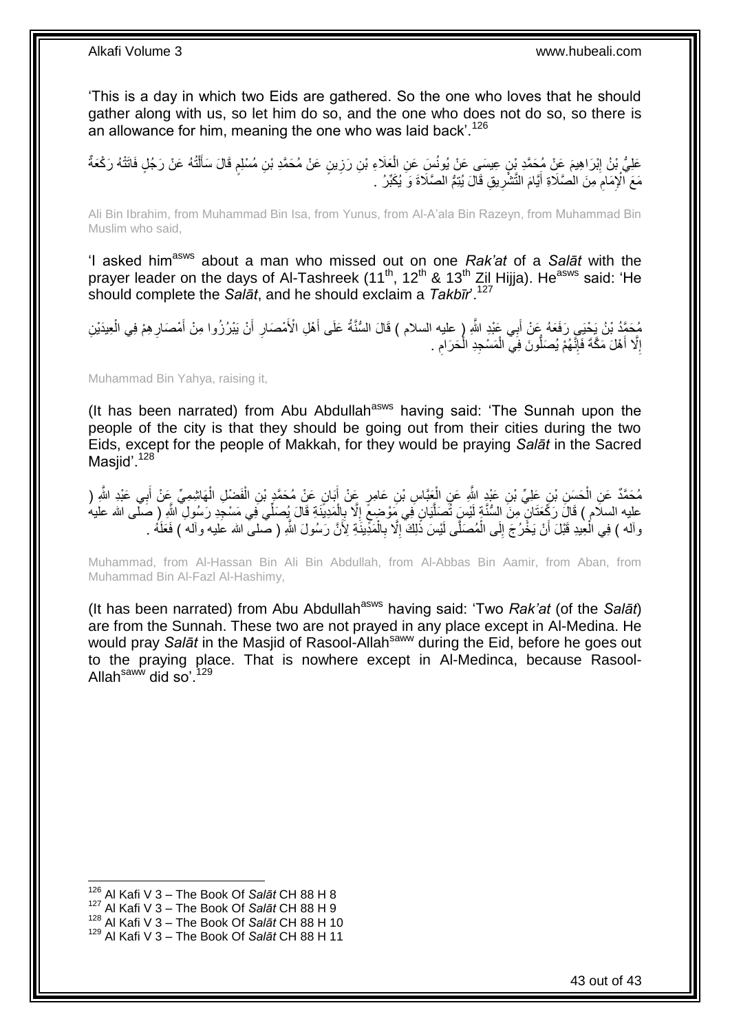'This is a day in which two Eids are gathered. So the one who loves that he should gather along with us, so let him do so, and the one who does not do so, so there is an allowance for him, meaning the one who was laid back'.[126]

عَلِيُّ بْنُ إِبْرَاهِيمَ عَنْ مُحَمَّدِ بْنِ عِيسَى عَنْ يُونُسَ عَنِ الْعَلَاءِ بْنِ رَزِينٍ عَنْ مُحَمَّدِ بْنِ مُسْلِمٍ قَالَ سَأَلْتُهُ عَنْ رَجُلٍ فَاتَتْهُ رَكْعَةٌ مَعَ الْإِمَامِ مِنَ الصَّلَاةِ أَيَّامَ التَّشْرِيقِ قَالَ يُتِمُّ الصَّلَاةَ وَ يُكَبِّرُ .

Ali Bin Ibrahim, from Muhammad Bin Isa, from Yunus, from Al-A'ala Bin Razeyn, from Muhammad Bin Muslim who said,

'I asked him[asws] about a man who missed out on one *Rak'at* of a *Salāt* with the prayer leader on the days of Al-Tashreek (11[th], 12[th] & 13[th] Zil Hijja). He[asws] said: 'He should complete the *Salāt*, and he should exclaim a *Takbīr*'.[127]

مُحَمَّدُ بْنُ يَحْيَى رَفَعَهُ عَنْ أَبِي عَبْدِ اللَّهِ ( عليه السلام ) قَالَ السُّنَّةُ عَلَى أَهْلِ الْأَمْصَارِ أَنْ يَبْرُزُوا مِنْ أَمْصَارِهِمْ فِي الْعِيدَيْنِ إِلَّا أَهْلَ مَكَّةَ فَإِنَّهُمْ يُصَلُّونَ فِي الْمَسْجِدِ الْحَرَامِ .

Muhammad Bin Yahya, raising it,

(It has been narrated) from Abu Abdullah[asws] having said: 'The Sunnah upon the people of the city is that they should be going out from their cities during the two Eids, except for the people of Makkah, for they would be praying *Salāt* in the Sacred Masjid'.[128]

مُحَمَّدٌ عَنِ الْحَسَنِ بْنِ عَلِيِّ بْنِ عَبْدِ اللَّهِ عَنِ الْعَبَّاسِ بْنِ عَامِرٍ عَنْ أَبَانٍ عَنْ مُحَمَّدِ بْنِ الْفَضْلِ الْهَاشِمِيِّ عَنْ أَبِي عَبْدِ اللَّهِ ( عليه السلام ) قَالَ رَكْعَتَانِ مِنَ السُّنَّةِ لَيْسَ تُصَلَّيَانِ فِي مَوْضِعٍ إِلَّا بِالْمَدِينَةِ قَالَ يُصَلِّي فِي مَسْجِدِ رَسُولِ اللَّهِ ( صلى الله عليه وآله ) فِي الْعِيدِ قَبْلَ أَنْ يَخْرُجَ إِلَى الْمُصَلَّى لَيْسَ ذَلِكَ إِلَّا بِالْمَدِينَةِ لِأَنَّ رَسُولَ اللَّهِ ( صلى الله عليه وآله ) فَعَلَهُ .

Muhammad, from Al-Hassan Bin Ali Bin Abdullah, from Al-Abbas Bin Aamir, from Aban, from Muhammad Bin Al-Fazl Al-Hashimy,

(It has been narrated) from Abu Abdullah[asws] having said: 'Two *Rak'at* (of the *Salāt*) are from the Sunnah. These two are not prayed in any place except in Al-Medina. He would pray *Salāt* in the Masjid of Rasool-Allah[saww] during the Eid, before he goes out to the praying place. That is nowhere except in Al-Medinca, because Rasool-Allah[saww] did so'.[129]

[126] Al Kafi V 3 – The Book Of *Salāt* CH 88 H 8
[127] Al Kafi V 3 – The Book Of *Salāt* CH 88 H 9
[128] Al Kafi V 3 – The Book Of *Salāt* CH 88 H 10
[129] Al Kafi V 3 – The Book Of *Salāt* CH 88 H 11